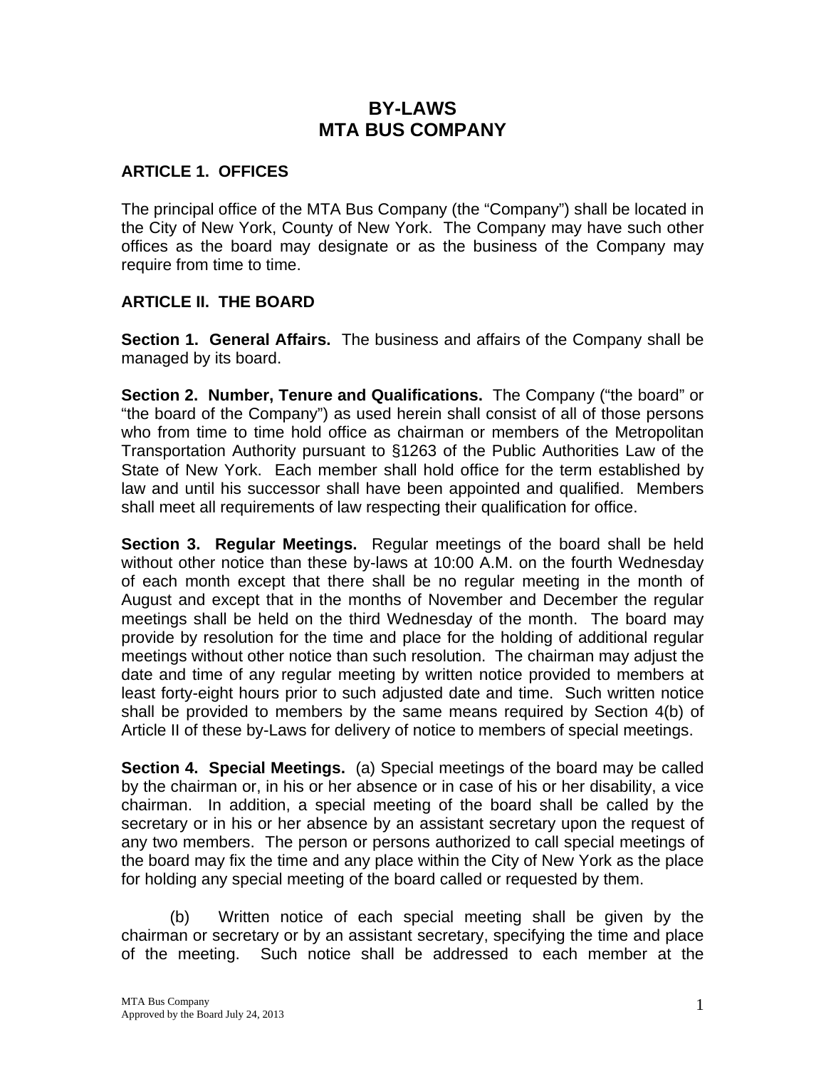# BY-LAWS
# MTA BUS COMPANY

## ARTICLE 1. OFFICES

The principal office of the MTA Bus Company (the "Company") shall be located in the City of New York, County of New York. The Company may have such other offices as the board may designate or as the business of the Company may require from time to time.

## ARTICLE II. THE BOARD

**Section 1. General Affairs.** The business and affairs of the Company shall be managed by its board.

**Section 2. Number, Tenure and Qualifications.** The Company ("the board" or "the board of the Company") as used herein shall consist of all of those persons who from time to time hold office as chairman or members of the Metropolitan Transportation Authority pursuant to §1263 of the Public Authorities Law of the State of New York. Each member shall hold office for the term established by law and until his successor shall have been appointed and qualified. Members shall meet all requirements of law respecting their qualification for office.

**Section 3. Regular Meetings.** Regular meetings of the board shall be held without other notice than these by-laws at 10:00 A.M. on the fourth Wednesday of each month except that there shall be no regular meeting in the month of August and except that in the months of November and December the regular meetings shall be held on the third Wednesday of the month. The board may provide by resolution for the time and place for the holding of additional regular meetings without other notice than such resolution. The chairman may adjust the date and time of any regular meeting by written notice provided to members at least forty-eight hours prior to such adjusted date and time. Such written notice shall be provided to members by the same means required by Section 4(b) of Article II of these by-Laws for delivery of notice to members of special meetings.

**Section 4. Special Meetings.** (a) Special meetings of the board may be called by the chairman or, in his or her absence or in case of his or her disability, a vice chairman. In addition, a special meeting of the board shall be called by the secretary or in his or her absence by an assistant secretary upon the request of any two members. The person or persons authorized to call special meetings of the board may fix the time and any place within the City of New York as the place for holding any special meeting of the board called or requested by them.

(b) Written notice of each special meeting shall be given by the chairman or secretary or by an assistant secretary, specifying the time and place of the meeting. Such notice shall be addressed to each member at the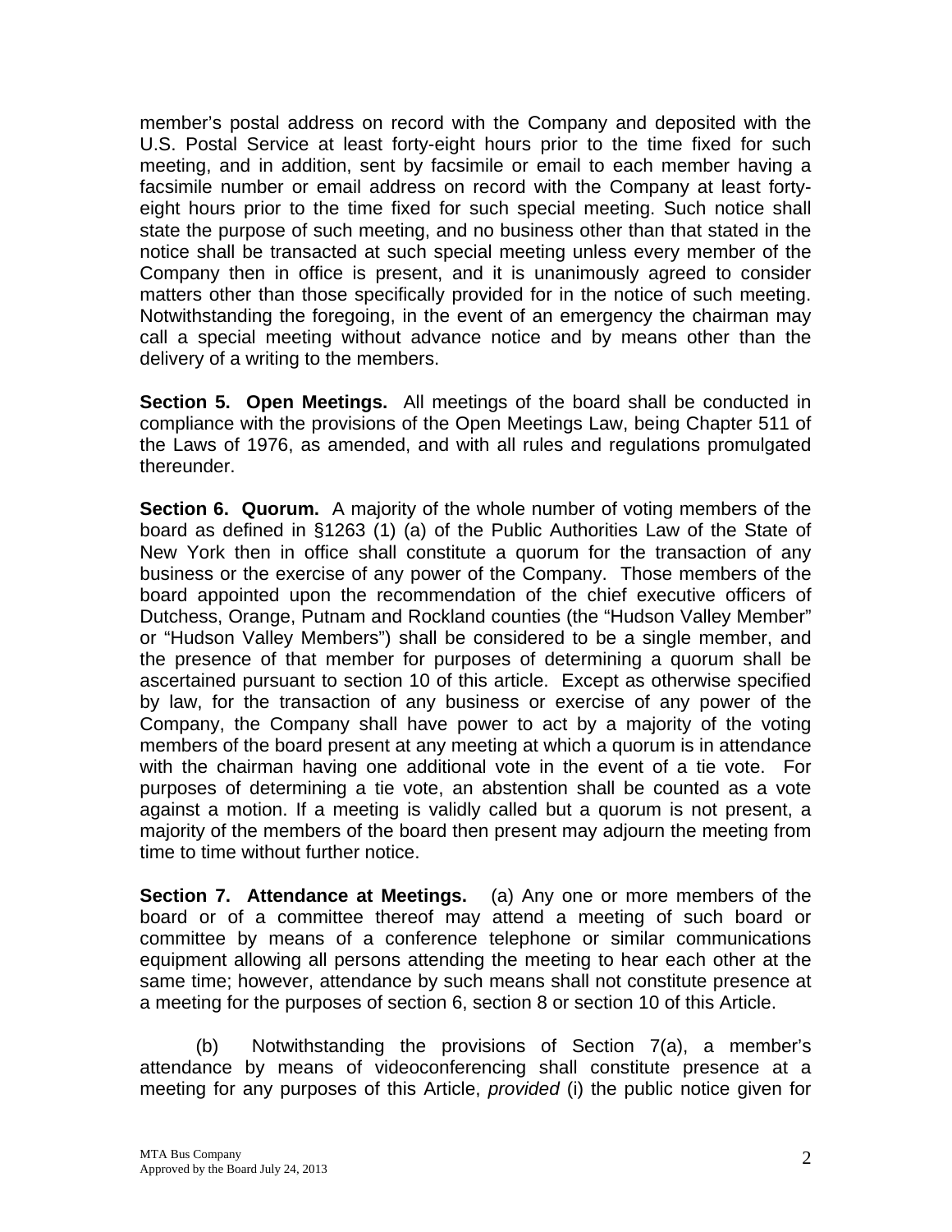member's postal address on record with the Company and deposited with the U.S. Postal Service at least forty-eight hours prior to the time fixed for such meeting, and in addition, sent by facsimile or email to each member having a facsimile number or email address on record with the Company at least forty-eight hours prior to the time fixed for such special meeting. Such notice shall state the purpose of such meeting, and no business other than that stated in the notice shall be transacted at such special meeting unless every member of the Company then in office is present, and it is unanimously agreed to consider matters other than those specifically provided for in the notice of such meeting. Notwithstanding the foregoing, in the event of an emergency the chairman may call a special meeting without advance notice and by means other than the delivery of a writing to the members.

**Section 5. Open Meetings.** All meetings of the board shall be conducted in compliance with the provisions of the Open Meetings Law, being Chapter 511 of the Laws of 1976, as amended, and with all rules and regulations promulgated thereunder.

**Section 6. Quorum.** A majority of the whole number of voting members of the board as defined in §1263 (1) (a) of the Public Authorities Law of the State of New York then in office shall constitute a quorum for the transaction of any business or the exercise of any power of the Company. Those members of the board appointed upon the recommendation of the chief executive officers of Dutchess, Orange, Putnam and Rockland counties (the "Hudson Valley Member" or "Hudson Valley Members") shall be considered to be a single member, and the presence of that member for purposes of determining a quorum shall be ascertained pursuant to section 10 of this article. Except as otherwise specified by law, for the transaction of any business or exercise of any power of the Company, the Company shall have power to act by a majority of the voting members of the board present at any meeting at which a quorum is in attendance with the chairman having one additional vote in the event of a tie vote. For purposes of determining a tie vote, an abstention shall be counted as a vote against a motion. If a meeting is validly called but a quorum is not present, a majority of the members of the board then present may adjourn the meeting from time to time without further notice.

**Section 7. Attendance at Meetings.** (a) Any one or more members of the board or of a committee thereof may attend a meeting of such board or committee by means of a conference telephone or similar communications equipment allowing all persons attending the meeting to hear each other at the same time; however, attendance by such means shall not constitute presence at a meeting for the purposes of section 6, section 8 or section 10 of this Article.

(b) Notwithstanding the provisions of Section 7(a), a member's attendance by means of videoconferencing shall constitute presence at a meeting for any purposes of this Article, *provided* (i) the public notice given for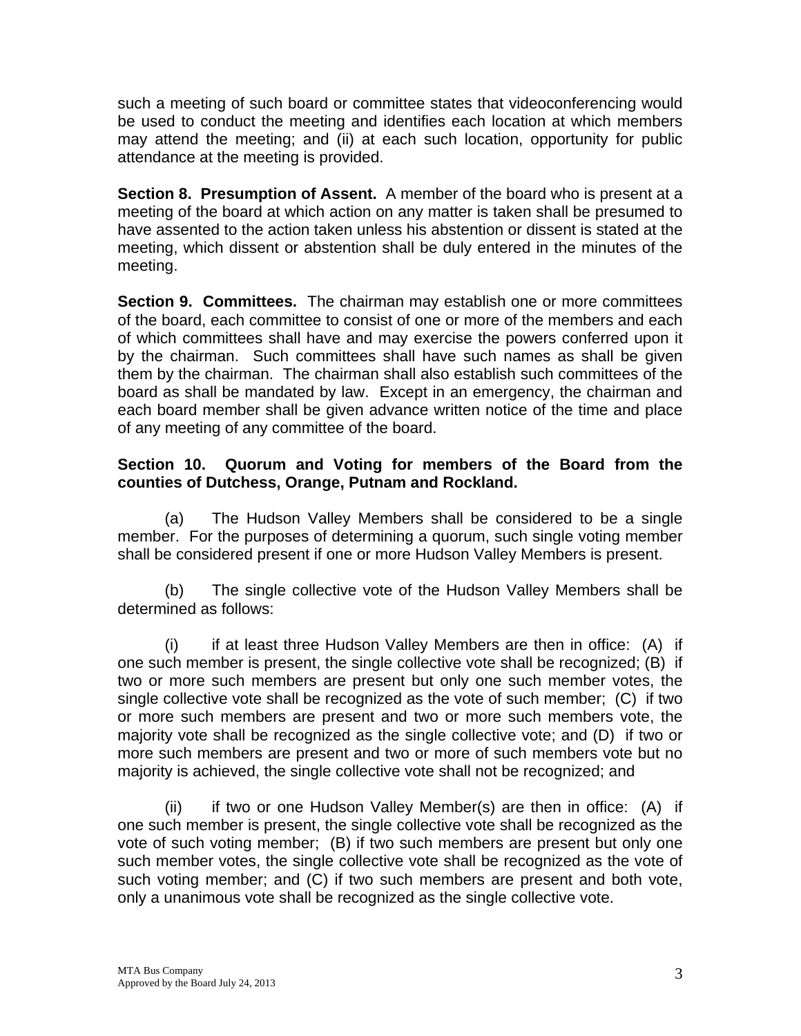such a meeting of such board or committee states that videoconferencing would be used to conduct the meeting and identifies each location at which members may attend the meeting; and (ii) at each such location, opportunity for public attendance at the meeting is provided.

**Section 8. Presumption of Assent.** A member of the board who is present at a meeting of the board at which action on any matter is taken shall be presumed to have assented to the action taken unless his abstention or dissent is stated at the meeting, which dissent or abstention shall be duly entered in the minutes of the meeting.

**Section 9. Committees.** The chairman may establish one or more committees of the board, each committee to consist of one or more of the members and each of which committees shall have and may exercise the powers conferred upon it by the chairman. Such committees shall have such names as shall be given them by the chairman. The chairman shall also establish such committees of the board as shall be mandated by law. Except in an emergency, the chairman and each board member shall be given advance written notice of the time and place of any meeting of any committee of the board.

**Section 10. Quorum and Voting for members of the Board from the counties of Dutchess, Orange, Putnam and Rockland.**

(a) The Hudson Valley Members shall be considered to be a single member. For the purposes of determining a quorum, such single voting member shall be considered present if one or more Hudson Valley Members is present.

(b) The single collective vote of the Hudson Valley Members shall be determined as follows:

(i) if at least three Hudson Valley Members are then in office: (A) if one such member is present, the single collective vote shall be recognized; (B) if two or more such members are present but only one such member votes, the single collective vote shall be recognized as the vote of such member; (C) if two or more such members are present and two or more such members vote, the majority vote shall be recognized as the single collective vote; and (D) if two or more such members are present and two or more of such members vote but no majority is achieved, the single collective vote shall not be recognized; and

(ii) if two or one Hudson Valley Member(s) are then in office: (A) if one such member is present, the single collective vote shall be recognized as the vote of such voting member; (B) if two such members are present but only one such member votes, the single collective vote shall be recognized as the vote of such voting member; and (C) if two such members are present and both vote, only a unanimous vote shall be recognized as the single collective vote.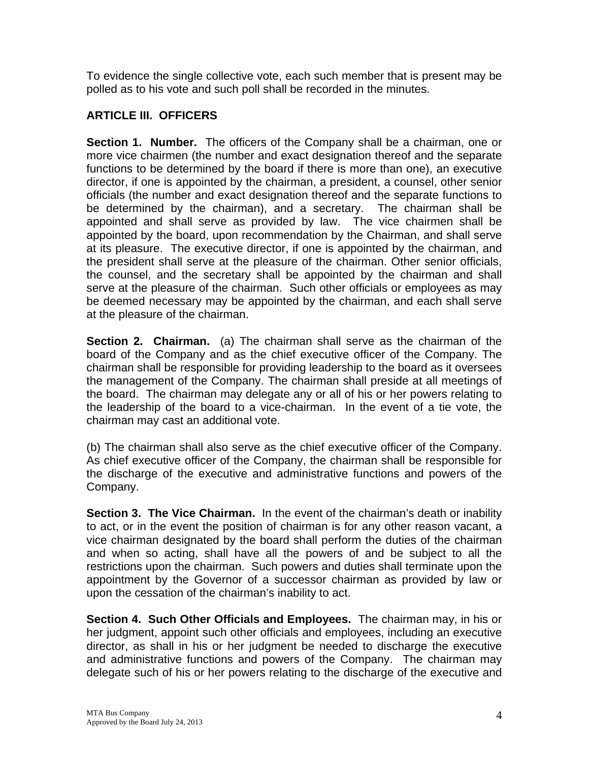To evidence the single collective vote, each such member that is present may be polled as to his vote and such poll shall be recorded in the minutes.

## ARTICLE III. OFFICERS

**Section 1. Number.** The officers of the Company shall be a chairman, one or more vice chairmen (the number and exact designation thereof and the separate functions to be determined by the board if there is more than one), an executive director, if one is appointed by the chairman, a president, a counsel, other senior officials (the number and exact designation thereof and the separate functions to be determined by the chairman), and a secretary. The chairman shall be appointed and shall serve as provided by law. The vice chairmen shall be appointed by the board, upon recommendation by the Chairman, and shall serve at its pleasure. The executive director, if one is appointed by the chairman, and the president shall serve at the pleasure of the chairman. Other senior officials, the counsel, and the secretary shall be appointed by the chairman and shall serve at the pleasure of the chairman. Such other officials or employees as may be deemed necessary may be appointed by the chairman, and each shall serve at the pleasure of the chairman.

**Section 2. Chairman.** (a) The chairman shall serve as the chairman of the board of the Company and as the chief executive officer of the Company. The chairman shall be responsible for providing leadership to the board as it oversees the management of the Company. The chairman shall preside at all meetings of the board. The chairman may delegate any or all of his or her powers relating to the leadership of the board to a vice-chairman. In the event of a tie vote, the chairman may cast an additional vote.

(b) The chairman shall also serve as the chief executive officer of the Company. As chief executive officer of the Company, the chairman shall be responsible for the discharge of the executive and administrative functions and powers of the Company.

**Section 3. The Vice Chairman.** In the event of the chairman's death or inability to act, or in the event the position of chairman is for any other reason vacant, a vice chairman designated by the board shall perform the duties of the chairman and when so acting, shall have all the powers of and be subject to all the restrictions upon the chairman. Such powers and duties shall terminate upon the appointment by the Governor of a successor chairman as provided by law or upon the cessation of the chairman's inability to act.

**Section 4. Such Other Officials and Employees.** The chairman may, in his or her judgment, appoint such other officials and employees, including an executive director, as shall in his or her judgment be needed to discharge the executive and administrative functions and powers of the Company. The chairman may delegate such of his or her powers relating to the discharge of the executive and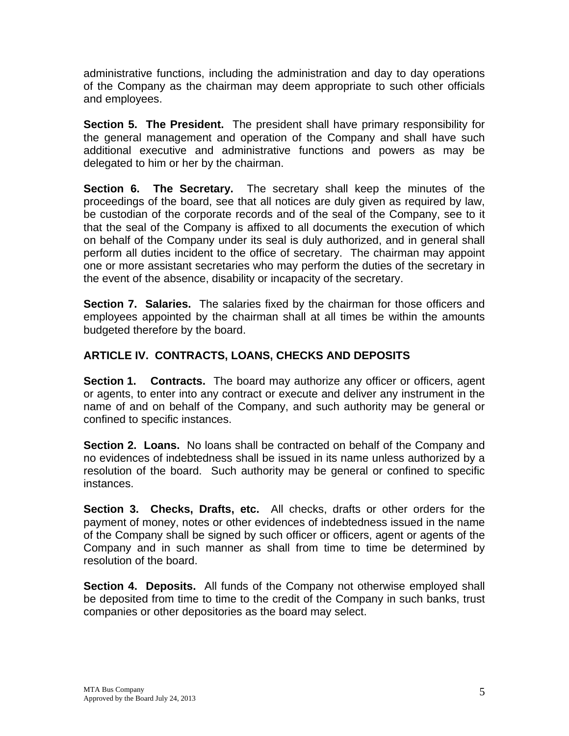administrative functions, including the administration and day to day operations of the Company as the chairman may deem appropriate to such other officials and employees.

**Section 5. The President.** The president shall have primary responsibility for the general management and operation of the Company and shall have such additional executive and administrative functions and powers as may be delegated to him or her by the chairman.

**Section 6. The Secretary.** The secretary shall keep the minutes of the proceedings of the board, see that all notices are duly given as required by law, be custodian of the corporate records and of the seal of the Company, see to it that the seal of the Company is affixed to all documents the execution of which on behalf of the Company under its seal is duly authorized, and in general shall perform all duties incident to the office of secretary. The chairman may appoint one or more assistant secretaries who may perform the duties of the secretary in the event of the absence, disability or incapacity of the secretary.

**Section 7. Salaries.** The salaries fixed by the chairman for those officers and employees appointed by the chairman shall at all times be within the amounts budgeted therefore by the board.

## ARTICLE IV. CONTRACTS, LOANS, CHECKS AND DEPOSITS

**Section 1. Contracts.** The board may authorize any officer or officers, agent or agents, to enter into any contract or execute and deliver any instrument in the name of and on behalf of the Company, and such authority may be general or confined to specific instances.

**Section 2. Loans.** No loans shall be contracted on behalf of the Company and no evidences of indebtedness shall be issued in its name unless authorized by a resolution of the board. Such authority may be general or confined to specific instances.

**Section 3. Checks, Drafts, etc.** All checks, drafts or other orders for the payment of money, notes or other evidences of indebtedness issued in the name of the Company shall be signed by such officer or officers, agent or agents of the Company and in such manner as shall from time to time be determined by resolution of the board.

**Section 4. Deposits.** All funds of the Company not otherwise employed shall be deposited from time to time to the credit of the Company in such banks, trust companies or other depositories as the board may select.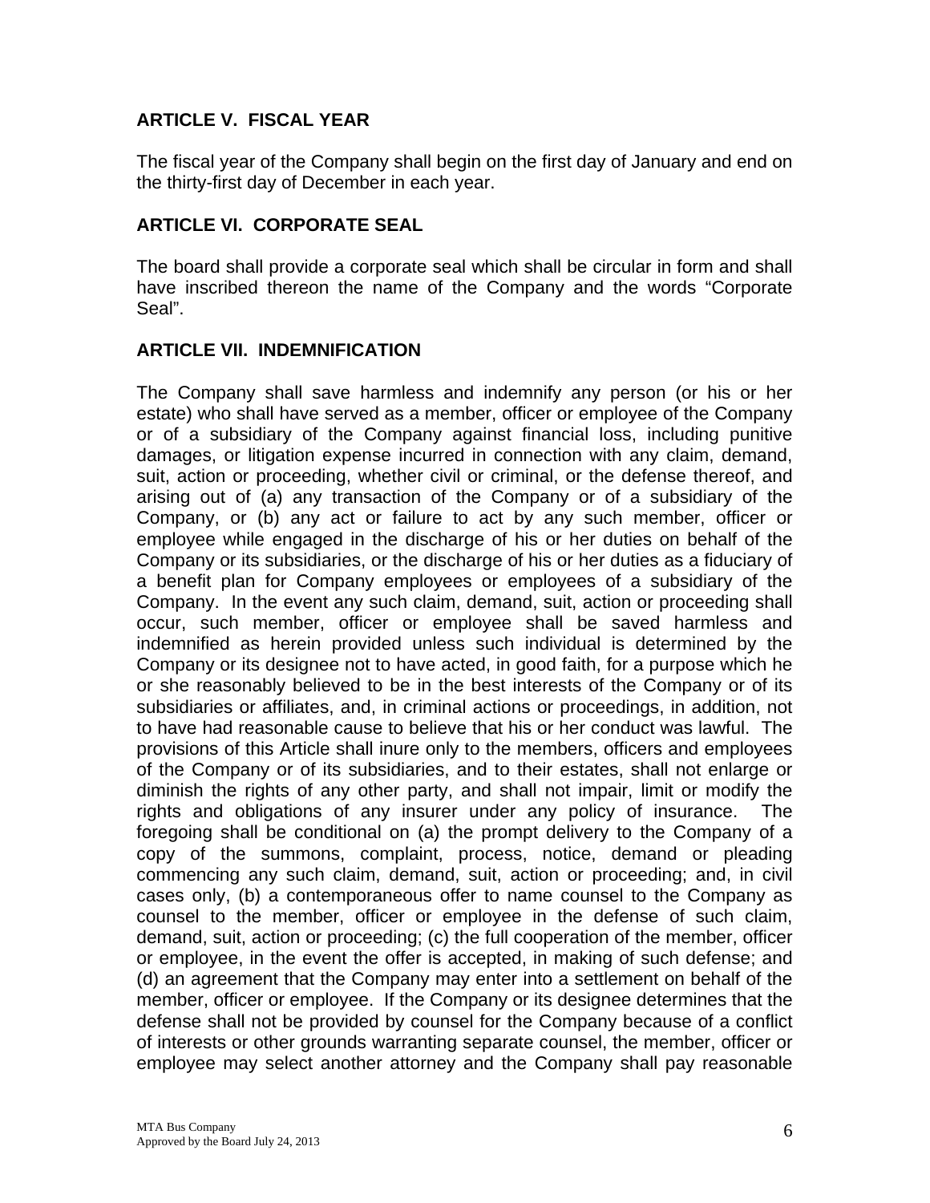## ARTICLE V. FISCAL YEAR

The fiscal year of the Company shall begin on the first day of January and end on the thirty-first day of December in each year.

## ARTICLE VI. CORPORATE SEAL

The board shall provide a corporate seal which shall be circular in form and shall have inscribed thereon the name of the Company and the words "Corporate Seal".

## ARTICLE VII. INDEMNIFICATION

The Company shall save harmless and indemnify any person (or his or her estate) who shall have served as a member, officer or employee of the Company or of a subsidiary of the Company against financial loss, including punitive damages, or litigation expense incurred in connection with any claim, demand, suit, action or proceeding, whether civil or criminal, or the defense thereof, and arising out of (a) any transaction of the Company or of a subsidiary of the Company, or (b) any act or failure to act by any such member, officer or employee while engaged in the discharge of his or her duties on behalf of the Company or its subsidiaries, or the discharge of his or her duties as a fiduciary of a benefit plan for Company employees or employees of a subsidiary of the Company. In the event any such claim, demand, suit, action or proceeding shall occur, such member, officer or employee shall be saved harmless and indemnified as herein provided unless such individual is determined by the Company or its designee not to have acted, in good faith, for a purpose which he or she reasonably believed to be in the best interests of the Company or of its subsidiaries or affiliates, and, in criminal actions or proceedings, in addition, not to have had reasonable cause to believe that his or her conduct was lawful. The provisions of this Article shall inure only to the members, officers and employees of the Company or of its subsidiaries, and to their estates, shall not enlarge or diminish the rights of any other party, and shall not impair, limit or modify the rights and obligations of any insurer under any policy of insurance. The foregoing shall be conditional on (a) the prompt delivery to the Company of a copy of the summons, complaint, process, notice, demand or pleading commencing any such claim, demand, suit, action or proceeding; and, in civil cases only, (b) a contemporaneous offer to name counsel to the Company as counsel to the member, officer or employee in the defense of such claim, demand, suit, action or proceeding; (c) the full cooperation of the member, officer or employee, in the event the offer is accepted, in making of such defense; and (d) an agreement that the Company may enter into a settlement on behalf of the member, officer or employee. If the Company or its designee determines that the defense shall not be provided by counsel for the Company because of a conflict of interests or other grounds warranting separate counsel, the member, officer or employee may select another attorney and the Company shall pay reasonable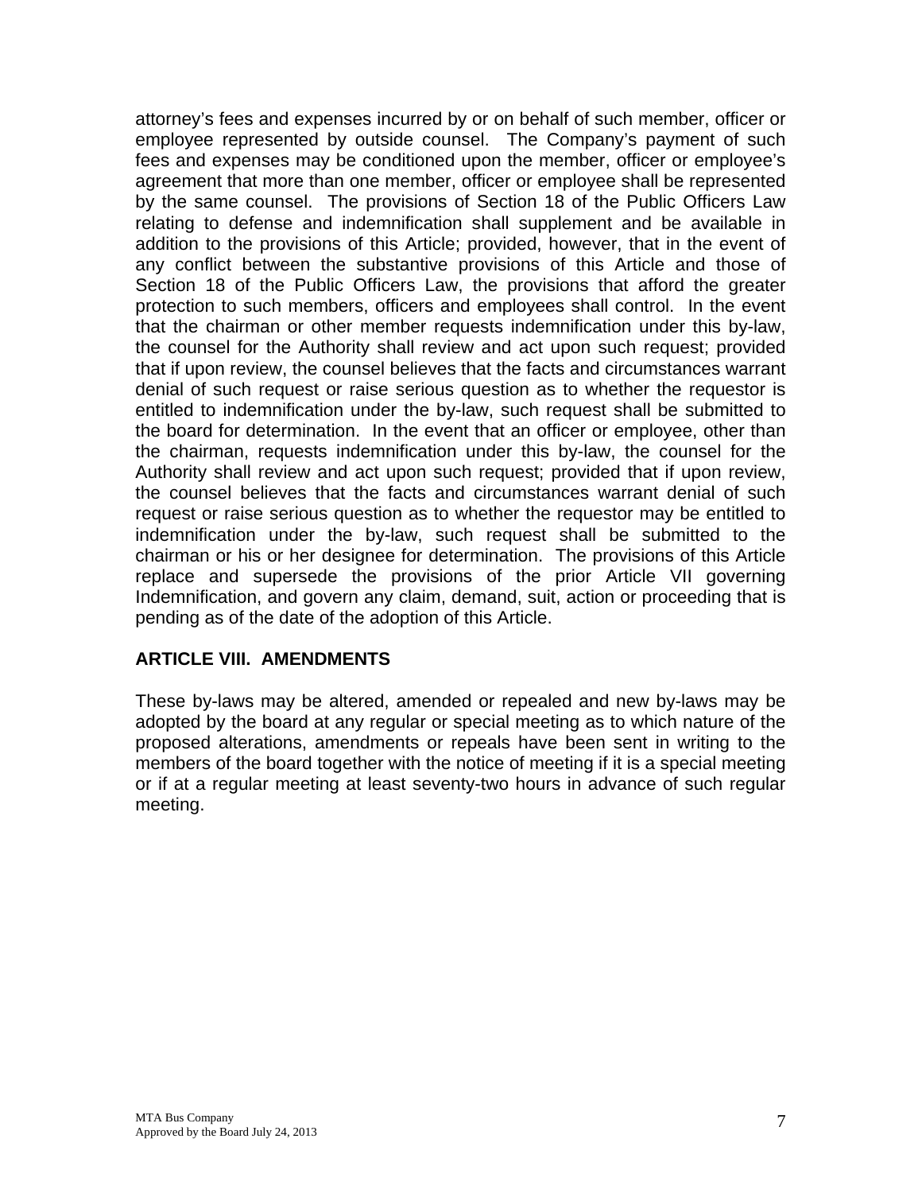attorney's fees and expenses incurred by or on behalf of such member, officer or employee represented by outside counsel. The Company's payment of such fees and expenses may be conditioned upon the member, officer or employee's agreement that more than one member, officer or employee shall be represented by the same counsel. The provisions of Section 18 of the Public Officers Law relating to defense and indemnification shall supplement and be available in addition to the provisions of this Article; provided, however, that in the event of any conflict between the substantive provisions of this Article and those of Section 18 of the Public Officers Law, the provisions that afford the greater protection to such members, officers and employees shall control. In the event that the chairman or other member requests indemnification under this by-law, the counsel for the Authority shall review and act upon such request; provided that if upon review, the counsel believes that the facts and circumstances warrant denial of such request or raise serious question as to whether the requestor is entitled to indemnification under the by-law, such request shall be submitted to the board for determination. In the event that an officer or employee, other than the chairman, requests indemnification under this by-law, the counsel for the Authority shall review and act upon such request; provided that if upon review, the counsel believes that the facts and circumstances warrant denial of such request or raise serious question as to whether the requestor may be entitled to indemnification under the by-law, such request shall be submitted to the chairman or his or her designee for determination. The provisions of this Article replace and supersede the provisions of the prior Article VII governing Indemnification, and govern any claim, demand, suit, action or proceeding that is pending as of the date of the adoption of this Article.

## ARTICLE VIII. AMENDMENTS

These by-laws may be altered, amended or repealed and new by-laws may be adopted by the board at any regular or special meeting as to which nature of the proposed alterations, amendments or repeals have been sent in writing to the members of the board together with the notice of meeting if it is a special meeting or if at a regular meeting at least seventy-two hours in advance of such regular meeting.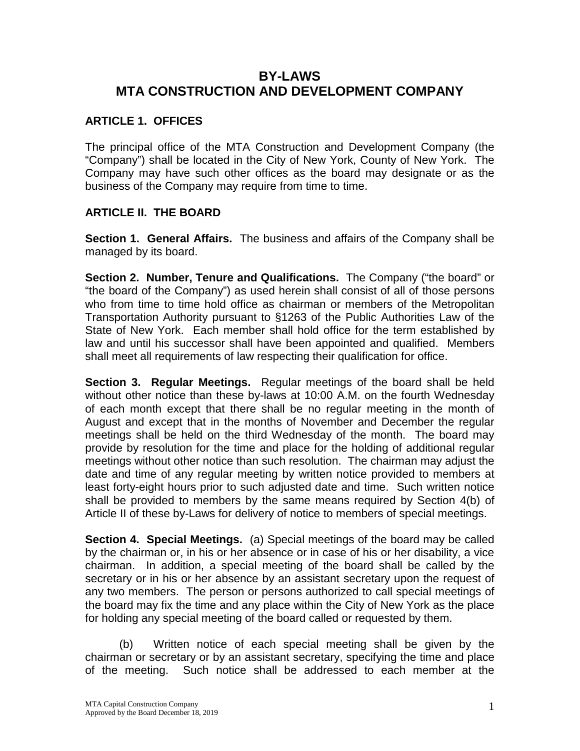# BY-LAWS
# MTA CONSTRUCTION AND DEVELOPMENT COMPANY

## ARTICLE 1. OFFICES

The principal office of the MTA Construction and Development Company (the "Company") shall be located in the City of New York, County of New York. The Company may have such other offices as the board may designate or as the business of the Company may require from time to time.

## ARTICLE II. THE BOARD

**Section 1. General Affairs.** The business and affairs of the Company shall be managed by its board.

**Section 2. Number, Tenure and Qualifications.** The Company ("the board" or "the board of the Company") as used herein shall consist of all of those persons who from time to time hold office as chairman or members of the Metropolitan Transportation Authority pursuant to §1263 of the Public Authorities Law of the State of New York. Each member shall hold office for the term established by law and until his successor shall have been appointed and qualified. Members shall meet all requirements of law respecting their qualification for office.

**Section 3. Regular Meetings.** Regular meetings of the board shall be held without other notice than these by-laws at 10:00 A.M. on the fourth Wednesday of each month except that there shall be no regular meeting in the month of August and except that in the months of November and December the regular meetings shall be held on the third Wednesday of the month. The board may provide by resolution for the time and place for the holding of additional regular meetings without other notice than such resolution. The chairman may adjust the date and time of any regular meeting by written notice provided to members at least forty-eight hours prior to such adjusted date and time. Such written notice shall be provided to members by the same means required by Section 4(b) of Article II of these by-Laws for delivery of notice to members of special meetings.

**Section 4. Special Meetings.** (a) Special meetings of the board may be called by the chairman or, in his or her absence or in case of his or her disability, a vice chairman. In addition, a special meeting of the board shall be called by the secretary or in his or her absence by an assistant secretary upon the request of any two members. The person or persons authorized to call special meetings of the board may fix the time and any place within the City of New York as the place for holding any special meeting of the board called or requested by them.

(b) Written notice of each special meeting shall be given by the chairman or secretary or by an assistant secretary, specifying the time and place of the meeting. Such notice shall be addressed to each member at the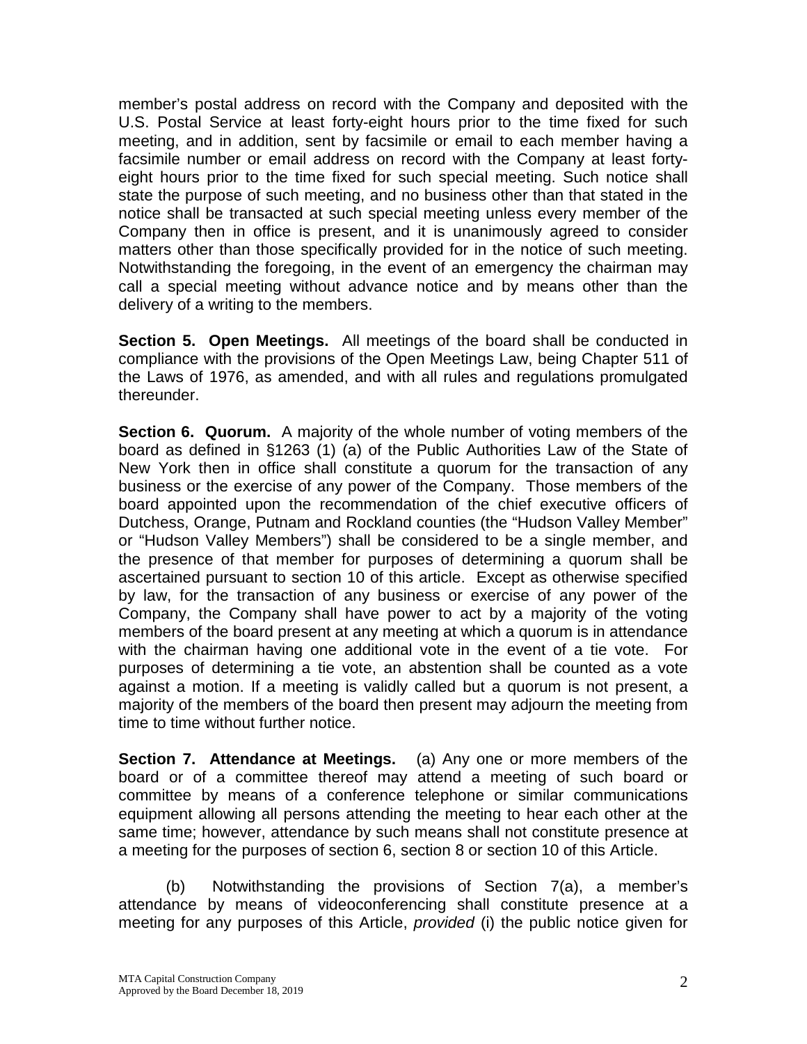member's postal address on record with the Company and deposited with the U.S. Postal Service at least forty-eight hours prior to the time fixed for such meeting, and in addition, sent by facsimile or email to each member having a facsimile number or email address on record with the Company at least forty-eight hours prior to the time fixed for such special meeting. Such notice shall state the purpose of such meeting, and no business other than that stated in the notice shall be transacted at such special meeting unless every member of the Company then in office is present, and it is unanimously agreed to consider matters other than those specifically provided for in the notice of such meeting. Notwithstanding the foregoing, in the event of an emergency the chairman may call a special meeting without advance notice and by means other than the delivery of a writing to the members.

**Section 5. Open Meetings.** All meetings of the board shall be conducted in compliance with the provisions of the Open Meetings Law, being Chapter 511 of the Laws of 1976, as amended, and with all rules and regulations promulgated thereunder.

**Section 6. Quorum.** A majority of the whole number of voting members of the board as defined in §1263 (1) (a) of the Public Authorities Law of the State of New York then in office shall constitute a quorum for the transaction of any business or the exercise of any power of the Company. Those members of the board appointed upon the recommendation of the chief executive officers of Dutchess, Orange, Putnam and Rockland counties (the "Hudson Valley Member" or "Hudson Valley Members") shall be considered to be a single member, and the presence of that member for purposes of determining a quorum shall be ascertained pursuant to section 10 of this article. Except as otherwise specified by law, for the transaction of any business or exercise of any power of the Company, the Company shall have power to act by a majority of the voting members of the board present at any meeting at which a quorum is in attendance with the chairman having one additional vote in the event of a tie vote. For purposes of determining a tie vote, an abstention shall be counted as a vote against a motion. If a meeting is validly called but a quorum is not present, a majority of the members of the board then present may adjourn the meeting from time to time without further notice.

**Section 7. Attendance at Meetings.** (a) Any one or more members of the board or of a committee thereof may attend a meeting of such board or committee by means of a conference telephone or similar communications equipment allowing all persons attending the meeting to hear each other at the same time; however, attendance by such means shall not constitute presence at a meeting for the purposes of section 6, section 8 or section 10 of this Article.

(b) Notwithstanding the provisions of Section 7(a), a member's attendance by means of videoconferencing shall constitute presence at a meeting for any purposes of this Article, *provided* (i) the public notice given for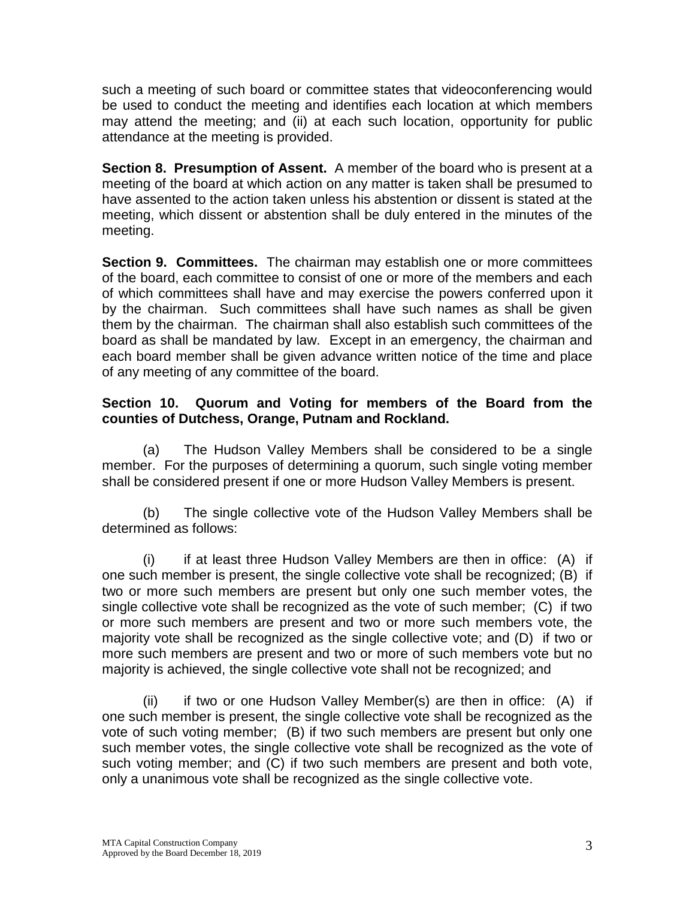such a meeting of such board or committee states that videoconferencing would be used to conduct the meeting and identifies each location at which members may attend the meeting; and (ii) at each such location, opportunity for public attendance at the meeting is provided.

**Section 8. Presumption of Assent.** A member of the board who is present at a meeting of the board at which action on any matter is taken shall be presumed to have assented to the action taken unless his abstention or dissent is stated at the meeting, which dissent or abstention shall be duly entered in the minutes of the meeting.

**Section 9. Committees.** The chairman may establish one or more committees of the board, each committee to consist of one or more of the members and each of which committees shall have and may exercise the powers conferred upon it by the chairman. Such committees shall have such names as shall be given them by the chairman. The chairman shall also establish such committees of the board as shall be mandated by law. Except in an emergency, the chairman and each board member shall be given advance written notice of the time and place of any meeting of any committee of the board.

**Section 10. Quorum and Voting for members of the Board from the counties of Dutchess, Orange, Putnam and Rockland.**

(a) The Hudson Valley Members shall be considered to be a single member. For the purposes of determining a quorum, such single voting member shall be considered present if one or more Hudson Valley Members is present.

(b) The single collective vote of the Hudson Valley Members shall be determined as follows:

(i) if at least three Hudson Valley Members are then in office: (A) if one such member is present, the single collective vote shall be recognized; (B) if two or more such members are present but only one such member votes, the single collective vote shall be recognized as the vote of such member; (C) if two or more such members are present and two or more such members vote, the majority vote shall be recognized as the single collective vote; and (D) if two or more such members are present and two or more of such members vote but no majority is achieved, the single collective vote shall not be recognized; and

(ii) if two or one Hudson Valley Member(s) are then in office: (A) if one such member is present, the single collective vote shall be recognized as the vote of such voting member; (B) if two such members are present but only one such member votes, the single collective vote shall be recognized as the vote of such voting member; and (C) if two such members are present and both vote, only a unanimous vote shall be recognized as the single collective vote.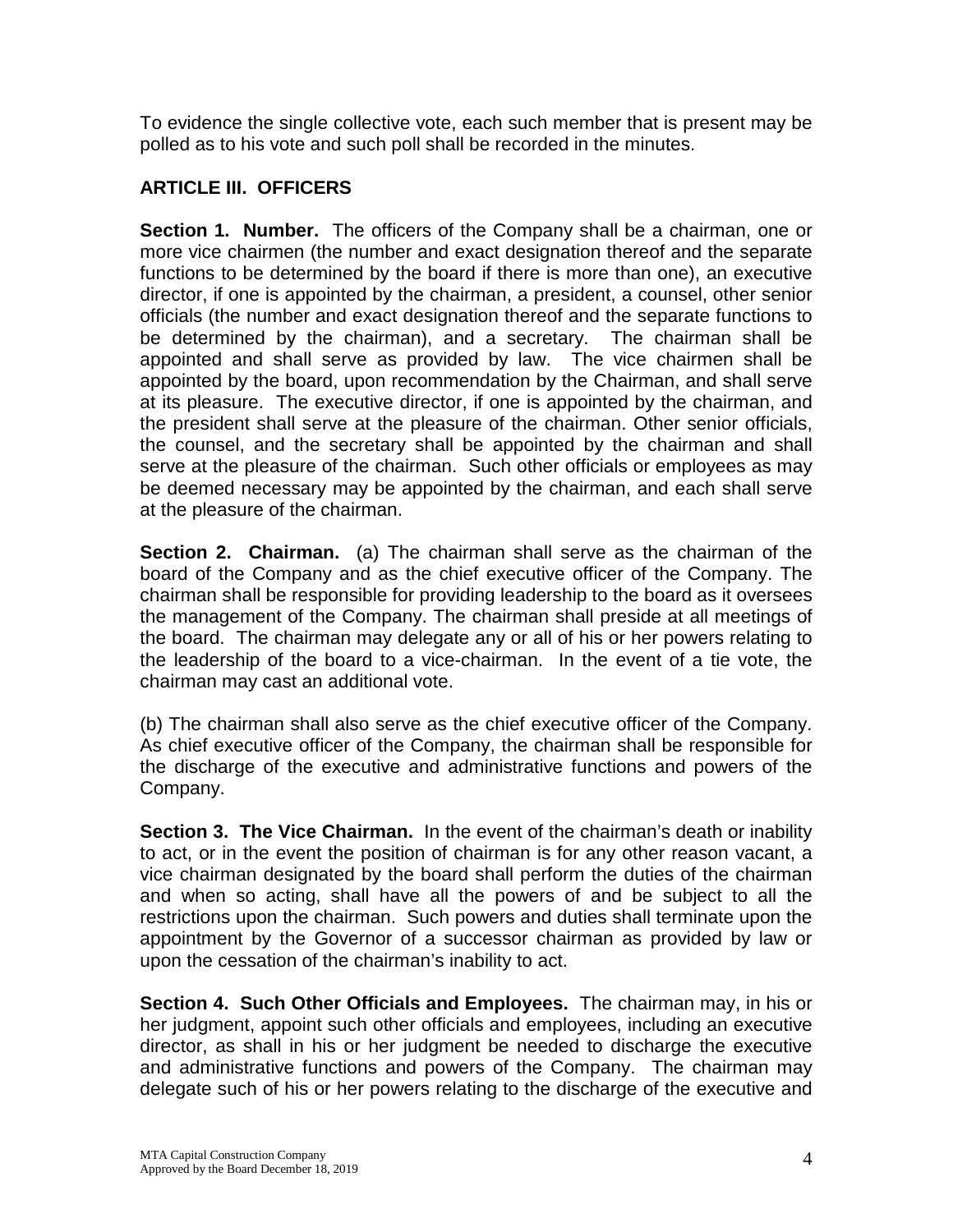To evidence the single collective vote, each such member that is present may be polled as to his vote and such poll shall be recorded in the minutes.

## ARTICLE III. OFFICERS

**Section 1. Number.** The officers of the Company shall be a chairman, one or more vice chairmen (the number and exact designation thereof and the separate functions to be determined by the board if there is more than one), an executive director, if one is appointed by the chairman, a president, a counsel, other senior officials (the number and exact designation thereof and the separate functions to be determined by the chairman), and a secretary. The chairman shall be appointed and shall serve as provided by law. The vice chairmen shall be appointed by the board, upon recommendation by the Chairman, and shall serve at its pleasure. The executive director, if one is appointed by the chairman, and the president shall serve at the pleasure of the chairman. Other senior officials, the counsel, and the secretary shall be appointed by the chairman and shall serve at the pleasure of the chairman. Such other officials or employees as may be deemed necessary may be appointed by the chairman, and each shall serve at the pleasure of the chairman.

**Section 2. Chairman.** (a) The chairman shall serve as the chairman of the board of the Company and as the chief executive officer of the Company. The chairman shall be responsible for providing leadership to the board as it oversees the management of the Company. The chairman shall preside at all meetings of the board. The chairman may delegate any or all of his or her powers relating to the leadership of the board to a vice-chairman. In the event of a tie vote, the chairman may cast an additional vote.

(b) The chairman shall also serve as the chief executive officer of the Company. As chief executive officer of the Company, the chairman shall be responsible for the discharge of the executive and administrative functions and powers of the Company.

**Section 3. The Vice Chairman.** In the event of the chairman's death or inability to act, or in the event the position of chairman is for any other reason vacant, a vice chairman designated by the board shall perform the duties of the chairman and when so acting, shall have all the powers of and be subject to all the restrictions upon the chairman. Such powers and duties shall terminate upon the appointment by the Governor of a successor chairman as provided by law or upon the cessation of the chairman's inability to act.

**Section 4. Such Other Officials and Employees.** The chairman may, in his or her judgment, appoint such other officials and employees, including an executive director, as shall in his or her judgment be needed to discharge the executive and administrative functions and powers of the Company. The chairman may delegate such of his or her powers relating to the discharge of the executive and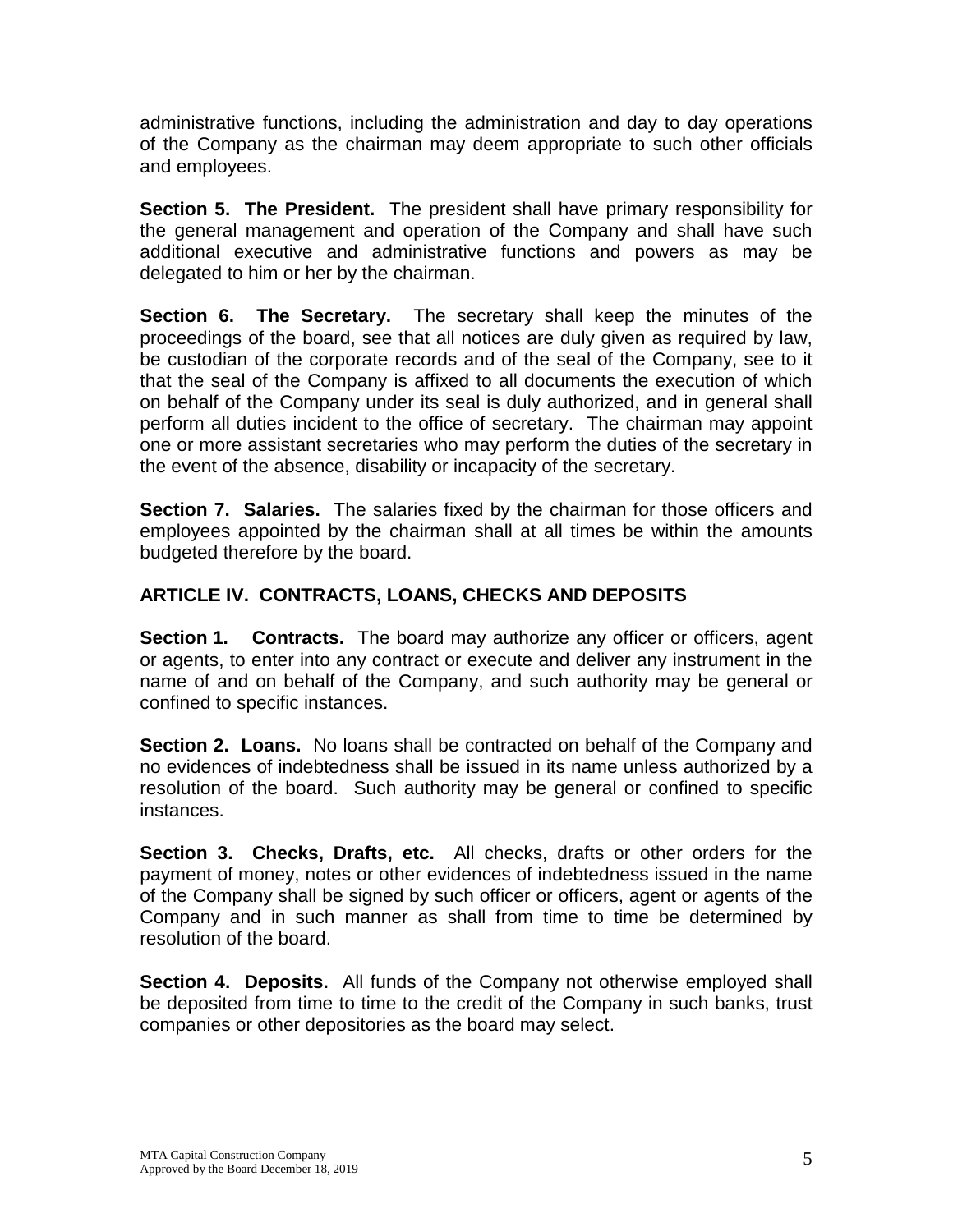administrative functions, including the administration and day to day operations of the Company as the chairman may deem appropriate to such other officials and employees.

**Section 5. The President.** The president shall have primary responsibility for the general management and operation of the Company and shall have such additional executive and administrative functions and powers as may be delegated to him or her by the chairman.

**Section 6. The Secretary.** The secretary shall keep the minutes of the proceedings of the board, see that all notices are duly given as required by law, be custodian of the corporate records and of the seal of the Company, see to it that the seal of the Company is affixed to all documents the execution of which on behalf of the Company under its seal is duly authorized, and in general shall perform all duties incident to the office of secretary. The chairman may appoint one or more assistant secretaries who may perform the duties of the secretary in the event of the absence, disability or incapacity of the secretary.

**Section 7. Salaries.** The salaries fixed by the chairman for those officers and employees appointed by the chairman shall at all times be within the amounts budgeted therefore by the board.

## ARTICLE IV. CONTRACTS, LOANS, CHECKS AND DEPOSITS

**Section 1. Contracts.** The board may authorize any officer or officers, agent or agents, to enter into any contract or execute and deliver any instrument in the name of and on behalf of the Company, and such authority may be general or confined to specific instances.

**Section 2. Loans.** No loans shall be contracted on behalf of the Company and no evidences of indebtedness shall be issued in its name unless authorized by a resolution of the board. Such authority may be general or confined to specific instances.

**Section 3. Checks, Drafts, etc.** All checks, drafts or other orders for the payment of money, notes or other evidences of indebtedness issued in the name of the Company shall be signed by such officer or officers, agent or agents of the Company and in such manner as shall from time to time be determined by resolution of the board.

**Section 4. Deposits.** All funds of the Company not otherwise employed shall be deposited from time to time to the credit of the Company in such banks, trust companies or other depositories as the board may select.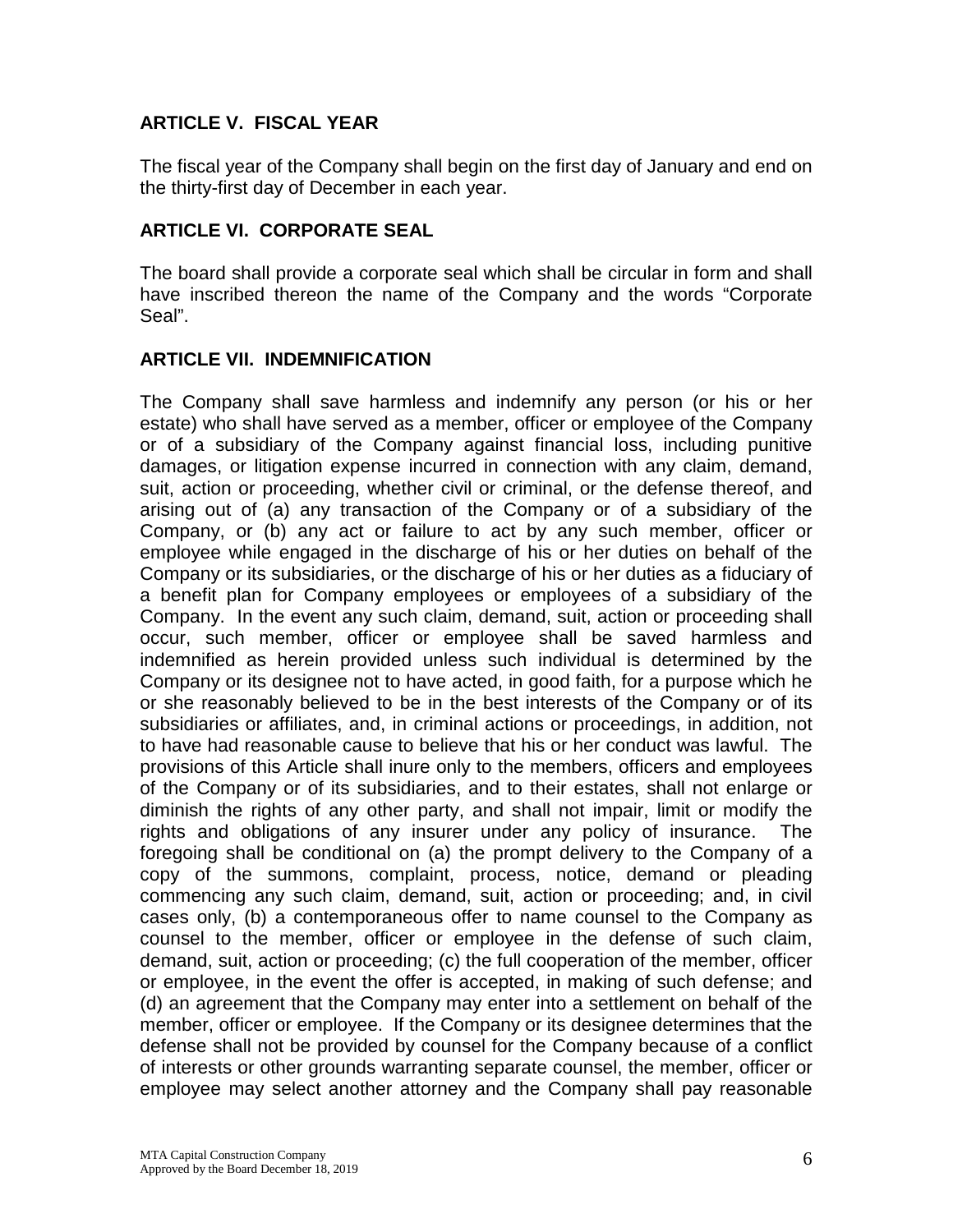## ARTICLE V. FISCAL YEAR

The fiscal year of the Company shall begin on the first day of January and end on the thirty-first day of December in each year.

## ARTICLE VI. CORPORATE SEAL

The board shall provide a corporate seal which shall be circular in form and shall have inscribed thereon the name of the Company and the words "Corporate Seal".

## ARTICLE VII. INDEMNIFICATION

The Company shall save harmless and indemnify any person (or his or her estate) who shall have served as a member, officer or employee of the Company or of a subsidiary of the Company against financial loss, including punitive damages, or litigation expense incurred in connection with any claim, demand, suit, action or proceeding, whether civil or criminal, or the defense thereof, and arising out of (a) any transaction of the Company or of a subsidiary of the Company, or (b) any act or failure to act by any such member, officer or employee while engaged in the discharge of his or her duties on behalf of the Company or its subsidiaries, or the discharge of his or her duties as a fiduciary of a benefit plan for Company employees or employees of a subsidiary of the Company. In the event any such claim, demand, suit, action or proceeding shall occur, such member, officer or employee shall be saved harmless and indemnified as herein provided unless such individual is determined by the Company or its designee not to have acted, in good faith, for a purpose which he or she reasonably believed to be in the best interests of the Company or of its subsidiaries or affiliates, and, in criminal actions or proceedings, in addition, not to have had reasonable cause to believe that his or her conduct was lawful. The provisions of this Article shall inure only to the members, officers and employees of the Company or of its subsidiaries, and to their estates, shall not enlarge or diminish the rights of any other party, and shall not impair, limit or modify the rights and obligations of any insurer under any policy of insurance. The foregoing shall be conditional on (a) the prompt delivery to the Company of a copy of the summons, complaint, process, notice, demand or pleading commencing any such claim, demand, suit, action or proceeding; and, in civil cases only, (b) a contemporaneous offer to name counsel to the Company as counsel to the member, officer or employee in the defense of such claim, demand, suit, action or proceeding; (c) the full cooperation of the member, officer or employee, in the event the offer is accepted, in making of such defense; and (d) an agreement that the Company may enter into a settlement on behalf of the member, officer or employee. If the Company or its designee determines that the defense shall not be provided by counsel for the Company because of a conflict of interests or other grounds warranting separate counsel, the member, officer or employee may select another attorney and the Company shall pay reasonable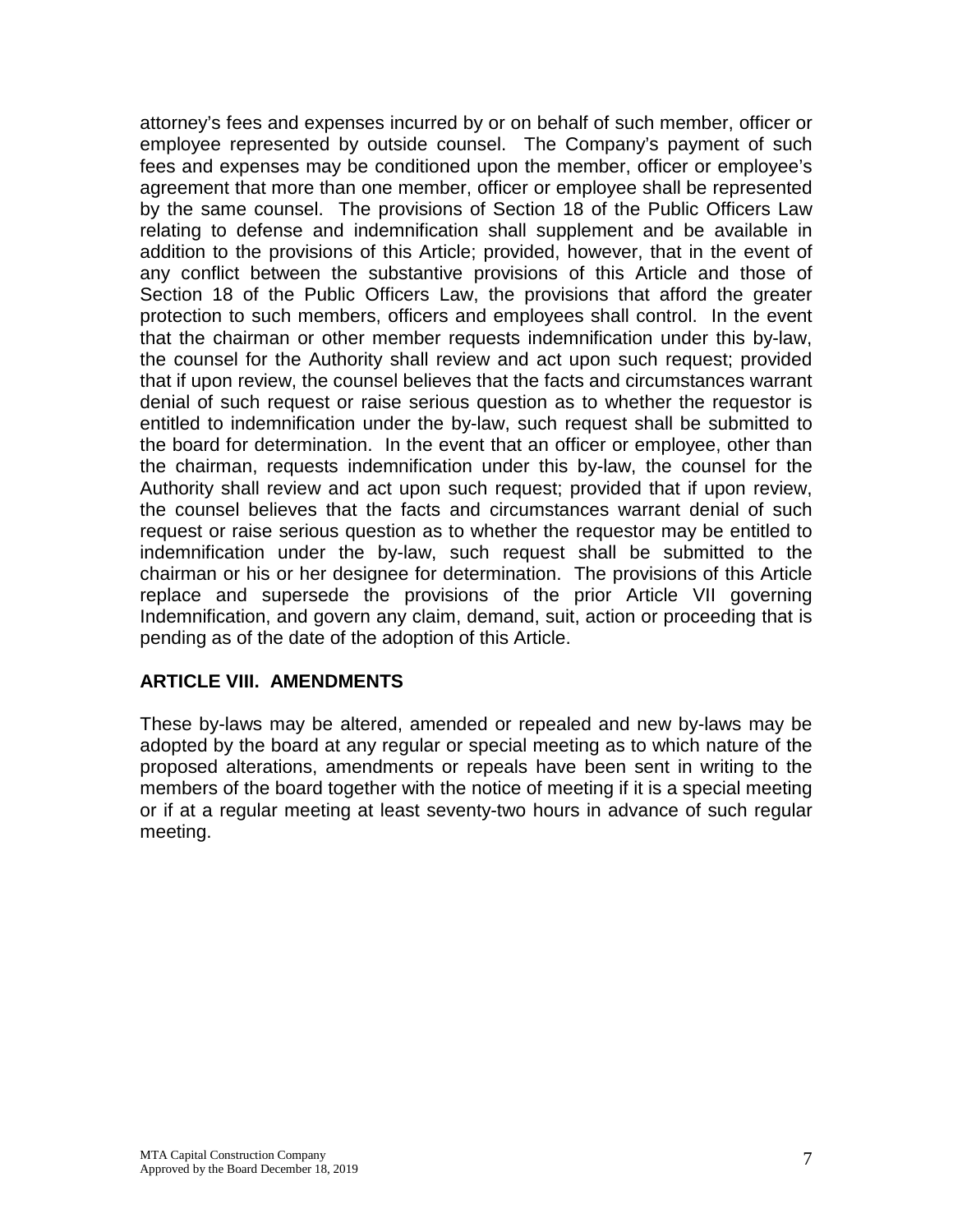attorney's fees and expenses incurred by or on behalf of such member, officer or employee represented by outside counsel. The Company's payment of such fees and expenses may be conditioned upon the member, officer or employee's agreement that more than one member, officer or employee shall be represented by the same counsel. The provisions of Section 18 of the Public Officers Law relating to defense and indemnification shall supplement and be available in addition to the provisions of this Article; provided, however, that in the event of any conflict between the substantive provisions of this Article and those of Section 18 of the Public Officers Law, the provisions that afford the greater protection to such members, officers and employees shall control. In the event that the chairman or other member requests indemnification under this by-law, the counsel for the Authority shall review and act upon such request; provided that if upon review, the counsel believes that the facts and circumstances warrant denial of such request or raise serious question as to whether the requestor is entitled to indemnification under the by-law, such request shall be submitted to the board for determination. In the event that an officer or employee, other than the chairman, requests indemnification under this by-law, the counsel for the Authority shall review and act upon such request; provided that if upon review, the counsel believes that the facts and circumstances warrant denial of such request or raise serious question as to whether the requestor may be entitled to indemnification under the by-law, such request shall be submitted to the chairman or his or her designee for determination. The provisions of this Article replace and supersede the provisions of the prior Article VII governing Indemnification, and govern any claim, demand, suit, action or proceeding that is pending as of the date of the adoption of this Article.

## ARTICLE VIII. AMENDMENTS

These by-laws may be altered, amended or repealed and new by-laws may be adopted by the board at any regular or special meeting as to which nature of the proposed alterations, amendments or repeals have been sent in writing to the members of the board together with the notice of meeting if it is a special meeting or if at a regular meeting at least seventy-two hours in advance of such regular meeting.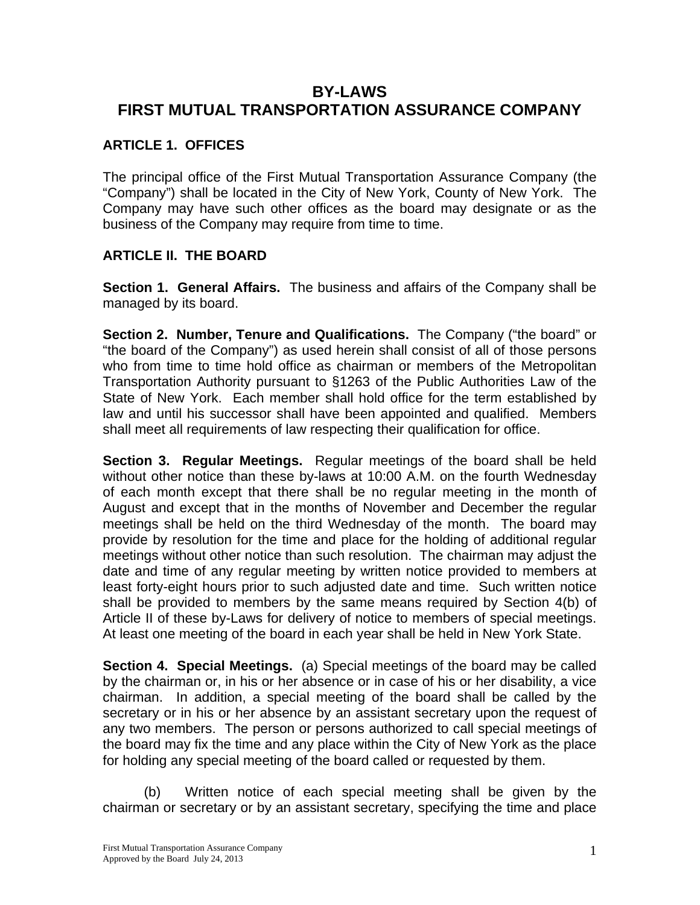# BY-LAWS
# FIRST MUTUAL TRANSPORTATION ASSURANCE COMPANY

## ARTICLE 1. OFFICES

The principal office of the First Mutual Transportation Assurance Company (the "Company") shall be located in the City of New York, County of New York. The Company may have such other offices as the board may designate or as the business of the Company may require from time to time.

## ARTICLE II. THE BOARD

**Section 1. General Affairs.** The business and affairs of the Company shall be managed by its board.

**Section 2. Number, Tenure and Qualifications.** The Company ("the board" or "the board of the Company") as used herein shall consist of all of those persons who from time to time hold office as chairman or members of the Metropolitan Transportation Authority pursuant to §1263 of the Public Authorities Law of the State of New York. Each member shall hold office for the term established by law and until his successor shall have been appointed and qualified. Members shall meet all requirements of law respecting their qualification for office.

**Section 3. Regular Meetings.** Regular meetings of the board shall be held without other notice than these by-laws at 10:00 A.M. on the fourth Wednesday of each month except that there shall be no regular meeting in the month of August and except that in the months of November and December the regular meetings shall be held on the third Wednesday of the month. The board may provide by resolution for the time and place for the holding of additional regular meetings without other notice than such resolution. The chairman may adjust the date and time of any regular meeting by written notice provided to members at least forty-eight hours prior to such adjusted date and time. Such written notice shall be provided to members by the same means required by Section 4(b) of Article II of these by-Laws for delivery of notice to members of special meetings. At least one meeting of the board in each year shall be held in New York State.

**Section 4. Special Meetings.** (a) Special meetings of the board may be called by the chairman or, in his or her absence or in case of his or her disability, a vice chairman. In addition, a special meeting of the board shall be called by the secretary or in his or her absence by an assistant secretary upon the request of any two members. The person or persons authorized to call special meetings of the board may fix the time and any place within the City of New York as the place for holding any special meeting of the board called or requested by them.

(b) Written notice of each special meeting shall be given by the chairman or secretary or by an assistant secretary, specifying the time and place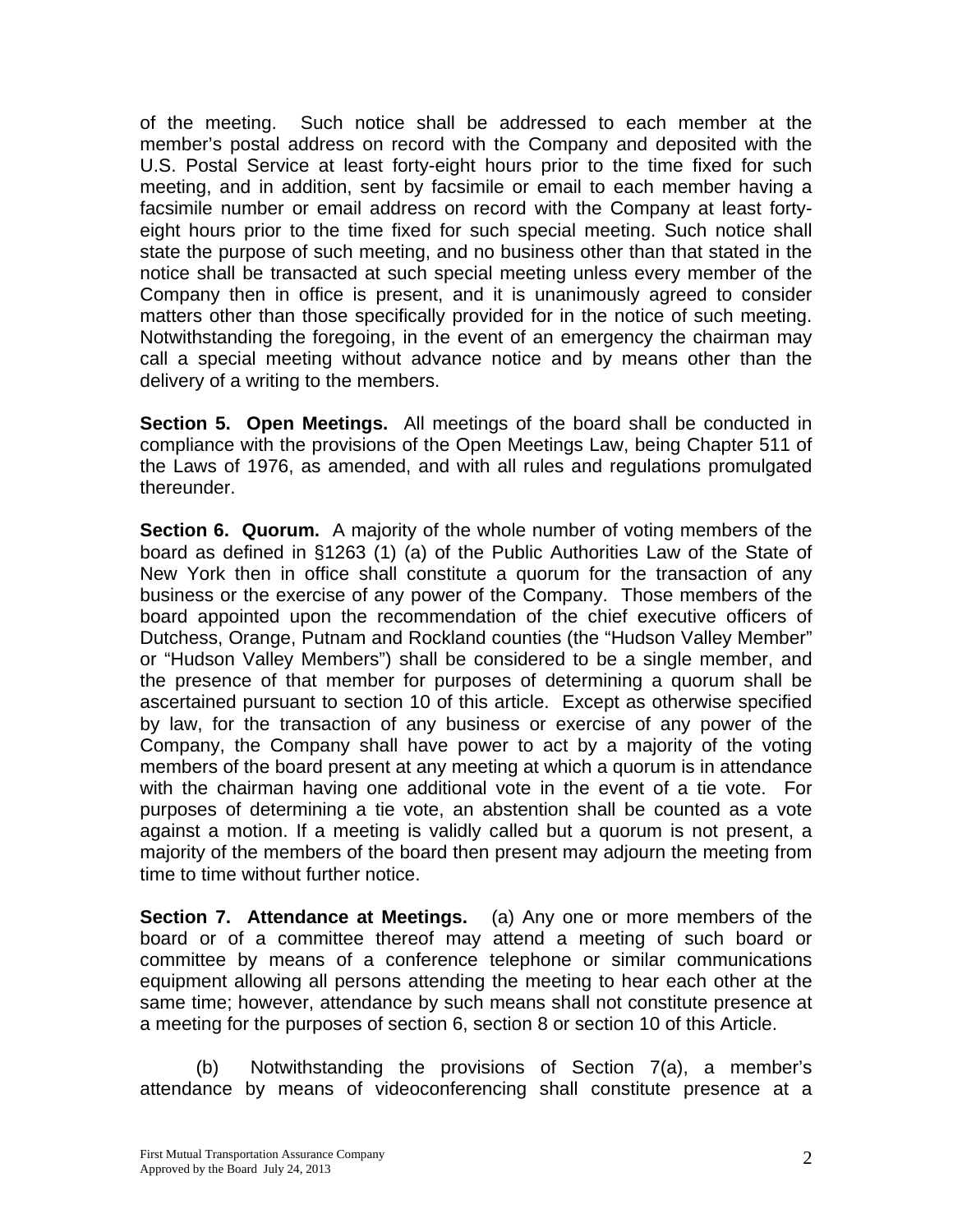of the meeting. Such notice shall be addressed to each member at the member's postal address on record with the Company and deposited with the U.S. Postal Service at least forty-eight hours prior to the time fixed for such meeting, and in addition, sent by facsimile or email to each member having a facsimile number or email address on record with the Company at least forty-eight hours prior to the time fixed for such special meeting. Such notice shall state the purpose of such meeting, and no business other than that stated in the notice shall be transacted at such special meeting unless every member of the Company then in office is present, and it is unanimously agreed to consider matters other than those specifically provided for in the notice of such meeting. Notwithstanding the foregoing, in the event of an emergency the chairman may call a special meeting without advance notice and by means other than the delivery of a writing to the members.

**Section 5. Open Meetings.** All meetings of the board shall be conducted in compliance with the provisions of the Open Meetings Law, being Chapter 511 of the Laws of 1976, as amended, and with all rules and regulations promulgated thereunder.

**Section 6. Quorum.** A majority of the whole number of voting members of the board as defined in §1263 (1) (a) of the Public Authorities Law of the State of New York then in office shall constitute a quorum for the transaction of any business or the exercise of any power of the Company. Those members of the board appointed upon the recommendation of the chief executive officers of Dutchess, Orange, Putnam and Rockland counties (the "Hudson Valley Member" or "Hudson Valley Members") shall be considered to be a single member, and the presence of that member for purposes of determining a quorum shall be ascertained pursuant to section 10 of this article. Except as otherwise specified by law, for the transaction of any business or exercise of any power of the Company, the Company shall have power to act by a majority of the voting members of the board present at any meeting at which a quorum is in attendance with the chairman having one additional vote in the event of a tie vote. For purposes of determining a tie vote, an abstention shall be counted as a vote against a motion. If a meeting is validly called but a quorum is not present, a majority of the members of the board then present may adjourn the meeting from time to time without further notice.

**Section 7. Attendance at Meetings.** (a) Any one or more members of the board or of a committee thereof may attend a meeting of such board or committee by means of a conference telephone or similar communications equipment allowing all persons attending the meeting to hear each other at the same time; however, attendance by such means shall not constitute presence at a meeting for the purposes of section 6, section 8 or section 10 of this Article.

(b) Notwithstanding the provisions of Section 7(a), a member's attendance by means of videoconferencing shall constitute presence at a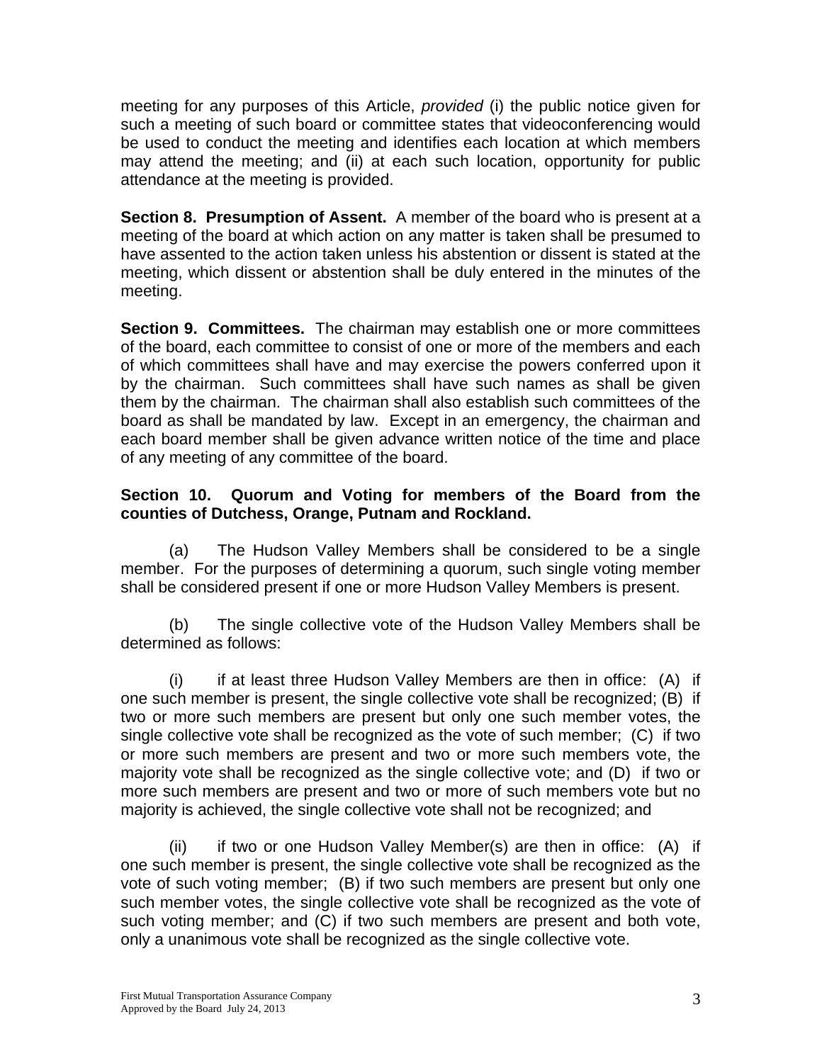meeting for any purposes of this Article, *provided* (i) the public notice given for such a meeting of such board or committee states that videoconferencing would be used to conduct the meeting and identifies each location at which members may attend the meeting; and (ii) at each such location, opportunity for public attendance at the meeting is provided.

**Section 8. Presumption of Assent.** A member of the board who is present at a meeting of the board at which action on any matter is taken shall be presumed to have assented to the action taken unless his abstention or dissent is stated at the meeting, which dissent or abstention shall be duly entered in the minutes of the meeting.

**Section 9. Committees.** The chairman may establish one or more committees of the board, each committee to consist of one or more of the members and each of which committees shall have and may exercise the powers conferred upon it by the chairman. Such committees shall have such names as shall be given them by the chairman. The chairman shall also establish such committees of the board as shall be mandated by law. Except in an emergency, the chairman and each board member shall be given advance written notice of the time and place of any meeting of any committee of the board.

**Section 10. Quorum and Voting for members of the Board from the counties of Dutchess, Orange, Putnam and Rockland.**

(a) The Hudson Valley Members shall be considered to be a single member. For the purposes of determining a quorum, such single voting member shall be considered present if one or more Hudson Valley Members is present.

(b) The single collective vote of the Hudson Valley Members shall be determined as follows:

(i) if at least three Hudson Valley Members are then in office: (A) if one such member is present, the single collective vote shall be recognized; (B) if two or more such members are present but only one such member votes, the single collective vote shall be recognized as the vote of such member; (C) if two or more such members are present and two or more such members vote, the majority vote shall be recognized as the single collective vote; and (D) if two or more such members are present and two or more of such members vote but no majority is achieved, the single collective vote shall not be recognized; and

(ii) if two or one Hudson Valley Member(s) are then in office: (A) if one such member is present, the single collective vote shall be recognized as the vote of such voting member; (B) if two such members are present but only one such member votes, the single collective vote shall be recognized as the vote of such voting member; and (C) if two such members are present and both vote, only a unanimous vote shall be recognized as the single collective vote.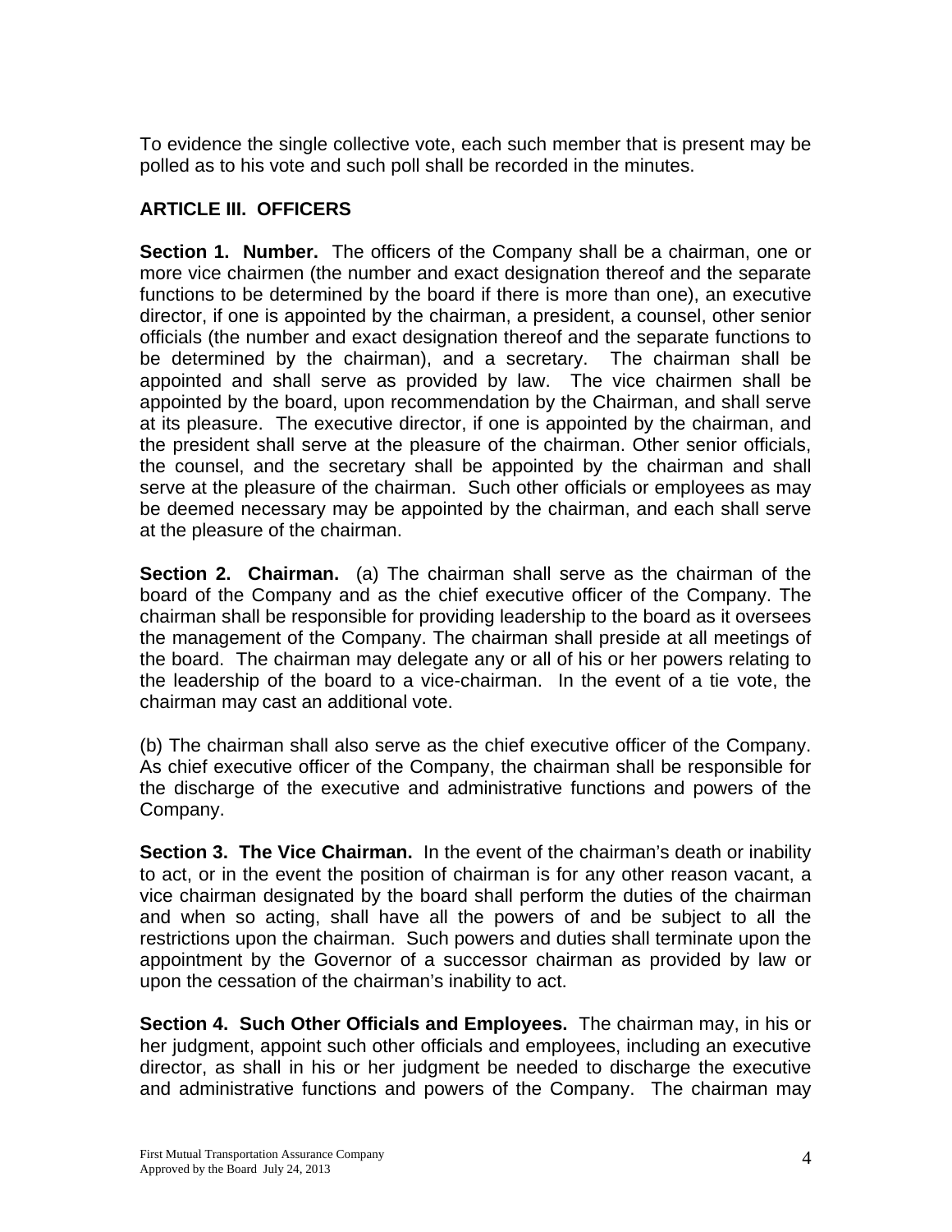To evidence the single collective vote, each such member that is present may be polled as to his vote and such poll shall be recorded in the minutes.

## ARTICLE III. OFFICERS

**Section 1. Number.** The officers of the Company shall be a chairman, one or more vice chairmen (the number and exact designation thereof and the separate functions to be determined by the board if there is more than one), an executive director, if one is appointed by the chairman, a president, a counsel, other senior officials (the number and exact designation thereof and the separate functions to be determined by the chairman), and a secretary. The chairman shall be appointed and shall serve as provided by law. The vice chairmen shall be appointed by the board, upon recommendation by the Chairman, and shall serve at its pleasure. The executive director, if one is appointed by the chairman, and the president shall serve at the pleasure of the chairman. Other senior officials, the counsel, and the secretary shall be appointed by the chairman and shall serve at the pleasure of the chairman. Such other officials or employees as may be deemed necessary may be appointed by the chairman, and each shall serve at the pleasure of the chairman.

**Section 2. Chairman.** (a) The chairman shall serve as the chairman of the board of the Company and as the chief executive officer of the Company. The chairman shall be responsible for providing leadership to the board as it oversees the management of the Company. The chairman shall preside at all meetings of the board. The chairman may delegate any or all of his or her powers relating to the leadership of the board to a vice-chairman. In the event of a tie vote, the chairman may cast an additional vote.

(b) The chairman shall also serve as the chief executive officer of the Company. As chief executive officer of the Company, the chairman shall be responsible for the discharge of the executive and administrative functions and powers of the Company.

**Section 3. The Vice Chairman.** In the event of the chairman's death or inability to act, or in the event the position of chairman is for any other reason vacant, a vice chairman designated by the board shall perform the duties of the chairman and when so acting, shall have all the powers of and be subject to all the restrictions upon the chairman. Such powers and duties shall terminate upon the appointment by the Governor of a successor chairman as provided by law or upon the cessation of the chairman's inability to act.

**Section 4. Such Other Officials and Employees.** The chairman may, in his or her judgment, appoint such other officials and employees, including an executive director, as shall in his or her judgment be needed to discharge the executive and administrative functions and powers of the Company. The chairman may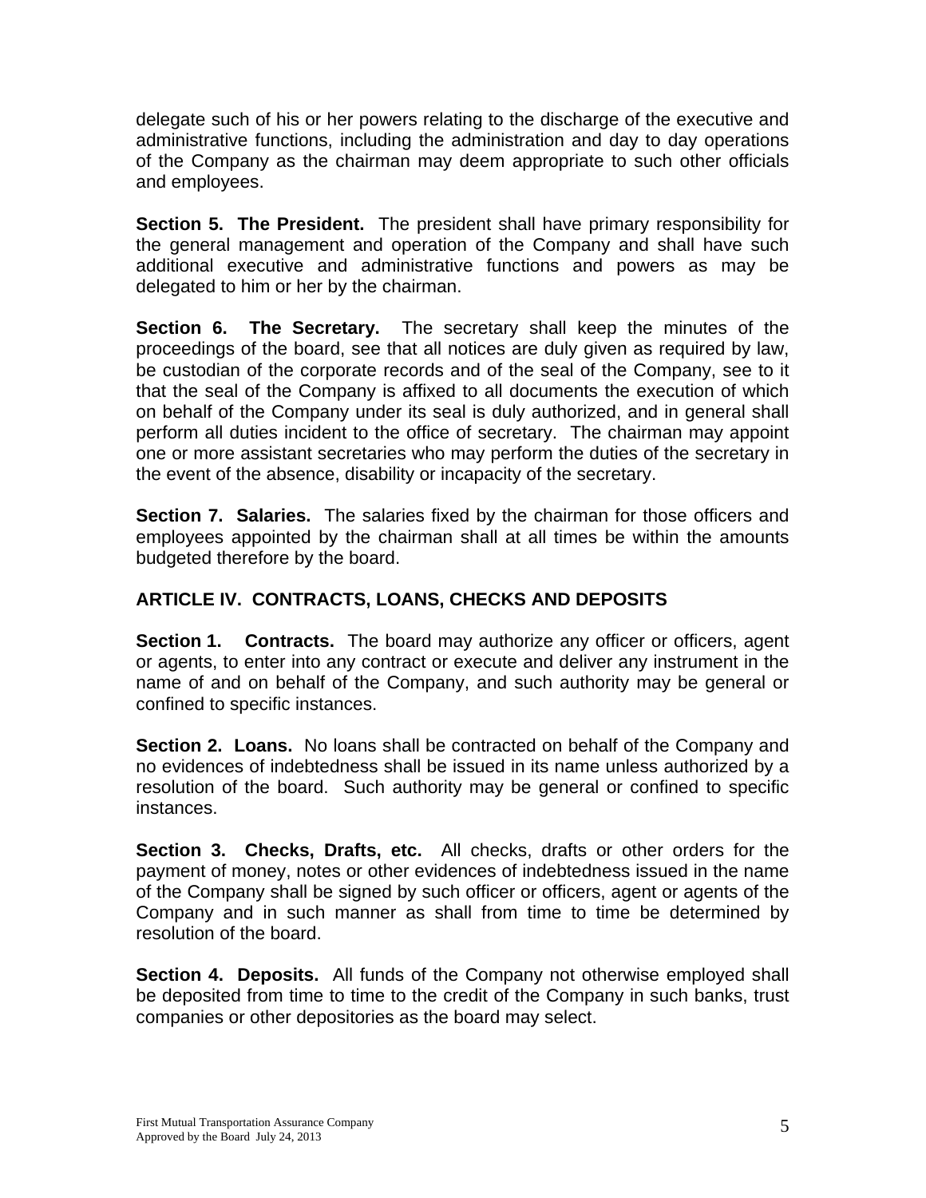delegate such of his or her powers relating to the discharge of the executive and administrative functions, including the administration and day to day operations of the Company as the chairman may deem appropriate to such other officials and employees.

**Section 5. The President.** The president shall have primary responsibility for the general management and operation of the Company and shall have such additional executive and administrative functions and powers as may be delegated to him or her by the chairman.

**Section 6. The Secretary.** The secretary shall keep the minutes of the proceedings of the board, see that all notices are duly given as required by law, be custodian of the corporate records and of the seal of the Company, see to it that the seal of the Company is affixed to all documents the execution of which on behalf of the Company under its seal is duly authorized, and in general shall perform all duties incident to the office of secretary. The chairman may appoint one or more assistant secretaries who may perform the duties of the secretary in the event of the absence, disability or incapacity of the secretary.

**Section 7. Salaries.** The salaries fixed by the chairman for those officers and employees appointed by the chairman shall at all times be within the amounts budgeted therefore by the board.

## ARTICLE IV. CONTRACTS, LOANS, CHECKS AND DEPOSITS

**Section 1. Contracts.** The board may authorize any officer or officers, agent or agents, to enter into any contract or execute and deliver any instrument in the name of and on behalf of the Company, and such authority may be general or confined to specific instances.

**Section 2. Loans.** No loans shall be contracted on behalf of the Company and no evidences of indebtedness shall be issued in its name unless authorized by a resolution of the board. Such authority may be general or confined to specific instances.

**Section 3. Checks, Drafts, etc.** All checks, drafts or other orders for the payment of money, notes or other evidences of indebtedness issued in the name of the Company shall be signed by such officer or officers, agent or agents of the Company and in such manner as shall from time to time be determined by resolution of the board.

**Section 4. Deposits.** All funds of the Company not otherwise employed shall be deposited from time to time to the credit of the Company in such banks, trust companies or other depositories as the board may select.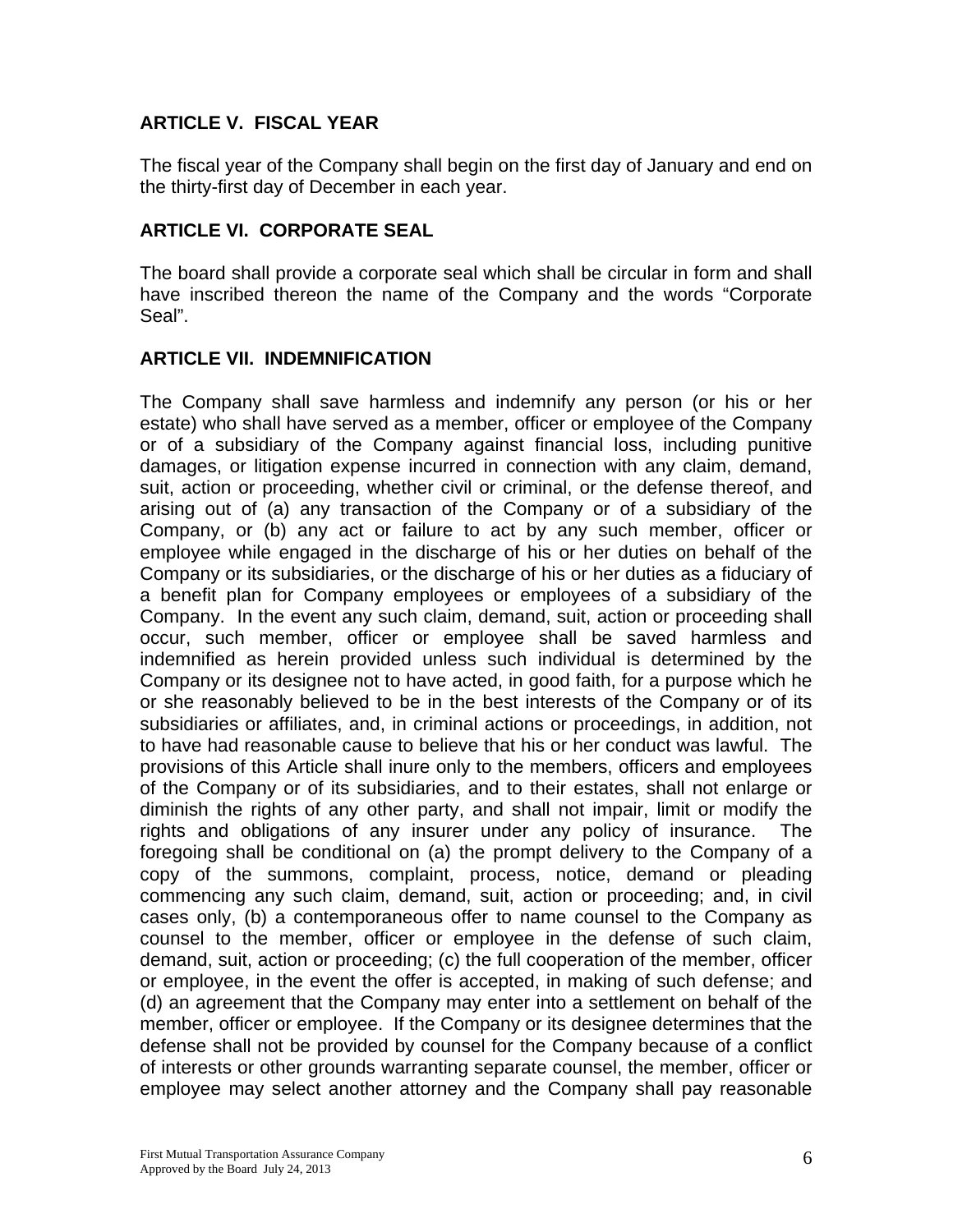## ARTICLE V. FISCAL YEAR

The fiscal year of the Company shall begin on the first day of January and end on the thirty-first day of December in each year.

## ARTICLE VI. CORPORATE SEAL

The board shall provide a corporate seal which shall be circular in form and shall have inscribed thereon the name of the Company and the words "Corporate Seal".

## ARTICLE VII. INDEMNIFICATION

The Company shall save harmless and indemnify any person (or his or her estate) who shall have served as a member, officer or employee of the Company or of a subsidiary of the Company against financial loss, including punitive damages, or litigation expense incurred in connection with any claim, demand, suit, action or proceeding, whether civil or criminal, or the defense thereof, and arising out of (a) any transaction of the Company or of a subsidiary of the Company, or (b) any act or failure to act by any such member, officer or employee while engaged in the discharge of his or her duties on behalf of the Company or its subsidiaries, or the discharge of his or her duties as a fiduciary of a benefit plan for Company employees or employees of a subsidiary of the Company. In the event any such claim, demand, suit, action or proceeding shall occur, such member, officer or employee shall be saved harmless and indemnified as herein provided unless such individual is determined by the Company or its designee not to have acted, in good faith, for a purpose which he or she reasonably believed to be in the best interests of the Company or of its subsidiaries or affiliates, and, in criminal actions or proceedings, in addition, not to have had reasonable cause to believe that his or her conduct was lawful. The provisions of this Article shall inure only to the members, officers and employees of the Company or of its subsidiaries, and to their estates, shall not enlarge or diminish the rights of any other party, and shall not impair, limit or modify the rights and obligations of any insurer under any policy of insurance. The foregoing shall be conditional on (a) the prompt delivery to the Company of a copy of the summons, complaint, process, notice, demand or pleading commencing any such claim, demand, suit, action or proceeding; and, in civil cases only, (b) a contemporaneous offer to name counsel to the Company as counsel to the member, officer or employee in the defense of such claim, demand, suit, action or proceeding; (c) the full cooperation of the member, officer or employee, in the event the offer is accepted, in making of such defense; and (d) an agreement that the Company may enter into a settlement on behalf of the member, officer or employee. If the Company or its designee determines that the defense shall not be provided by counsel for the Company because of a conflict of interests or other grounds warranting separate counsel, the member, officer or employee may select another attorney and the Company shall pay reasonable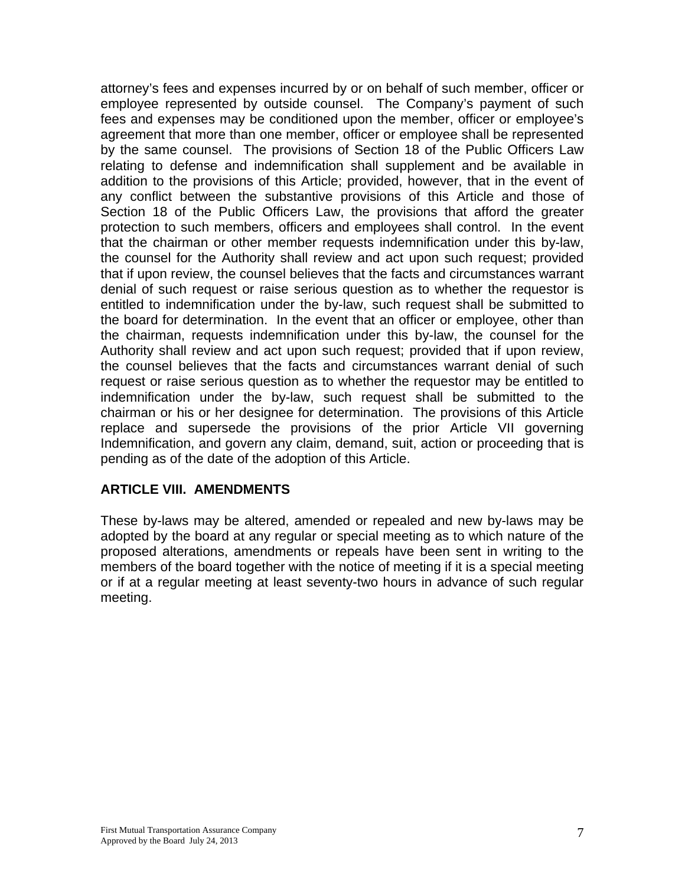attorney's fees and expenses incurred by or on behalf of such member, officer or employee represented by outside counsel. The Company's payment of such fees and expenses may be conditioned upon the member, officer or employee's agreement that more than one member, officer or employee shall be represented by the same counsel. The provisions of Section 18 of the Public Officers Law relating to defense and indemnification shall supplement and be available in addition to the provisions of this Article; provided, however, that in the event of any conflict between the substantive provisions of this Article and those of Section 18 of the Public Officers Law, the provisions that afford the greater protection to such members, officers and employees shall control. In the event that the chairman or other member requests indemnification under this by-law, the counsel for the Authority shall review and act upon such request; provided that if upon review, the counsel believes that the facts and circumstances warrant denial of such request or raise serious question as to whether the requestor is entitled to indemnification under the by-law, such request shall be submitted to the board for determination. In the event that an officer or employee, other than the chairman, requests indemnification under this by-law, the counsel for the Authority shall review and act upon such request; provided that if upon review, the counsel believes that the facts and circumstances warrant denial of such request or raise serious question as to whether the requestor may be entitled to indemnification under the by-law, such request shall be submitted to the chairman or his or her designee for determination. The provisions of this Article replace and supersede the provisions of the prior Article VII governing Indemnification, and govern any claim, demand, suit, action or proceeding that is pending as of the date of the adoption of this Article.

## ARTICLE VIII. AMENDMENTS

These by-laws may be altered, amended or repealed and new by-laws may be adopted by the board at any regular or special meeting as to which nature of the proposed alterations, amendments or repeals have been sent in writing to the members of the board together with the notice of meeting if it is a special meeting or if at a regular meeting at least seventy-two hours in advance of such regular meeting.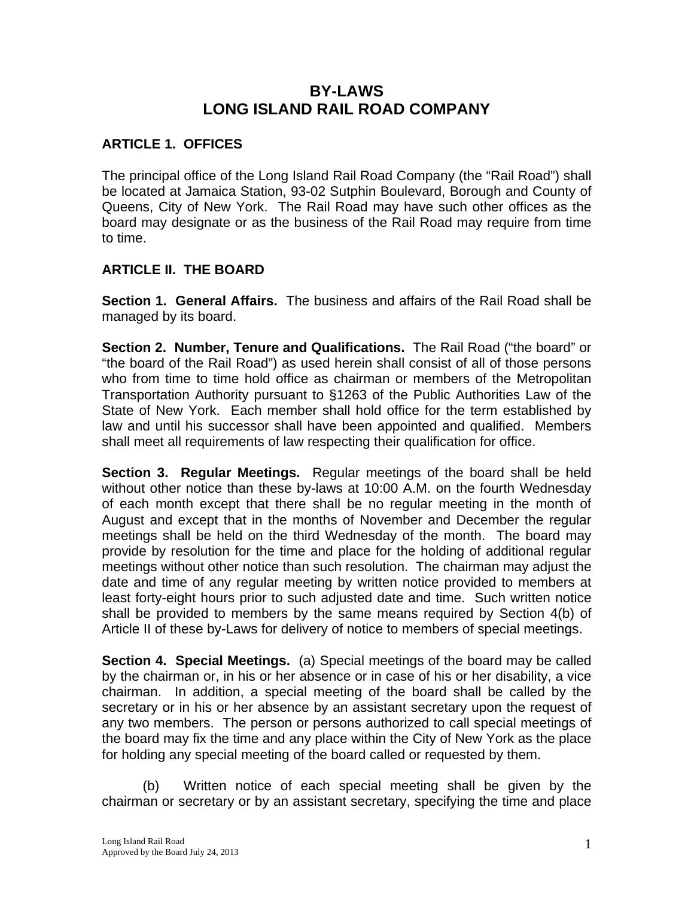# BY-LAWS
# LONG ISLAND RAIL ROAD COMPANY

## ARTICLE 1. OFFICES

The principal office of the Long Island Rail Road Company (the "Rail Road") shall be located at Jamaica Station, 93-02 Sutphin Boulevard, Borough and County of Queens, City of New York. The Rail Road may have such other offices as the board may designate or as the business of the Rail Road may require from time to time.

## ARTICLE II. THE BOARD

**Section 1. General Affairs.** The business and affairs of the Rail Road shall be managed by its board.

**Section 2. Number, Tenure and Qualifications.** The Rail Road ("the board" or "the board of the Rail Road") as used herein shall consist of all of those persons who from time to time hold office as chairman or members of the Metropolitan Transportation Authority pursuant to §1263 of the Public Authorities Law of the State of New York. Each member shall hold office for the term established by law and until his successor shall have been appointed and qualified. Members shall meet all requirements of law respecting their qualification for office.

**Section 3. Regular Meetings.** Regular meetings of the board shall be held without other notice than these by-laws at 10:00 A.M. on the fourth Wednesday of each month except that there shall be no regular meeting in the month of August and except that in the months of November and December the regular meetings shall be held on the third Wednesday of the month. The board may provide by resolution for the time and place for the holding of additional regular meetings without other notice than such resolution. The chairman may adjust the date and time of any regular meeting by written notice provided to members at least forty-eight hours prior to such adjusted date and time. Such written notice shall be provided to members by the same means required by Section 4(b) of Article II of these by-Laws for delivery of notice to members of special meetings.

**Section 4. Special Meetings.** (a) Special meetings of the board may be called by the chairman or, in his or her absence or in case of his or her disability, a vice chairman. In addition, a special meeting of the board shall be called by the secretary or in his or her absence by an assistant secretary upon the request of any two members. The person or persons authorized to call special meetings of the board may fix the time and any place within the City of New York as the place for holding any special meeting of the board called or requested by them.

(b) Written notice of each special meeting shall be given by the chairman or secretary or by an assistant secretary, specifying the time and place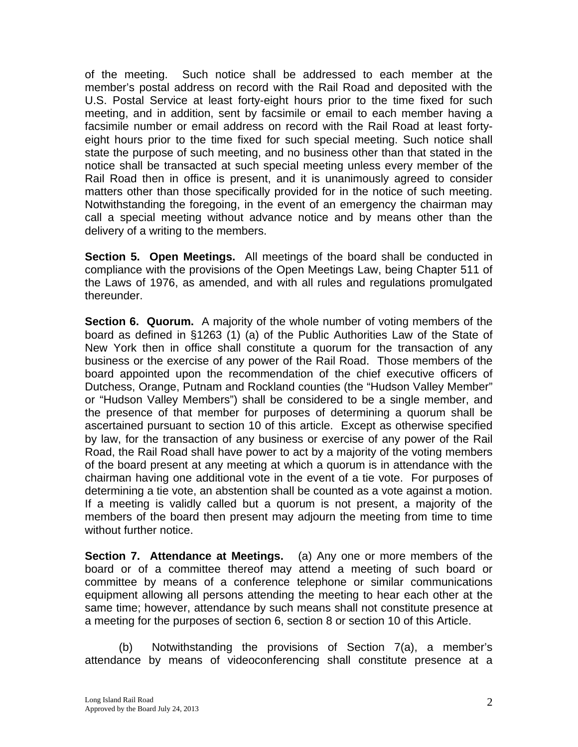of the meeting. Such notice shall be addressed to each member at the member's postal address on record with the Rail Road and deposited with the U.S. Postal Service at least forty-eight hours prior to the time fixed for such meeting, and in addition, sent by facsimile or email to each member having a facsimile number or email address on record with the Rail Road at least forty-eight hours prior to the time fixed for such special meeting. Such notice shall state the purpose of such meeting, and no business other than that stated in the notice shall be transacted at such special meeting unless every member of the Rail Road then in office is present, and it is unanimously agreed to consider matters other than those specifically provided for in the notice of such meeting. Notwithstanding the foregoing, in the event of an emergency the chairman may call a special meeting without advance notice and by means other than the delivery of a writing to the members.

**Section 5. Open Meetings.** All meetings of the board shall be conducted in compliance with the provisions of the Open Meetings Law, being Chapter 511 of the Laws of 1976, as amended, and with all rules and regulations promulgated thereunder.

**Section 6. Quorum.** A majority of the whole number of voting members of the board as defined in §1263 (1) (a) of the Public Authorities Law of the State of New York then in office shall constitute a quorum for the transaction of any business or the exercise of any power of the Rail Road. Those members of the board appointed upon the recommendation of the chief executive officers of Dutchess, Orange, Putnam and Rockland counties (the "Hudson Valley Member" or "Hudson Valley Members") shall be considered to be a single member, and the presence of that member for purposes of determining a quorum shall be ascertained pursuant to section 10 of this article. Except as otherwise specified by law, for the transaction of any business or exercise of any power of the Rail Road, the Rail Road shall have power to act by a majority of the voting members of the board present at any meeting at which a quorum is in attendance with the chairman having one additional vote in the event of a tie vote. For purposes of determining a tie vote, an abstention shall be counted as a vote against a motion. If a meeting is validly called but a quorum is not present, a majority of the members of the board then present may adjourn the meeting from time to time without further notice.

**Section 7. Attendance at Meetings.** (a) Any one or more members of the board or of a committee thereof may attend a meeting of such board or committee by means of a conference telephone or similar communications equipment allowing all persons attending the meeting to hear each other at the same time; however, attendance by such means shall not constitute presence at a meeting for the purposes of section 6, section 8 or section 10 of this Article.

(b) Notwithstanding the provisions of Section 7(a), a member's attendance by means of videoconferencing shall constitute presence at a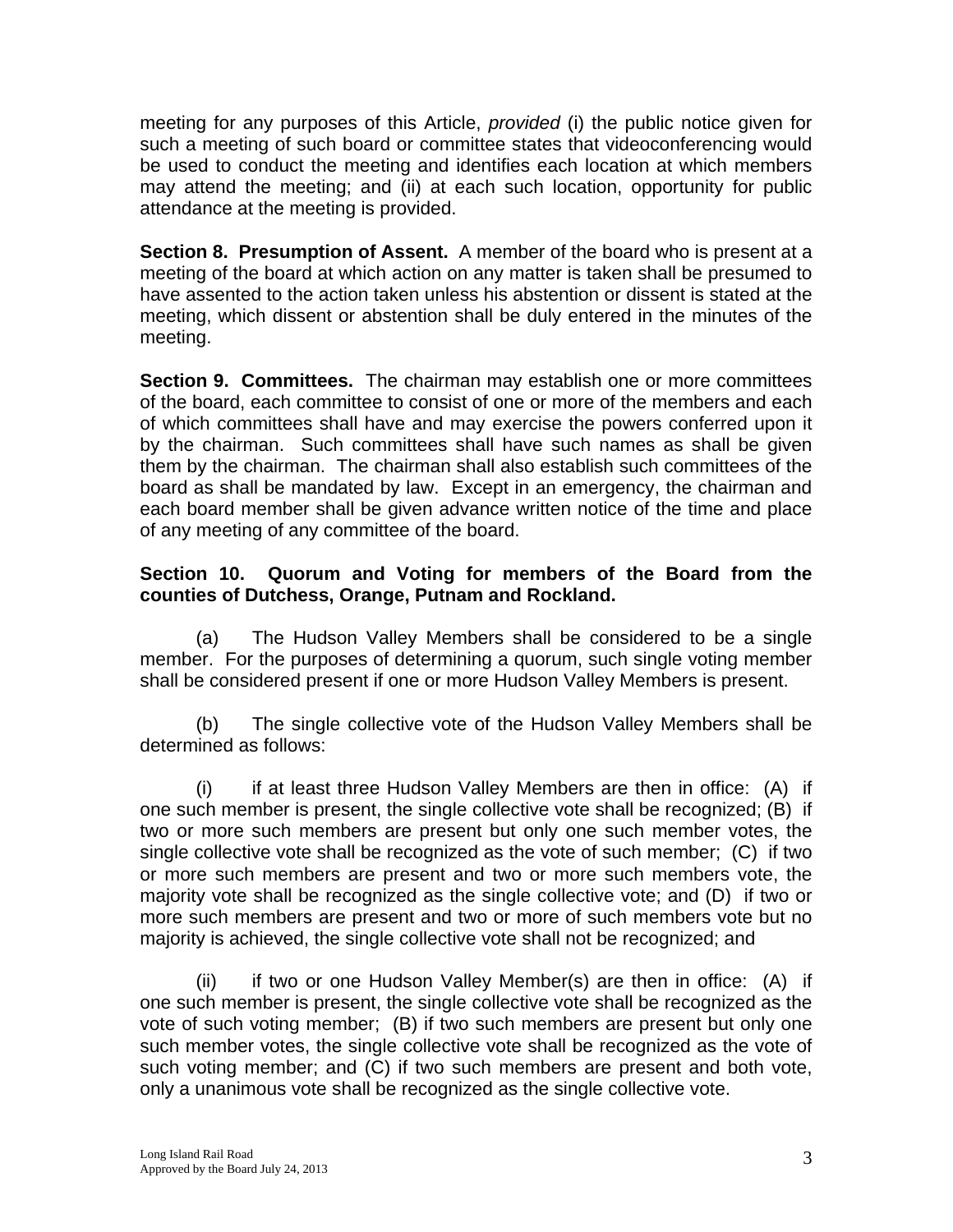meeting for any purposes of this Article, *provided* (i) the public notice given for such a meeting of such board or committee states that videoconferencing would be used to conduct the meeting and identifies each location at which members may attend the meeting; and (ii) at each such location, opportunity for public attendance at the meeting is provided.

**Section 8. Presumption of Assent.** A member of the board who is present at a meeting of the board at which action on any matter is taken shall be presumed to have assented to the action taken unless his abstention or dissent is stated at the meeting, which dissent or abstention shall be duly entered in the minutes of the meeting.

**Section 9. Committees.** The chairman may establish one or more committees of the board, each committee to consist of one or more of the members and each of which committees shall have and may exercise the powers conferred upon it by the chairman. Such committees shall have such names as shall be given them by the chairman. The chairman shall also establish such committees of the board as shall be mandated by law. Except in an emergency, the chairman and each board member shall be given advance written notice of the time and place of any meeting of any committee of the board.

**Section 10. Quorum and Voting for members of the Board from the counties of Dutchess, Orange, Putnam and Rockland.**

(a) The Hudson Valley Members shall be considered to be a single member. For the purposes of determining a quorum, such single voting member shall be considered present if one or more Hudson Valley Members is present.

(b) The single collective vote of the Hudson Valley Members shall be determined as follows:

(i) if at least three Hudson Valley Members are then in office: (A) if one such member is present, the single collective vote shall be recognized; (B) if two or more such members are present but only one such member votes, the single collective vote shall be recognized as the vote of such member; (C) if two or more such members are present and two or more such members vote, the majority vote shall be recognized as the single collective vote; and (D) if two or more such members are present and two or more of such members vote but no majority is achieved, the single collective vote shall not be recognized; and

(ii) if two or one Hudson Valley Member(s) are then in office: (A) if one such member is present, the single collective vote shall be recognized as the vote of such voting member; (B) if two such members are present but only one such member votes, the single collective vote shall be recognized as the vote of such voting member; and (C) if two such members are present and both vote, only a unanimous vote shall be recognized as the single collective vote.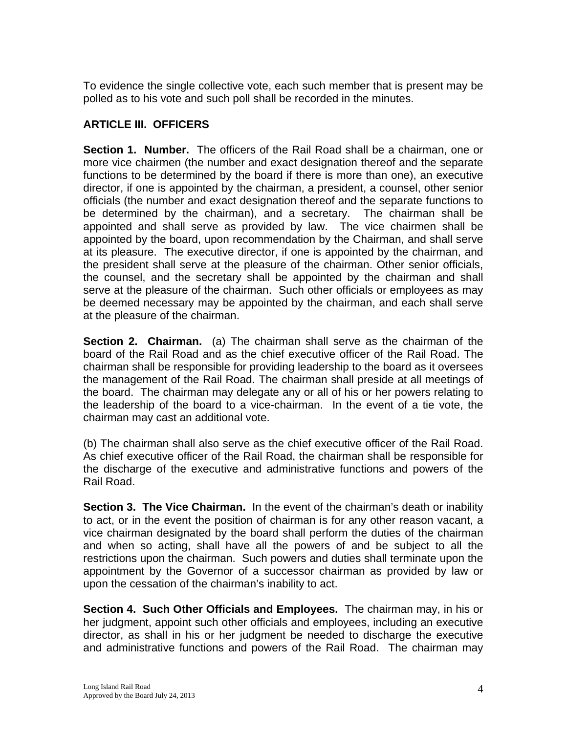To evidence the single collective vote, each such member that is present may be polled as to his vote and such poll shall be recorded in the minutes.

## ARTICLE III. OFFICERS

**Section 1. Number.** The officers of the Rail Road shall be a chairman, one or more vice chairmen (the number and exact designation thereof and the separate functions to be determined by the board if there is more than one), an executive director, if one is appointed by the chairman, a president, a counsel, other senior officials (the number and exact designation thereof and the separate functions to be determined by the chairman), and a secretary. The chairman shall be appointed and shall serve as provided by law. The vice chairmen shall be appointed by the board, upon recommendation by the Chairman, and shall serve at its pleasure. The executive director, if one is appointed by the chairman, and the president shall serve at the pleasure of the chairman. Other senior officials, the counsel, and the secretary shall be appointed by the chairman and shall serve at the pleasure of the chairman. Such other officials or employees as may be deemed necessary may be appointed by the chairman, and each shall serve at the pleasure of the chairman.

**Section 2. Chairman.** (a) The chairman shall serve as the chairman of the board of the Rail Road and as the chief executive officer of the Rail Road. The chairman shall be responsible for providing leadership to the board as it oversees the management of the Rail Road. The chairman shall preside at all meetings of the board. The chairman may delegate any or all of his or her powers relating to the leadership of the board to a vice-chairman. In the event of a tie vote, the chairman may cast an additional vote.

(b) The chairman shall also serve as the chief executive officer of the Rail Road. As chief executive officer of the Rail Road, the chairman shall be responsible for the discharge of the executive and administrative functions and powers of the Rail Road.

**Section 3. The Vice Chairman.** In the event of the chairman's death or inability to act, or in the event the position of chairman is for any other reason vacant, a vice chairman designated by the board shall perform the duties of the chairman and when so acting, shall have all the powers of and be subject to all the restrictions upon the chairman. Such powers and duties shall terminate upon the appointment by the Governor of a successor chairman as provided by law or upon the cessation of the chairman's inability to act.

**Section 4. Such Other Officials and Employees.** The chairman may, in his or her judgment, appoint such other officials and employees, including an executive director, as shall in his or her judgment be needed to discharge the executive and administrative functions and powers of the Rail Road. The chairman may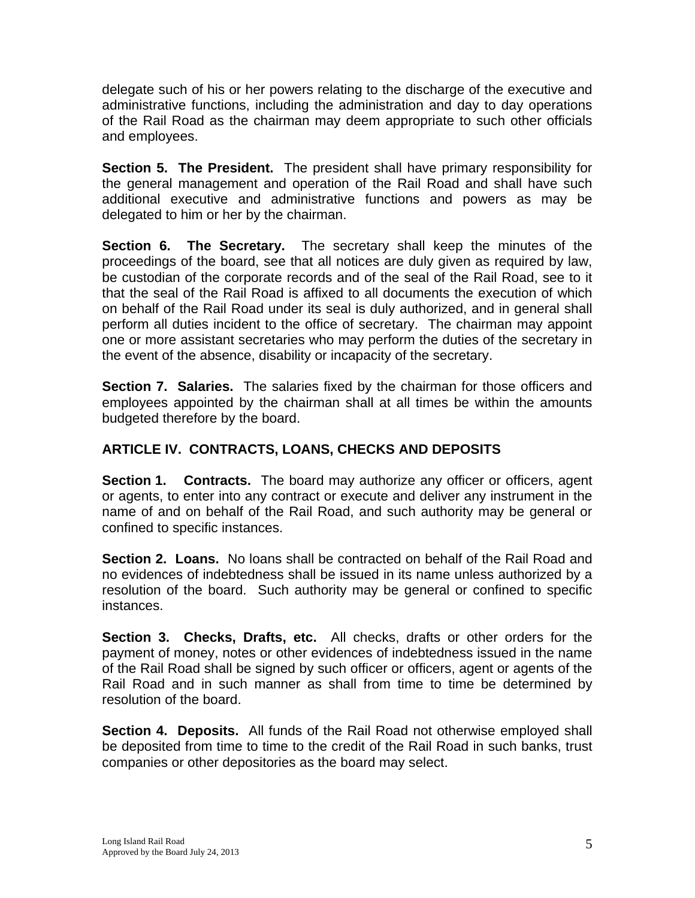delegate such of his or her powers relating to the discharge of the executive and administrative functions, including the administration and day to day operations of the Rail Road as the chairman may deem appropriate to such other officials and employees.

**Section 5. The President.** The president shall have primary responsibility for the general management and operation of the Rail Road and shall have such additional executive and administrative functions and powers as may be delegated to him or her by the chairman.

**Section 6. The Secretary.** The secretary shall keep the minutes of the proceedings of the board, see that all notices are duly given as required by law, be custodian of the corporate records and of the seal of the Rail Road, see to it that the seal of the Rail Road is affixed to all documents the execution of which on behalf of the Rail Road under its seal is duly authorized, and in general shall perform all duties incident to the office of secretary. The chairman may appoint one or more assistant secretaries who may perform the duties of the secretary in the event of the absence, disability or incapacity of the secretary.

**Section 7. Salaries.** The salaries fixed by the chairman for those officers and employees appointed by the chairman shall at all times be within the amounts budgeted therefore by the board.

## ARTICLE IV. CONTRACTS, LOANS, CHECKS AND DEPOSITS

**Section 1. Contracts.** The board may authorize any officer or officers, agent or agents, to enter into any contract or execute and deliver any instrument in the name of and on behalf of the Rail Road, and such authority may be general or confined to specific instances.

**Section 2. Loans.** No loans shall be contracted on behalf of the Rail Road and no evidences of indebtedness shall be issued in its name unless authorized by a resolution of the board. Such authority may be general or confined to specific instances.

**Section 3. Checks, Drafts, etc.** All checks, drafts or other orders for the payment of money, notes or other evidences of indebtedness issued in the name of the Rail Road shall be signed by such officer or officers, agent or agents of the Rail Road and in such manner as shall from time to time be determined by resolution of the board.

**Section 4. Deposits.** All funds of the Rail Road not otherwise employed shall be deposited from time to time to the credit of the Rail Road in such banks, trust companies or other depositories as the board may select.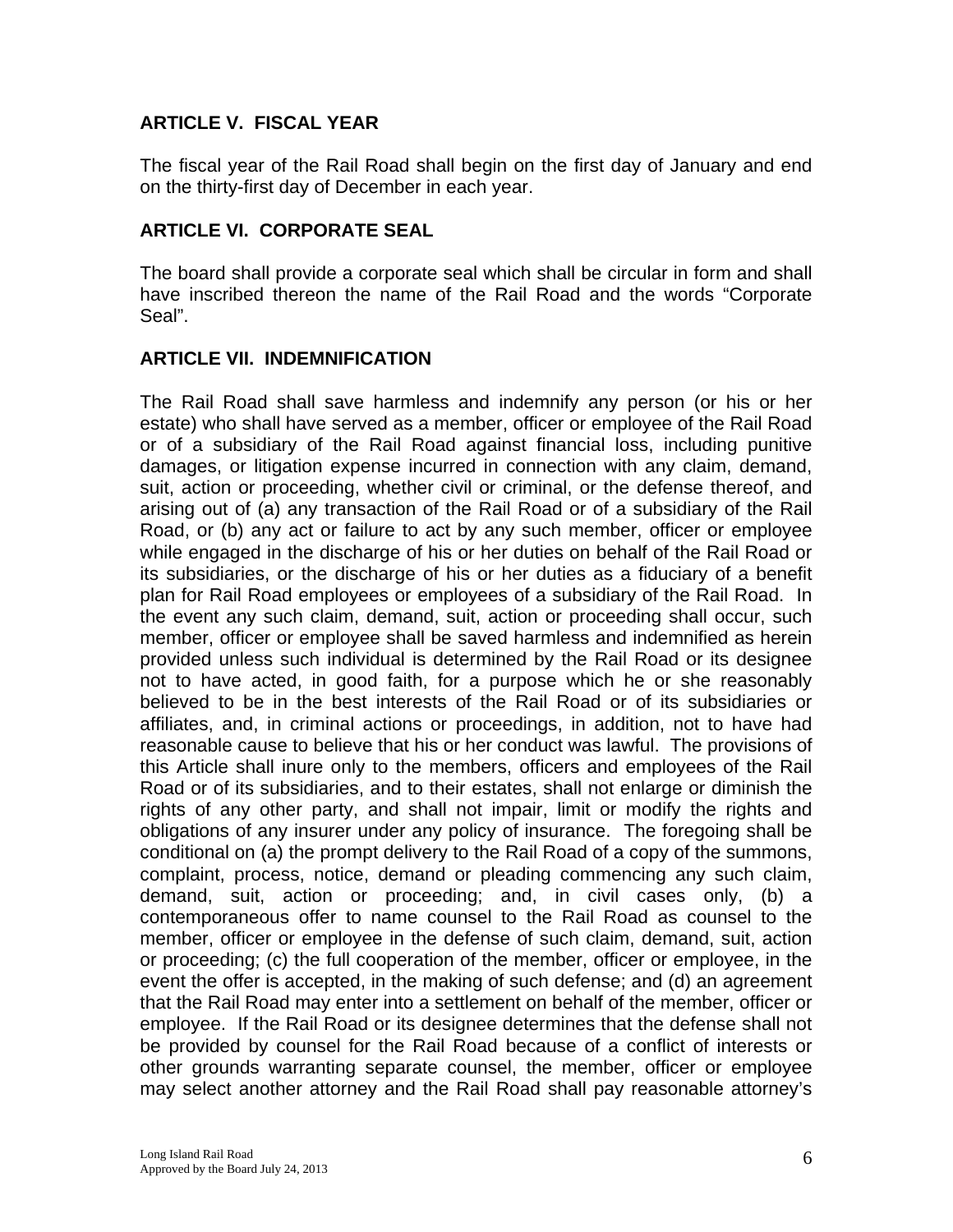## ARTICLE V. FISCAL YEAR

The fiscal year of the Rail Road shall begin on the first day of January and end on the thirty-first day of December in each year.

## ARTICLE VI. CORPORATE SEAL

The board shall provide a corporate seal which shall be circular in form and shall have inscribed thereon the name of the Rail Road and the words "Corporate Seal".

## ARTICLE VII. INDEMNIFICATION

The Rail Road shall save harmless and indemnify any person (or his or her estate) who shall have served as a member, officer or employee of the Rail Road or of a subsidiary of the Rail Road against financial loss, including punitive damages, or litigation expense incurred in connection with any claim, demand, suit, action or proceeding, whether civil or criminal, or the defense thereof, and arising out of (a) any transaction of the Rail Road or of a subsidiary of the Rail Road, or (b) any act or failure to act by any such member, officer or employee while engaged in the discharge of his or her duties on behalf of the Rail Road or its subsidiaries, or the discharge of his or her duties as a fiduciary of a benefit plan for Rail Road employees or employees of a subsidiary of the Rail Road. In the event any such claim, demand, suit, action or proceeding shall occur, such member, officer or employee shall be saved harmless and indemnified as herein provided unless such individual is determined by the Rail Road or its designee not to have acted, in good faith, for a purpose which he or she reasonably believed to be in the best interests of the Rail Road or of its subsidiaries or affiliates, and, in criminal actions or proceedings, in addition, not to have had reasonable cause to believe that his or her conduct was lawful. The provisions of this Article shall inure only to the members, officers and employees of the Rail Road or of its subsidiaries, and to their estates, shall not enlarge or diminish the rights of any other party, and shall not impair, limit or modify the rights and obligations of any insurer under any policy of insurance. The foregoing shall be conditional on (a) the prompt delivery to the Rail Road of a copy of the summons, complaint, process, notice, demand or pleading commencing any such claim, demand, suit, action or proceeding; and, in civil cases only, (b) a contemporaneous offer to name counsel to the Rail Road as counsel to the member, officer or employee in the defense of such claim, demand, suit, action or proceeding; (c) the full cooperation of the member, officer or employee, in the event the offer is accepted, in the making of such defense; and (d) an agreement that the Rail Road may enter into a settlement on behalf of the member, officer or employee. If the Rail Road or its designee determines that the defense shall not be provided by counsel for the Rail Road because of a conflict of interests or other grounds warranting separate counsel, the member, officer or employee may select another attorney and the Rail Road shall pay reasonable attorney's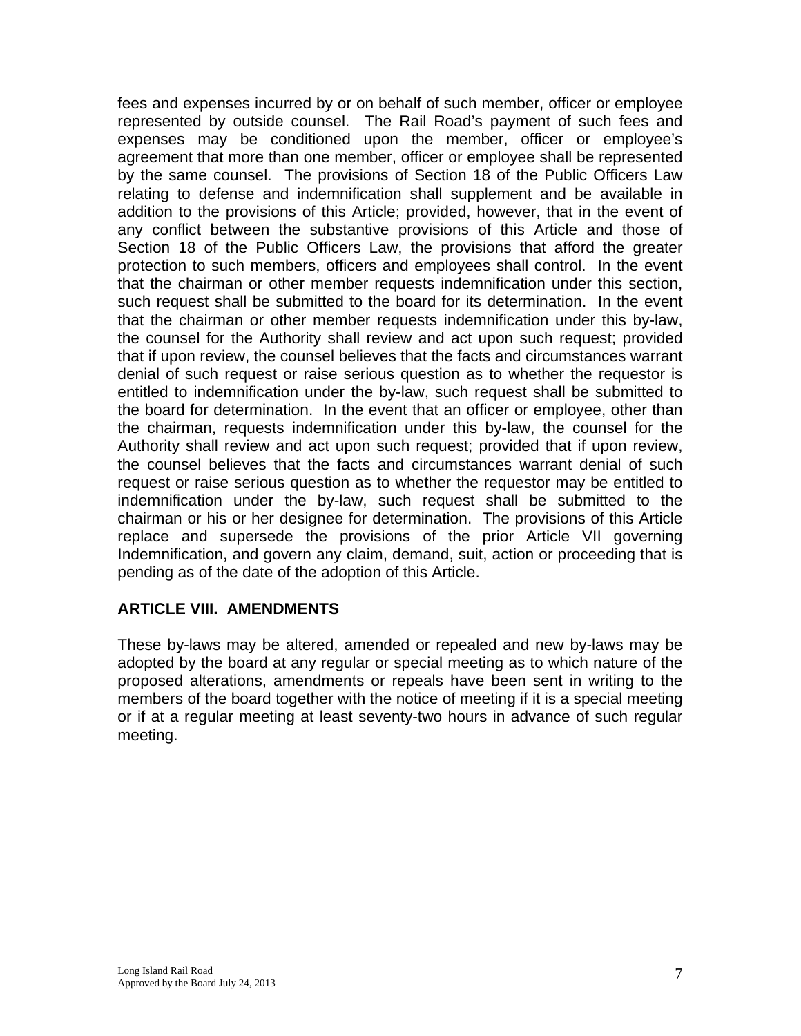fees and expenses incurred by or on behalf of such member, officer or employee represented by outside counsel. The Rail Road's payment of such fees and expenses may be conditioned upon the member, officer or employee's agreement that more than one member, officer or employee shall be represented by the same counsel. The provisions of Section 18 of the Public Officers Law relating to defense and indemnification shall supplement and be available in addition to the provisions of this Article; provided, however, that in the event of any conflict between the substantive provisions of this Article and those of Section 18 of the Public Officers Law, the provisions that afford the greater protection to such members, officers and employees shall control. In the event that the chairman or other member requests indemnification under this section, such request shall be submitted to the board for its determination. In the event that the chairman or other member requests indemnification under this by-law, the counsel for the Authority shall review and act upon such request; provided that if upon review, the counsel believes that the facts and circumstances warrant denial of such request or raise serious question as to whether the requestor is entitled to indemnification under the by-law, such request shall be submitted to the board for determination. In the event that an officer or employee, other than the chairman, requests indemnification under this by-law, the counsel for the Authority shall review and act upon such request; provided that if upon review, the counsel believes that the facts and circumstances warrant denial of such request or raise serious question as to whether the requestor may be entitled to indemnification under the by-law, such request shall be submitted to the chairman or his or her designee for determination. The provisions of this Article replace and supersede the provisions of the prior Article VII governing Indemnification, and govern any claim, demand, suit, action or proceeding that is pending as of the date of the adoption of this Article.

## ARTICLE VIII. AMENDMENTS

These by-laws may be altered, amended or repealed and new by-laws may be adopted by the board at any regular or special meeting as to which nature of the proposed alterations, amendments or repeals have been sent in writing to the members of the board together with the notice of meeting if it is a special meeting or if at a regular meeting at least seventy-two hours in advance of such regular meeting.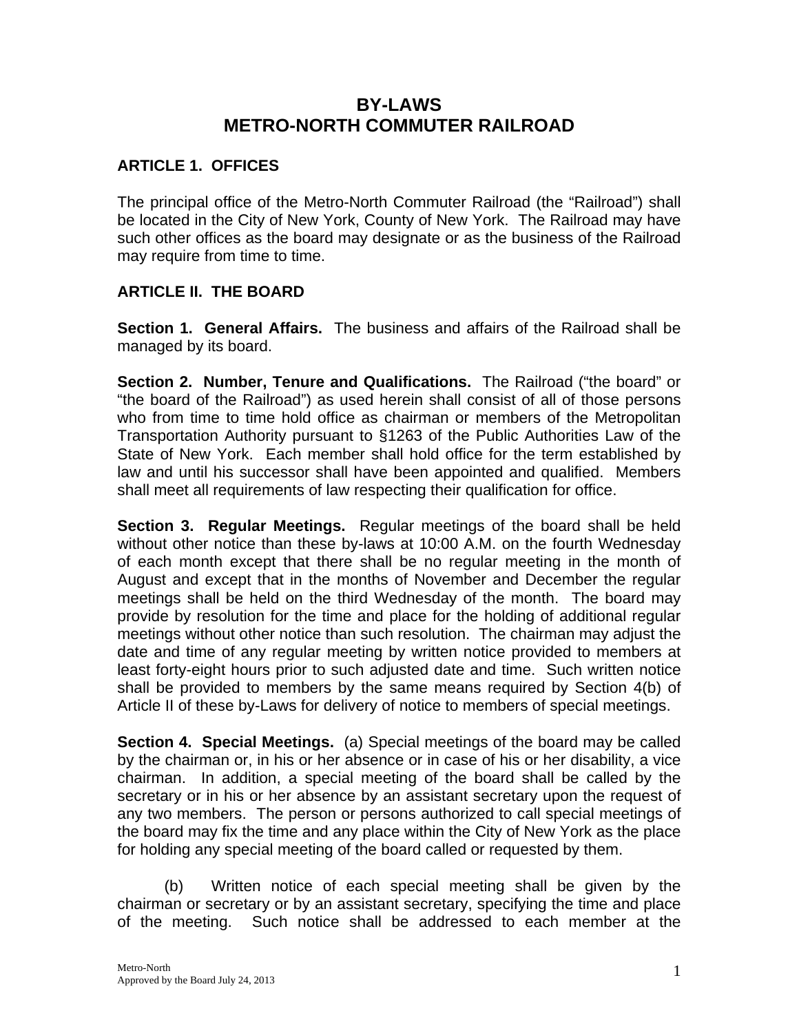# BY-LAWS
# METRO-NORTH COMMUTER RAILROAD

## ARTICLE 1. OFFICES

The principal office of the Metro-North Commuter Railroad (the "Railroad") shall be located in the City of New York, County of New York. The Railroad may have such other offices as the board may designate or as the business of the Railroad may require from time to time.

## ARTICLE II. THE BOARD

**Section 1. General Affairs.** The business and affairs of the Railroad shall be managed by its board.

**Section 2. Number, Tenure and Qualifications.** The Railroad ("the board" or "the board of the Railroad") as used herein shall consist of all of those persons who from time to time hold office as chairman or members of the Metropolitan Transportation Authority pursuant to §1263 of the Public Authorities Law of the State of New York. Each member shall hold office for the term established by law and until his successor shall have been appointed and qualified. Members shall meet all requirements of law respecting their qualification for office.

**Section 3. Regular Meetings.** Regular meetings of the board shall be held without other notice than these by-laws at 10:00 A.M. on the fourth Wednesday of each month except that there shall be no regular meeting in the month of August and except that in the months of November and December the regular meetings shall be held on the third Wednesday of the month. The board may provide by resolution for the time and place for the holding of additional regular meetings without other notice than such resolution. The chairman may adjust the date and time of any regular meeting by written notice provided to members at least forty-eight hours prior to such adjusted date and time. Such written notice shall be provided to members by the same means required by Section 4(b) of Article II of these by-Laws for delivery of notice to members of special meetings.

**Section 4. Special Meetings.** (a) Special meetings of the board may be called by the chairman or, in his or her absence or in case of his or her disability, a vice chairman. In addition, a special meeting of the board shall be called by the secretary or in his or her absence by an assistant secretary upon the request of any two members. The person or persons authorized to call special meetings of the board may fix the time and any place within the City of New York as the place for holding any special meeting of the board called or requested by them.

(b) Written notice of each special meeting shall be given by the chairman or secretary or by an assistant secretary, specifying the time and place of the meeting. Such notice shall be addressed to each member at the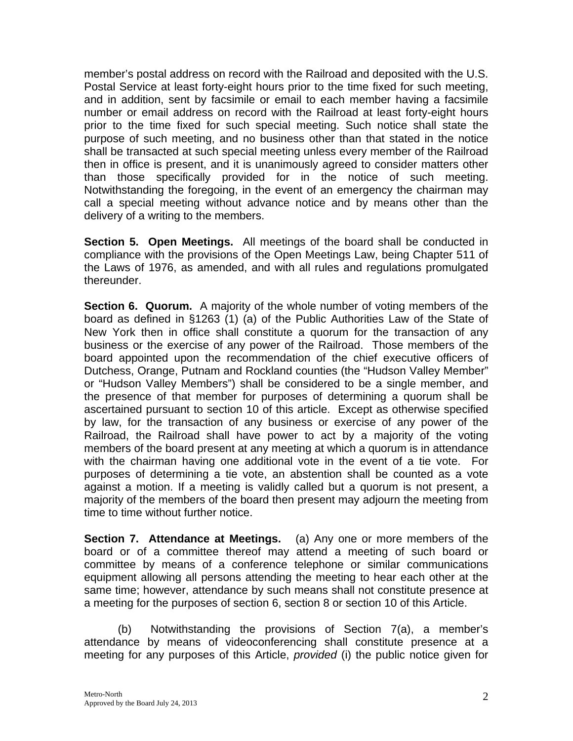member's postal address on record with the Railroad and deposited with the U.S. Postal Service at least forty-eight hours prior to the time fixed for such meeting, and in addition, sent by facsimile or email to each member having a facsimile number or email address on record with the Railroad at least forty-eight hours prior to the time fixed for such special meeting. Such notice shall state the purpose of such meeting, and no business other than that stated in the notice shall be transacted at such special meeting unless every member of the Railroad then in office is present, and it is unanimously agreed to consider matters other than those specifically provided for in the notice of such meeting. Notwithstanding the foregoing, in the event of an emergency the chairman may call a special meeting without advance notice and by means other than the delivery of a writing to the members.

**Section 5. Open Meetings.** All meetings of the board shall be conducted in compliance with the provisions of the Open Meetings Law, being Chapter 511 of the Laws of 1976, as amended, and with all rules and regulations promulgated thereunder.

**Section 6. Quorum.** A majority of the whole number of voting members of the board as defined in §1263 (1) (a) of the Public Authorities Law of the State of New York then in office shall constitute a quorum for the transaction of any business or the exercise of any power of the Railroad. Those members of the board appointed upon the recommendation of the chief executive officers of Dutchess, Orange, Putnam and Rockland counties (the "Hudson Valley Member" or "Hudson Valley Members") shall be considered to be a single member, and the presence of that member for purposes of determining a quorum shall be ascertained pursuant to section 10 of this article. Except as otherwise specified by law, for the transaction of any business or exercise of any power of the Railroad, the Railroad shall have power to act by a majority of the voting members of the board present at any meeting at which a quorum is in attendance with the chairman having one additional vote in the event of a tie vote. For purposes of determining a tie vote, an abstention shall be counted as a vote against a motion. If a meeting is validly called but a quorum is not present, a majority of the members of the board then present may adjourn the meeting from time to time without further notice.

**Section 7. Attendance at Meetings.** (a) Any one or more members of the board or of a committee thereof may attend a meeting of such board or committee by means of a conference telephone or similar communications equipment allowing all persons attending the meeting to hear each other at the same time; however, attendance by such means shall not constitute presence at a meeting for the purposes of section 6, section 8 or section 10 of this Article.

(b) Notwithstanding the provisions of Section 7(a), a member's attendance by means of videoconferencing shall constitute presence at a meeting for any purposes of this Article, *provided* (i) the public notice given for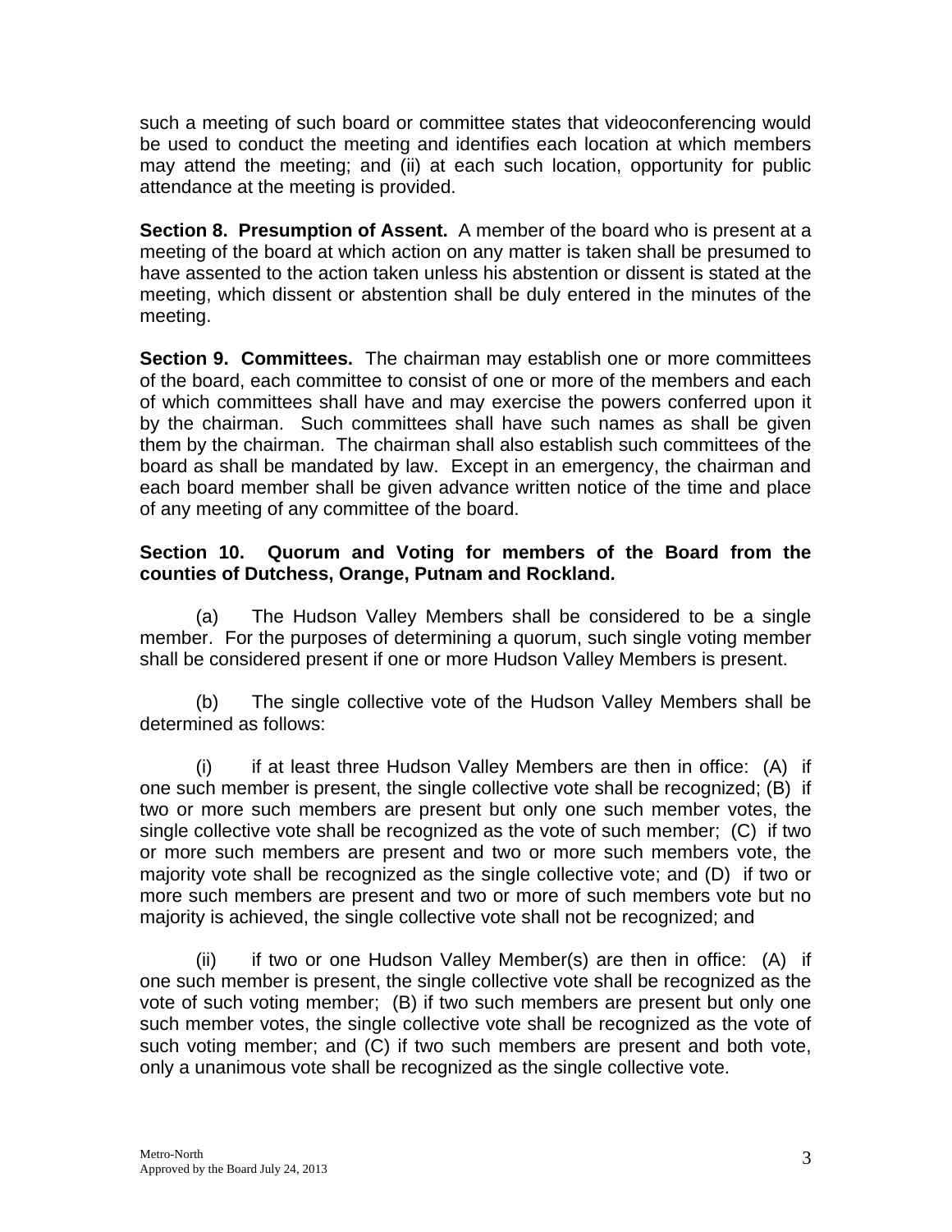such a meeting of such board or committee states that videoconferencing would be used to conduct the meeting and identifies each location at which members may attend the meeting; and (ii) at each such location, opportunity for public attendance at the meeting is provided.

**Section 8. Presumption of Assent.** A member of the board who is present at a meeting of the board at which action on any matter is taken shall be presumed to have assented to the action taken unless his abstention or dissent is stated at the meeting, which dissent or abstention shall be duly entered in the minutes of the meeting.

**Section 9. Committees.** The chairman may establish one or more committees of the board, each committee to consist of one or more of the members and each of which committees shall have and may exercise the powers conferred upon it by the chairman. Such committees shall have such names as shall be given them by the chairman. The chairman shall also establish such committees of the board as shall be mandated by law. Except in an emergency, the chairman and each board member shall be given advance written notice of the time and place of any meeting of any committee of the board.

**Section 10. Quorum and Voting for members of the Board from the counties of Dutchess, Orange, Putnam and Rockland.**

(a) The Hudson Valley Members shall be considered to be a single member. For the purposes of determining a quorum, such single voting member shall be considered present if one or more Hudson Valley Members is present.

(b) The single collective vote of the Hudson Valley Members shall be determined as follows:

(i) if at least three Hudson Valley Members are then in office: (A) if one such member is present, the single collective vote shall be recognized; (B) if two or more such members are present but only one such member votes, the single collective vote shall be recognized as the vote of such member; (C) if two or more such members are present and two or more such members vote, the majority vote shall be recognized as the single collective vote; and (D) if two or more such members are present and two or more of such members vote but no majority is achieved, the single collective vote shall not be recognized; and

(ii) if two or one Hudson Valley Member(s) are then in office: (A) if one such member is present, the single collective vote shall be recognized as the vote of such voting member; (B) if two such members are present but only one such member votes, the single collective vote shall be recognized as the vote of such voting member; and (C) if two such members are present and both vote, only a unanimous vote shall be recognized as the single collective vote.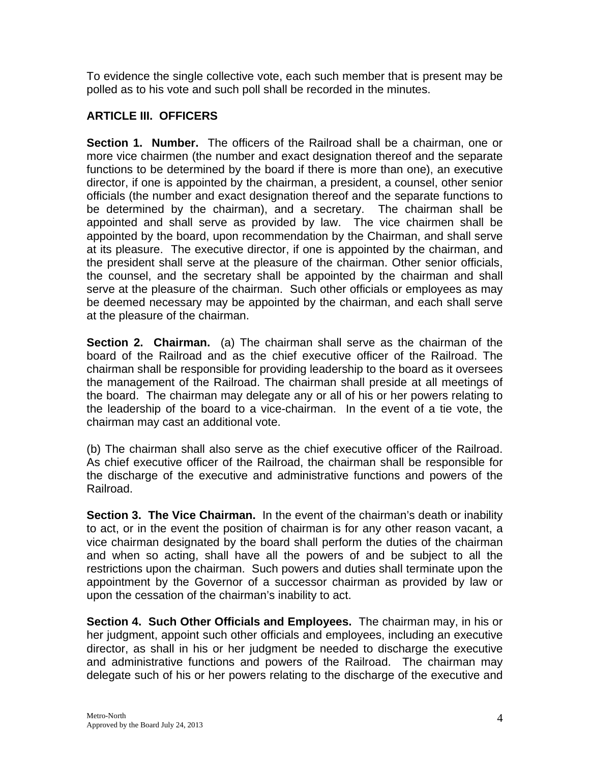To evidence the single collective vote, each such member that is present may be polled as to his vote and such poll shall be recorded in the minutes.

## ARTICLE III. OFFICERS

**Section 1. Number.** The officers of the Railroad shall be a chairman, one or more vice chairmen (the number and exact designation thereof and the separate functions to be determined by the board if there is more than one), an executive director, if one is appointed by the chairman, a president, a counsel, other senior officials (the number and exact designation thereof and the separate functions to be determined by the chairman), and a secretary. The chairman shall be appointed and shall serve as provided by law. The vice chairmen shall be appointed by the board, upon recommendation by the Chairman, and shall serve at its pleasure. The executive director, if one is appointed by the chairman, and the president shall serve at the pleasure of the chairman. Other senior officials, the counsel, and the secretary shall be appointed by the chairman and shall serve at the pleasure of the chairman. Such other officials or employees as may be deemed necessary may be appointed by the chairman, and each shall serve at the pleasure of the chairman.

**Section 2. Chairman.** (a) The chairman shall serve as the chairman of the board of the Railroad and as the chief executive officer of the Railroad. The chairman shall be responsible for providing leadership to the board as it oversees the management of the Railroad. The chairman shall preside at all meetings of the board. The chairman may delegate any or all of his or her powers relating to the leadership of the board to a vice-chairman. In the event of a tie vote, the chairman may cast an additional vote.

(b) The chairman shall also serve as the chief executive officer of the Railroad. As chief executive officer of the Railroad, the chairman shall be responsible for the discharge of the executive and administrative functions and powers of the Railroad.

**Section 3. The Vice Chairman.** In the event of the chairman's death or inability to act, or in the event the position of chairman is for any other reason vacant, a vice chairman designated by the board shall perform the duties of the chairman and when so acting, shall have all the powers of and be subject to all the restrictions upon the chairman. Such powers and duties shall terminate upon the appointment by the Governor of a successor chairman as provided by law or upon the cessation of the chairman's inability to act.

**Section 4. Such Other Officials and Employees.** The chairman may, in his or her judgment, appoint such other officials and employees, including an executive director, as shall in his or her judgment be needed to discharge the executive and administrative functions and powers of the Railroad. The chairman may delegate such of his or her powers relating to the discharge of the executive and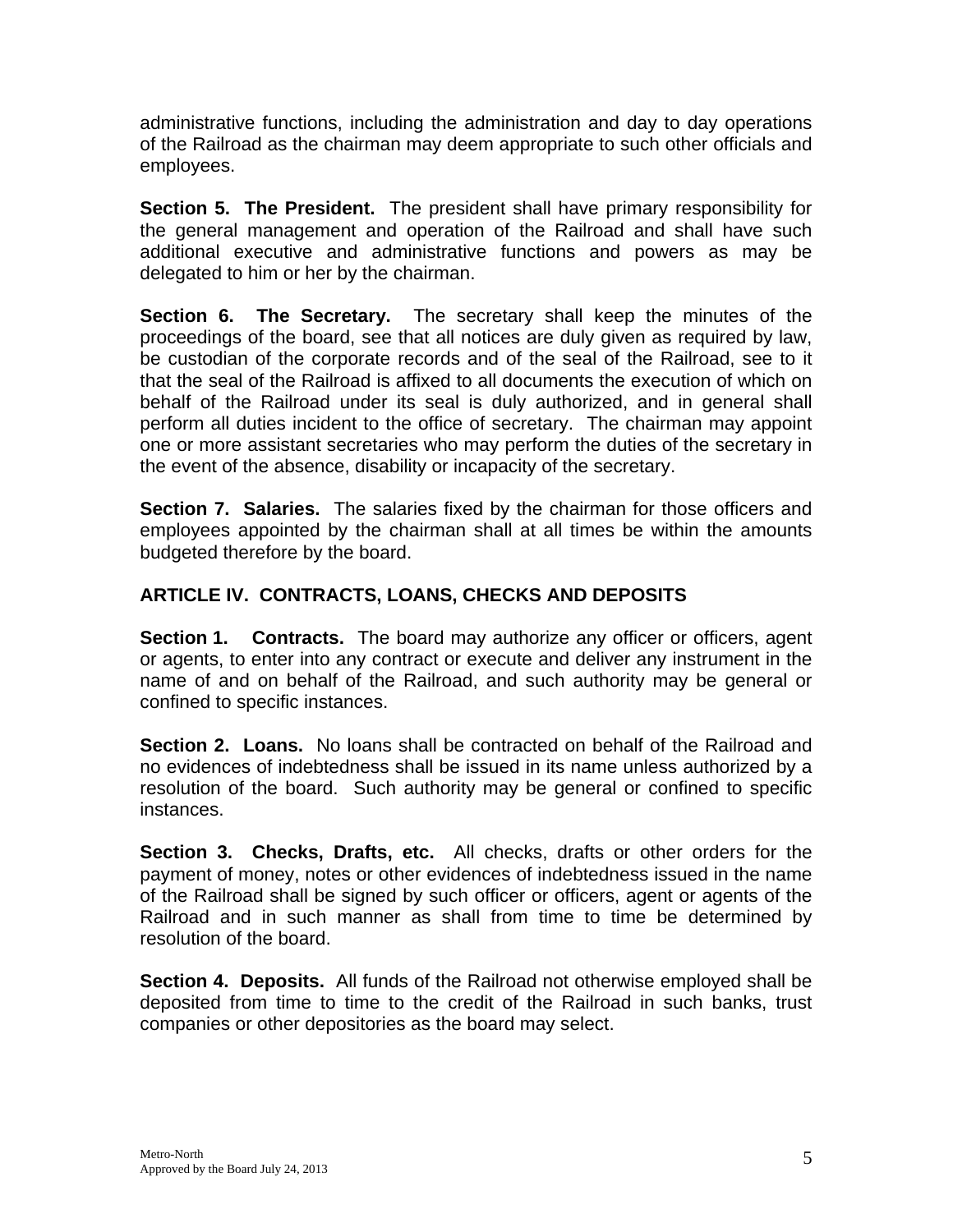administrative functions, including the administration and day to day operations of the Railroad as the chairman may deem appropriate to such other officials and employees.

**Section 5. The President.** The president shall have primary responsibility for the general management and operation of the Railroad and shall have such additional executive and administrative functions and powers as may be delegated to him or her by the chairman.

**Section 6. The Secretary.** The secretary shall keep the minutes of the proceedings of the board, see that all notices are duly given as required by law, be custodian of the corporate records and of the seal of the Railroad, see to it that the seal of the Railroad is affixed to all documents the execution of which on behalf of the Railroad under its seal is duly authorized, and in general shall perform all duties incident to the office of secretary. The chairman may appoint one or more assistant secretaries who may perform the duties of the secretary in the event of the absence, disability or incapacity of the secretary.

**Section 7. Salaries.** The salaries fixed by the chairman for those officers and employees appointed by the chairman shall at all times be within the amounts budgeted therefore by the board.

## ARTICLE IV. CONTRACTS, LOANS, CHECKS AND DEPOSITS

**Section 1. Contracts.** The board may authorize any officer or officers, agent or agents, to enter into any contract or execute and deliver any instrument in the name of and on behalf of the Railroad, and such authority may be general or confined to specific instances.

**Section 2. Loans.** No loans shall be contracted on behalf of the Railroad and no evidences of indebtedness shall be issued in its name unless authorized by a resolution of the board. Such authority may be general or confined to specific instances.

**Section 3. Checks, Drafts, etc.** All checks, drafts or other orders for the payment of money, notes or other evidences of indebtedness issued in the name of the Railroad shall be signed by such officer or officers, agent or agents of the Railroad and in such manner as shall from time to time be determined by resolution of the board.

**Section 4. Deposits.** All funds of the Railroad not otherwise employed shall be deposited from time to time to the credit of the Railroad in such banks, trust companies or other depositories as the board may select.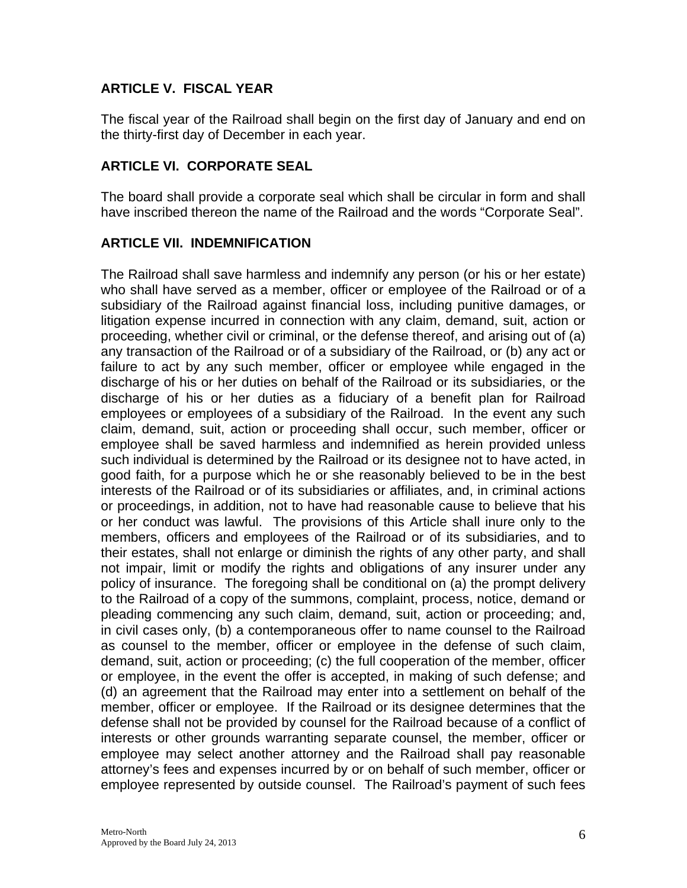## ARTICLE V. FISCAL YEAR

The fiscal year of the Railroad shall begin on the first day of January and end on the thirty-first day of December in each year.

## ARTICLE VI. CORPORATE SEAL

The board shall provide a corporate seal which shall be circular in form and shall have inscribed thereon the name of the Railroad and the words "Corporate Seal".

## ARTICLE VII. INDEMNIFICATION

The Railroad shall save harmless and indemnify any person (or his or her estate) who shall have served as a member, officer or employee of the Railroad or of a subsidiary of the Railroad against financial loss, including punitive damages, or litigation expense incurred in connection with any claim, demand, suit, action or proceeding, whether civil or criminal, or the defense thereof, and arising out of (a) any transaction of the Railroad or of a subsidiary of the Railroad, or (b) any act or failure to act by any such member, officer or employee while engaged in the discharge of his or her duties on behalf of the Railroad or its subsidiaries, or the discharge of his or her duties as a fiduciary of a benefit plan for Railroad employees or employees of a subsidiary of the Railroad. In the event any such claim, demand, suit, action or proceeding shall occur, such member, officer or employee shall be saved harmless and indemnified as herein provided unless such individual is determined by the Railroad or its designee not to have acted, in good faith, for a purpose which he or she reasonably believed to be in the best interests of the Railroad or of its subsidiaries or affiliates, and, in criminal actions or proceedings, in addition, not to have had reasonable cause to believe that his or her conduct was lawful. The provisions of this Article shall inure only to the members, officers and employees of the Railroad or of its subsidiaries, and to their estates, shall not enlarge or diminish the rights of any other party, and shall not impair, limit or modify the rights and obligations of any insurer under any policy of insurance. The foregoing shall be conditional on (a) the prompt delivery to the Railroad of a copy of the summons, complaint, process, notice, demand or pleading commencing any such claim, demand, suit, action or proceeding; and, in civil cases only, (b) a contemporaneous offer to name counsel to the Railroad as counsel to the member, officer or employee in the defense of such claim, demand, suit, action or proceeding; (c) the full cooperation of the member, officer or employee, in the event the offer is accepted, in making of such defense; and (d) an agreement that the Railroad may enter into a settlement on behalf of the member, officer or employee. If the Railroad or its designee determines that the defense shall not be provided by counsel for the Railroad because of a conflict of interests or other grounds warranting separate counsel, the member, officer or employee may select another attorney and the Railroad shall pay reasonable attorney's fees and expenses incurred by or on behalf of such member, officer or employee represented by outside counsel. The Railroad's payment of such fees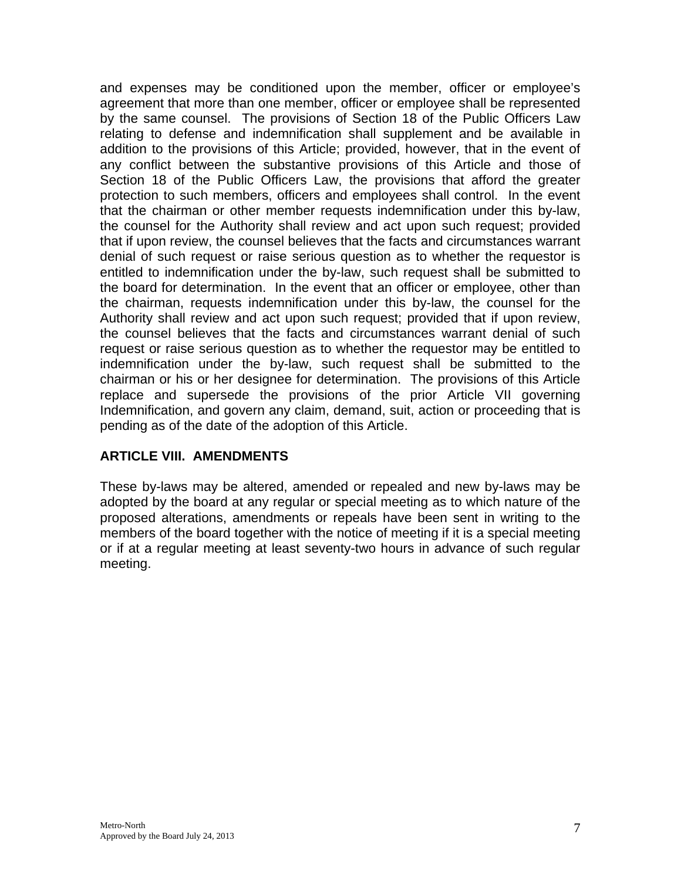and expenses may be conditioned upon the member, officer or employee's agreement that more than one member, officer or employee shall be represented by the same counsel. The provisions of Section 18 of the Public Officers Law relating to defense and indemnification shall supplement and be available in addition to the provisions of this Article; provided, however, that in the event of any conflict between the substantive provisions of this Article and those of Section 18 of the Public Officers Law, the provisions that afford the greater protection to such members, officers and employees shall control. In the event that the chairman or other member requests indemnification under this by-law, the counsel for the Authority shall review and act upon such request; provided that if upon review, the counsel believes that the facts and circumstances warrant denial of such request or raise serious question as to whether the requestor is entitled to indemnification under the by-law, such request shall be submitted to the board for determination. In the event that an officer or employee, other than the chairman, requests indemnification under this by-law, the counsel for the Authority shall review and act upon such request; provided that if upon review, the counsel believes that the facts and circumstances warrant denial of such request or raise serious question as to whether the requestor may be entitled to indemnification under the by-law, such request shall be submitted to the chairman or his or her designee for determination. The provisions of this Article replace and supersede the provisions of the prior Article VII governing Indemnification, and govern any claim, demand, suit, action or proceeding that is pending as of the date of the adoption of this Article.

## ARTICLE VIII. AMENDMENTS

These by-laws may be altered, amended or repealed and new by-laws may be adopted by the board at any regular or special meeting as to which nature of the proposed alterations, amendments or repeals have been sent in writing to the members of the board together with the notice of meeting if it is a special meeting or if at a regular meeting at least seventy-two hours in advance of such regular meeting.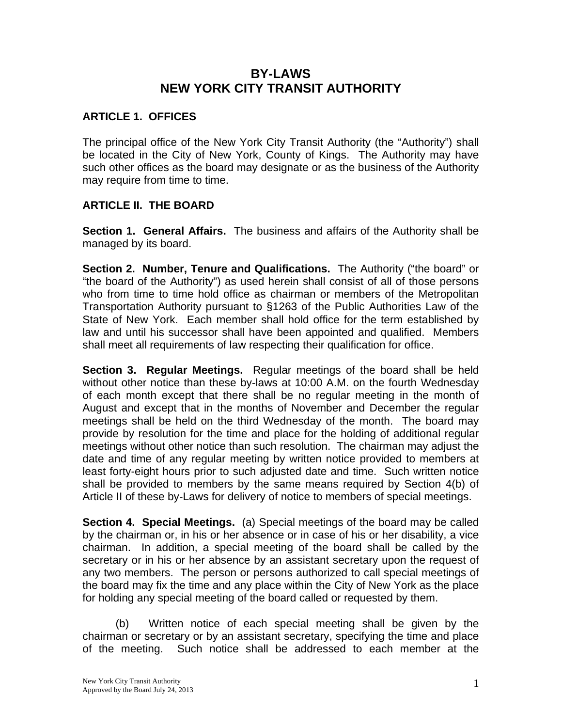# BY-LAWS
# NEW YORK CITY TRANSIT AUTHORITY

## ARTICLE 1. OFFICES

The principal office of the New York City Transit Authority (the "Authority") shall be located in the City of New York, County of Kings. The Authority may have such other offices as the board may designate or as the business of the Authority may require from time to time.

## ARTICLE II. THE BOARD

**Section 1. General Affairs.** The business and affairs of the Authority shall be managed by its board.

**Section 2. Number, Tenure and Qualifications.** The Authority ("the board" or "the board of the Authority") as used herein shall consist of all of those persons who from time to time hold office as chairman or members of the Metropolitan Transportation Authority pursuant to §1263 of the Public Authorities Law of the State of New York. Each member shall hold office for the term established by law and until his successor shall have been appointed and qualified. Members shall meet all requirements of law respecting their qualification for office.

**Section 3. Regular Meetings.** Regular meetings of the board shall be held without other notice than these by-laws at 10:00 A.M. on the fourth Wednesday of each month except that there shall be no regular meeting in the month of August and except that in the months of November and December the regular meetings shall be held on the third Wednesday of the month. The board may provide by resolution for the time and place for the holding of additional regular meetings without other notice than such resolution. The chairman may adjust the date and time of any regular meeting by written notice provided to members at least forty-eight hours prior to such adjusted date and time. Such written notice shall be provided to members by the same means required by Section 4(b) of Article II of these by-Laws for delivery of notice to members of special meetings.

**Section 4. Special Meetings.** (a) Special meetings of the board may be called by the chairman or, in his or her absence or in case of his or her disability, a vice chairman. In addition, a special meeting of the board shall be called by the secretary or in his or her absence by an assistant secretary upon the request of any two members. The person or persons authorized to call special meetings of the board may fix the time and any place within the City of New York as the place for holding any special meeting of the board called or requested by them.

(b) Written notice of each special meeting shall be given by the chairman or secretary or by an assistant secretary, specifying the time and place of the meeting. Such notice shall be addressed to each member at the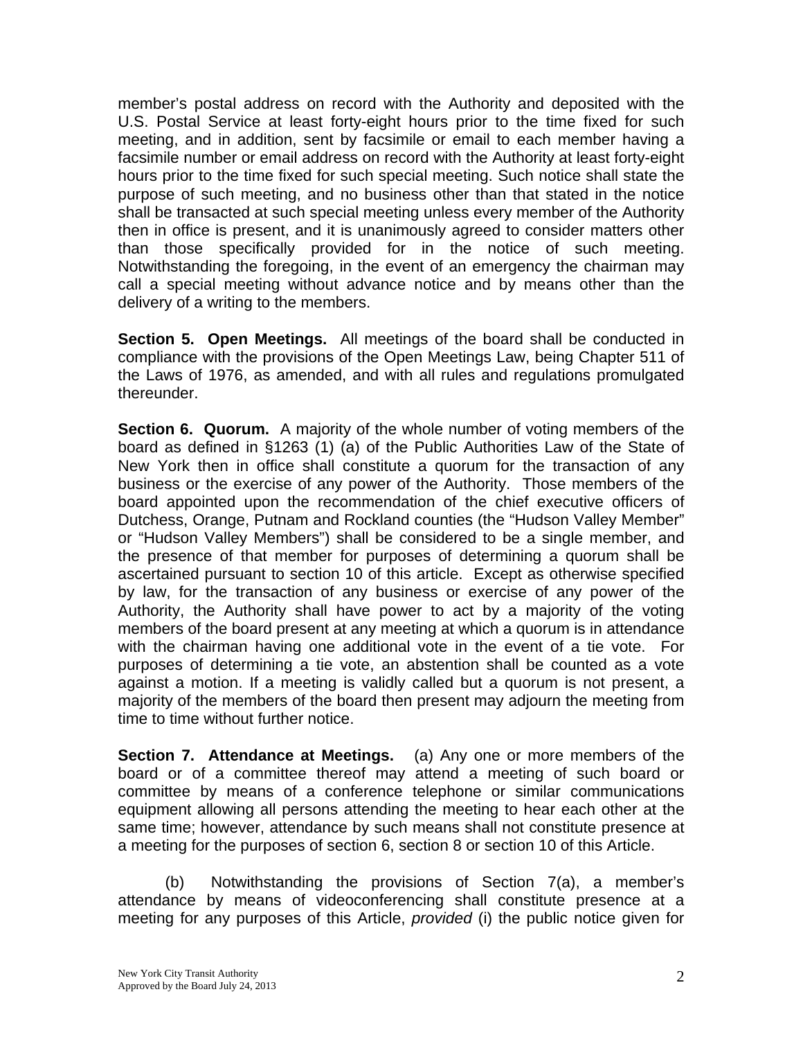member's postal address on record with the Authority and deposited with the U.S. Postal Service at least forty-eight hours prior to the time fixed for such meeting, and in addition, sent by facsimile or email to each member having a facsimile number or email address on record with the Authority at least forty-eight hours prior to the time fixed for such special meeting. Such notice shall state the purpose of such meeting, and no business other than that stated in the notice shall be transacted at such special meeting unless every member of the Authority then in office is present, and it is unanimously agreed to consider matters other than those specifically provided for in the notice of such meeting. Notwithstanding the foregoing, in the event of an emergency the chairman may call a special meeting without advance notice and by means other than the delivery of a writing to the members.

**Section 5. Open Meetings.** All meetings of the board shall be conducted in compliance with the provisions of the Open Meetings Law, being Chapter 511 of the Laws of 1976, as amended, and with all rules and regulations promulgated thereunder.

**Section 6. Quorum.** A majority of the whole number of voting members of the board as defined in §1263 (1) (a) of the Public Authorities Law of the State of New York then in office shall constitute a quorum for the transaction of any business or the exercise of any power of the Authority. Those members of the board appointed upon the recommendation of the chief executive officers of Dutchess, Orange, Putnam and Rockland counties (the "Hudson Valley Member" or "Hudson Valley Members") shall be considered to be a single member, and the presence of that member for purposes of determining a quorum shall be ascertained pursuant to section 10 of this article. Except as otherwise specified by law, for the transaction of any business or exercise of any power of the Authority, the Authority shall have power to act by a majority of the voting members of the board present at any meeting at which a quorum is in attendance with the chairman having one additional vote in the event of a tie vote. For purposes of determining a tie vote, an abstention shall be counted as a vote against a motion. If a meeting is validly called but a quorum is not present, a majority of the members of the board then present may adjourn the meeting from time to time without further notice.

**Section 7. Attendance at Meetings.** (a) Any one or more members of the board or of a committee thereof may attend a meeting of such board or committee by means of a conference telephone or similar communications equipment allowing all persons attending the meeting to hear each other at the same time; however, attendance by such means shall not constitute presence at a meeting for the purposes of section 6, section 8 or section 10 of this Article.

(b) Notwithstanding the provisions of Section 7(a), a member's attendance by means of videoconferencing shall constitute presence at a meeting for any purposes of this Article, *provided* (i) the public notice given for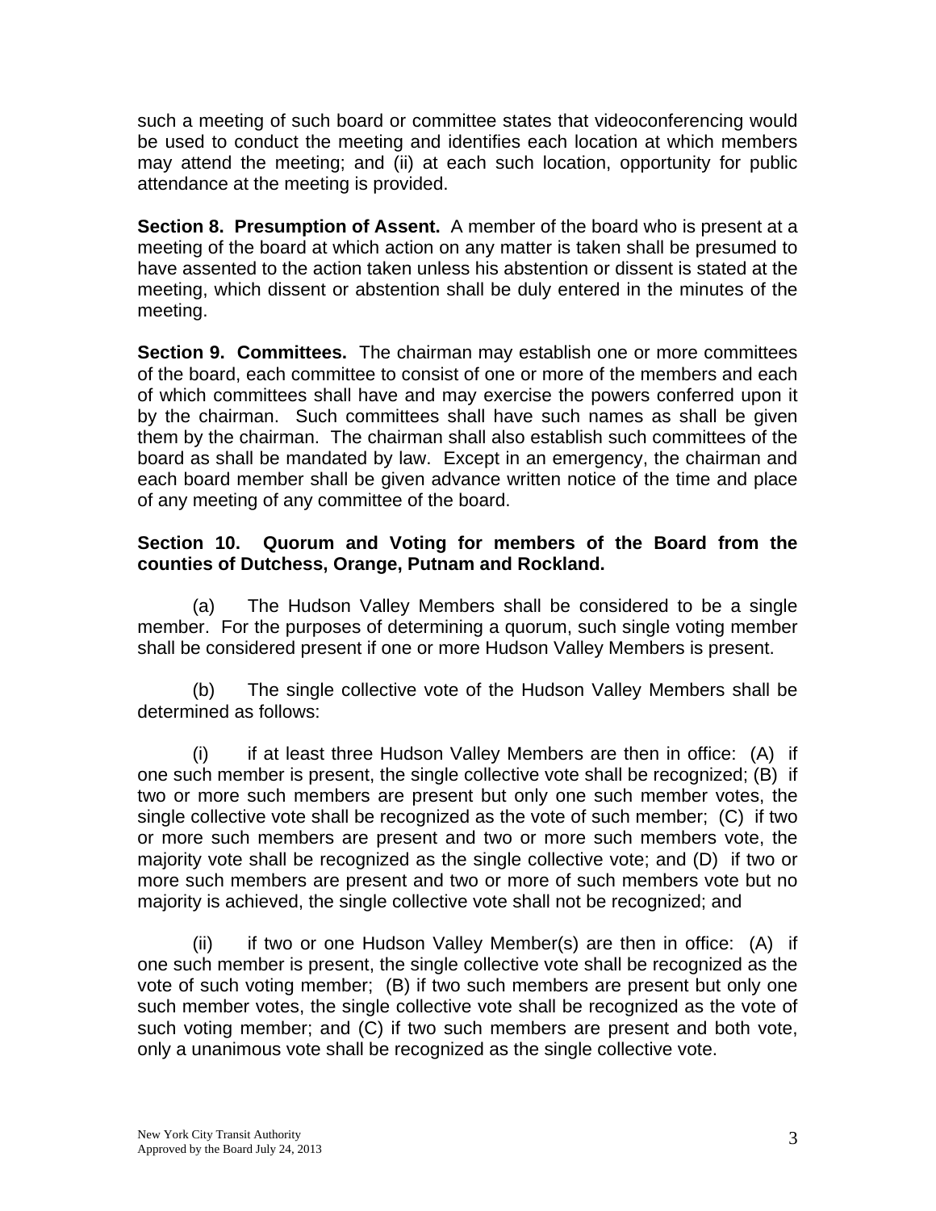such a meeting of such board or committee states that videoconferencing would be used to conduct the meeting and identifies each location at which members may attend the meeting; and (ii) at each such location, opportunity for public attendance at the meeting is provided.

**Section 8. Presumption of Assent.** A member of the board who is present at a meeting of the board at which action on any matter is taken shall be presumed to have assented to the action taken unless his abstention or dissent is stated at the meeting, which dissent or abstention shall be duly entered in the minutes of the meeting.

**Section 9. Committees.** The chairman may establish one or more committees of the board, each committee to consist of one or more of the members and each of which committees shall have and may exercise the powers conferred upon it by the chairman. Such committees shall have such names as shall be given them by the chairman. The chairman shall also establish such committees of the board as shall be mandated by law. Except in an emergency, the chairman and each board member shall be given advance written notice of the time and place of any meeting of any committee of the board.

**Section 10. Quorum and Voting for members of the Board from the counties of Dutchess, Orange, Putnam and Rockland.**

(a) The Hudson Valley Members shall be considered to be a single member. For the purposes of determining a quorum, such single voting member shall be considered present if one or more Hudson Valley Members is present.

(b) The single collective vote of the Hudson Valley Members shall be determined as follows:

(i) if at least three Hudson Valley Members are then in office: (A) if one such member is present, the single collective vote shall be recognized; (B) if two or more such members are present but only one such member votes, the single collective vote shall be recognized as the vote of such member; (C) if two or more such members are present and two or more such members vote, the majority vote shall be recognized as the single collective vote; and (D) if two or more such members are present and two or more of such members vote but no majority is achieved, the single collective vote shall not be recognized; and

(ii) if two or one Hudson Valley Member(s) are then in office: (A) if one such member is present, the single collective vote shall be recognized as the vote of such voting member; (B) if two such members are present but only one such member votes, the single collective vote shall be recognized as the vote of such voting member; and (C) if two such members are present and both vote, only a unanimous vote shall be recognized as the single collective vote.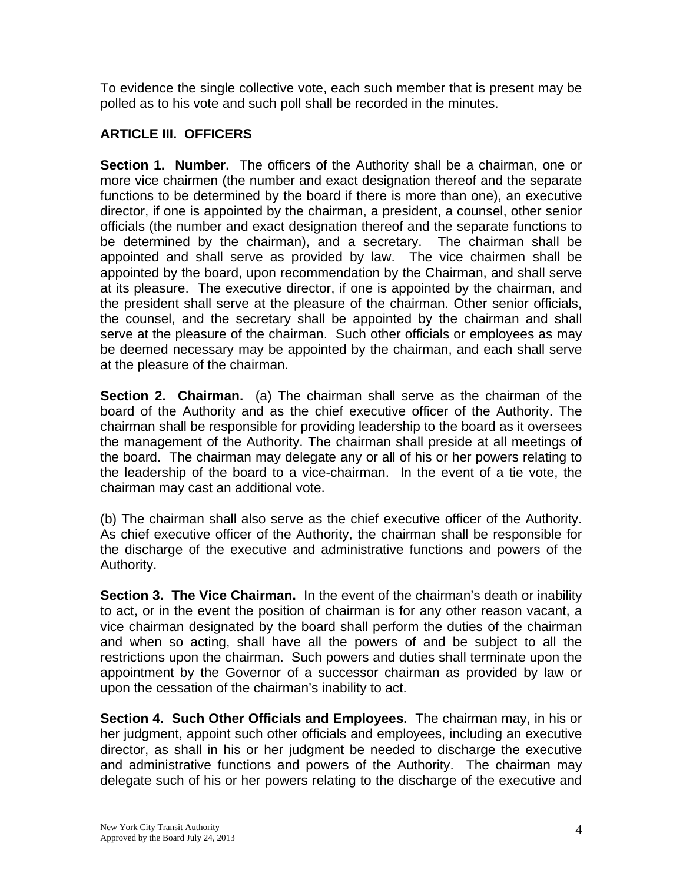To evidence the single collective vote, each such member that is present may be polled as to his vote and such poll shall be recorded in the minutes.

## ARTICLE III. OFFICERS

**Section 1. Number.** The officers of the Authority shall be a chairman, one or more vice chairmen (the number and exact designation thereof and the separate functions to be determined by the board if there is more than one), an executive director, if one is appointed by the chairman, a president, a counsel, other senior officials (the number and exact designation thereof and the separate functions to be determined by the chairman), and a secretary. The chairman shall be appointed and shall serve as provided by law. The vice chairmen shall be appointed by the board, upon recommendation by the Chairman, and shall serve at its pleasure. The executive director, if one is appointed by the chairman, and the president shall serve at the pleasure of the chairman. Other senior officials, the counsel, and the secretary shall be appointed by the chairman and shall serve at the pleasure of the chairman. Such other officials or employees as may be deemed necessary may be appointed by the chairman, and each shall serve at the pleasure of the chairman.

**Section 2. Chairman.** (a) The chairman shall serve as the chairman of the board of the Authority and as the chief executive officer of the Authority. The chairman shall be responsible for providing leadership to the board as it oversees the management of the Authority. The chairman shall preside at all meetings of the board. The chairman may delegate any or all of his or her powers relating to the leadership of the board to a vice-chairman. In the event of a tie vote, the chairman may cast an additional vote.

(b) The chairman shall also serve as the chief executive officer of the Authority. As chief executive officer of the Authority, the chairman shall be responsible for the discharge of the executive and administrative functions and powers of the Authority.

**Section 3. The Vice Chairman.** In the event of the chairman's death or inability to act, or in the event the position of chairman is for any other reason vacant, a vice chairman designated by the board shall perform the duties of the chairman and when so acting, shall have all the powers of and be subject to all the restrictions upon the chairman. Such powers and duties shall terminate upon the appointment by the Governor of a successor chairman as provided by law or upon the cessation of the chairman's inability to act.

**Section 4. Such Other Officials and Employees.** The chairman may, in his or her judgment, appoint such other officials and employees, including an executive director, as shall in his or her judgment be needed to discharge the executive and administrative functions and powers of the Authority. The chairman may delegate such of his or her powers relating to the discharge of the executive and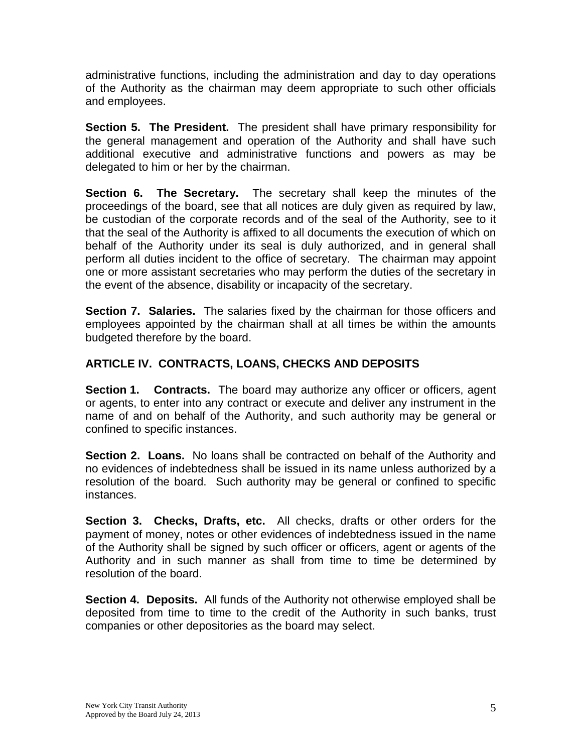administrative functions, including the administration and day to day operations of the Authority as the chairman may deem appropriate to such other officials and employees.

**Section 5. The President.** The president shall have primary responsibility for the general management and operation of the Authority and shall have such additional executive and administrative functions and powers as may be delegated to him or her by the chairman.

**Section 6. The Secretary.** The secretary shall keep the minutes of the proceedings of the board, see that all notices are duly given as required by law, be custodian of the corporate records and of the seal of the Authority, see to it that the seal of the Authority is affixed to all documents the execution of which on behalf of the Authority under its seal is duly authorized, and in general shall perform all duties incident to the office of secretary. The chairman may appoint one or more assistant secretaries who may perform the duties of the secretary in the event of the absence, disability or incapacity of the secretary.

**Section 7. Salaries.** The salaries fixed by the chairman for those officers and employees appointed by the chairman shall at all times be within the amounts budgeted therefore by the board.

## ARTICLE IV. CONTRACTS, LOANS, CHECKS AND DEPOSITS

**Section 1. Contracts.** The board may authorize any officer or officers, agent or agents, to enter into any contract or execute and deliver any instrument in the name of and on behalf of the Authority, and such authority may be general or confined to specific instances.

**Section 2. Loans.** No loans shall be contracted on behalf of the Authority and no evidences of indebtedness shall be issued in its name unless authorized by a resolution of the board. Such authority may be general or confined to specific instances.

**Section 3. Checks, Drafts, etc.** All checks, drafts or other orders for the payment of money, notes or other evidences of indebtedness issued in the name of the Authority shall be signed by such officer or officers, agent or agents of the Authority and in such manner as shall from time to time be determined by resolution of the board.

**Section 4. Deposits.** All funds of the Authority not otherwise employed shall be deposited from time to time to the credit of the Authority in such banks, trust companies or other depositories as the board may select.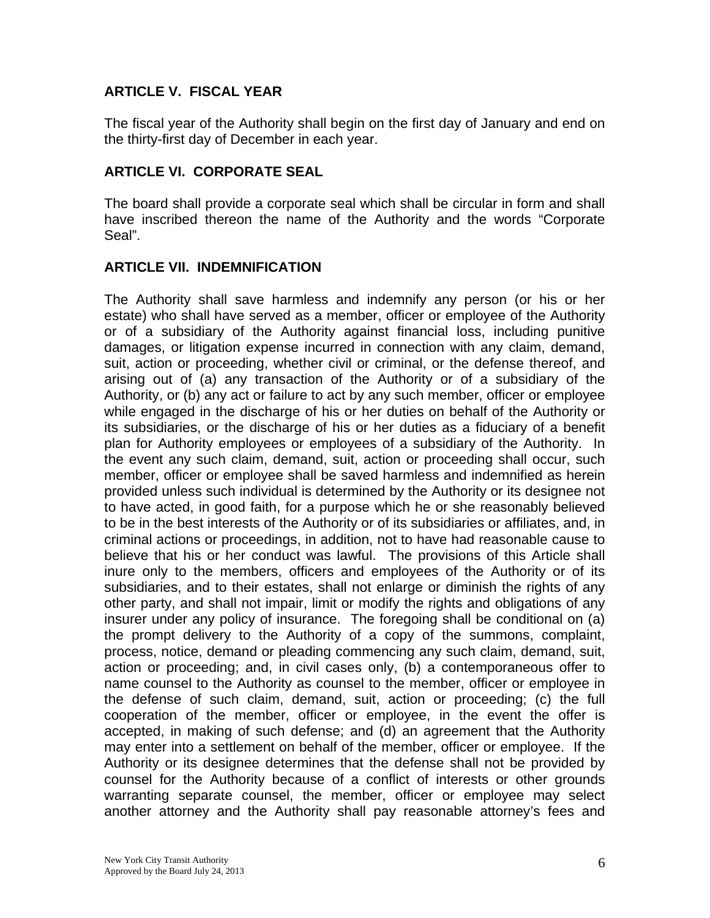## ARTICLE V. FISCAL YEAR

The fiscal year of the Authority shall begin on the first day of January and end on the thirty-first day of December in each year.

## ARTICLE VI. CORPORATE SEAL

The board shall provide a corporate seal which shall be circular in form and shall have inscribed thereon the name of the Authority and the words "Corporate Seal".

## ARTICLE VII. INDEMNIFICATION

The Authority shall save harmless and indemnify any person (or his or her estate) who shall have served as a member, officer or employee of the Authority or of a subsidiary of the Authority against financial loss, including punitive damages, or litigation expense incurred in connection with any claim, demand, suit, action or proceeding, whether civil or criminal, or the defense thereof, and arising out of (a) any transaction of the Authority or of a subsidiary of the Authority, or (b) any act or failure to act by any such member, officer or employee while engaged in the discharge of his or her duties on behalf of the Authority or its subsidiaries, or the discharge of his or her duties as a fiduciary of a benefit plan for Authority employees or employees of a subsidiary of the Authority. In the event any such claim, demand, suit, action or proceeding shall occur, such member, officer or employee shall be saved harmless and indemnified as herein provided unless such individual is determined by the Authority or its designee not to have acted, in good faith, for a purpose which he or she reasonably believed to be in the best interests of the Authority or of its subsidiaries or affiliates, and, in criminal actions or proceedings, in addition, not to have had reasonable cause to believe that his or her conduct was lawful. The provisions of this Article shall inure only to the members, officers and employees of the Authority or of its subsidiaries, and to their estates, shall not enlarge or diminish the rights of any other party, and shall not impair, limit or modify the rights and obligations of any insurer under any policy of insurance. The foregoing shall be conditional on (a) the prompt delivery to the Authority of a copy of the summons, complaint, process, notice, demand or pleading commencing any such claim, demand, suit, action or proceeding; and, in civil cases only, (b) a contemporaneous offer to name counsel to the Authority as counsel to the member, officer or employee in the defense of such claim, demand, suit, action or proceeding; (c) the full cooperation of the member, officer or employee, in the event the offer is accepted, in making of such defense; and (d) an agreement that the Authority may enter into a settlement on behalf of the member, officer or employee. If the Authority or its designee determines that the defense shall not be provided by counsel for the Authority because of a conflict of interests or other grounds warranting separate counsel, the member, officer or employee may select another attorney and the Authority shall pay reasonable attorney's fees and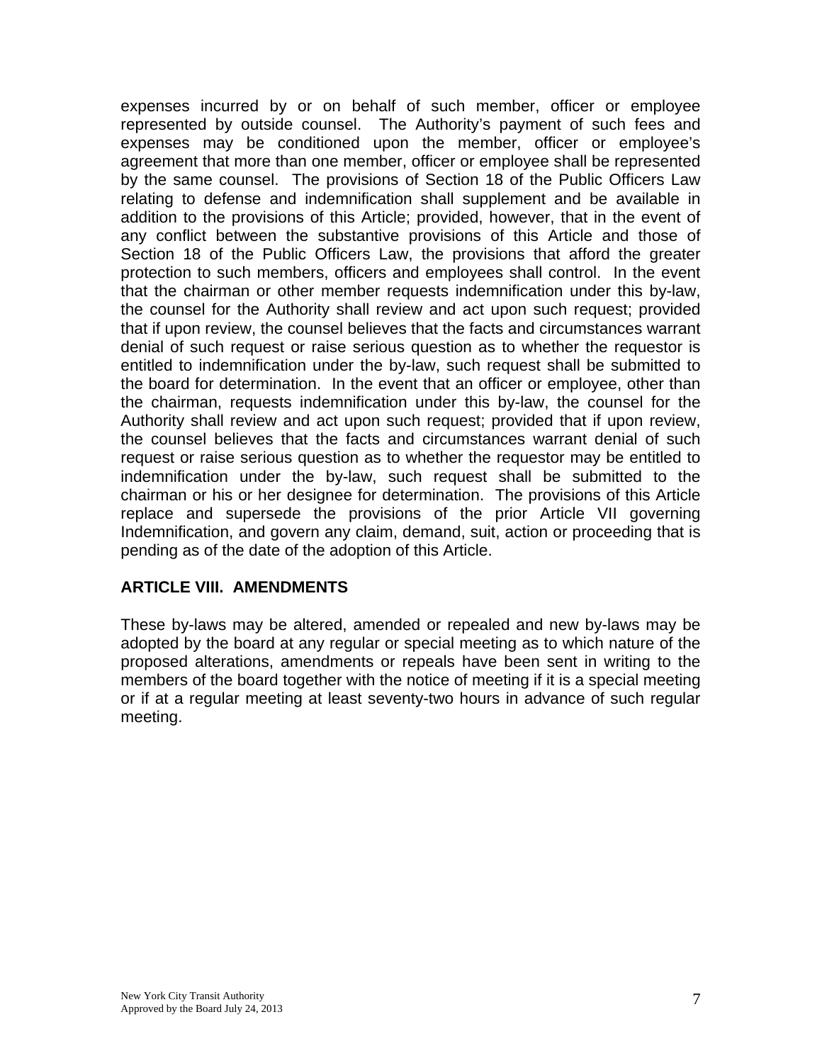expenses incurred by or on behalf of such member, officer or employee represented by outside counsel. The Authority's payment of such fees and expenses may be conditioned upon the member, officer or employee's agreement that more than one member, officer or employee shall be represented by the same counsel. The provisions of Section 18 of the Public Officers Law relating to defense and indemnification shall supplement and be available in addition to the provisions of this Article; provided, however, that in the event of any conflict between the substantive provisions of this Article and those of Section 18 of the Public Officers Law, the provisions that afford the greater protection to such members, officers and employees shall control. In the event that the chairman or other member requests indemnification under this by-law, the counsel for the Authority shall review and act upon such request; provided that if upon review, the counsel believes that the facts and circumstances warrant denial of such request or raise serious question as to whether the requestor is entitled to indemnification under the by-law, such request shall be submitted to the board for determination. In the event that an officer or employee, other than the chairman, requests indemnification under this by-law, the counsel for the Authority shall review and act upon such request; provided that if upon review, the counsel believes that the facts and circumstances warrant denial of such request or raise serious question as to whether the requestor may be entitled to indemnification under the by-law, such request shall be submitted to the chairman or his or her designee for determination. The provisions of this Article replace and supersede the provisions of the prior Article VII governing Indemnification, and govern any claim, demand, suit, action or proceeding that is pending as of the date of the adoption of this Article.

## ARTICLE VIII. AMENDMENTS

These by-laws may be altered, amended or repealed and new by-laws may be adopted by the board at any regular or special meeting as to which nature of the proposed alterations, amendments or repeals have been sent in writing to the members of the board together with the notice of meeting if it is a special meeting or if at a regular meeting at least seventy-two hours in advance of such regular meeting.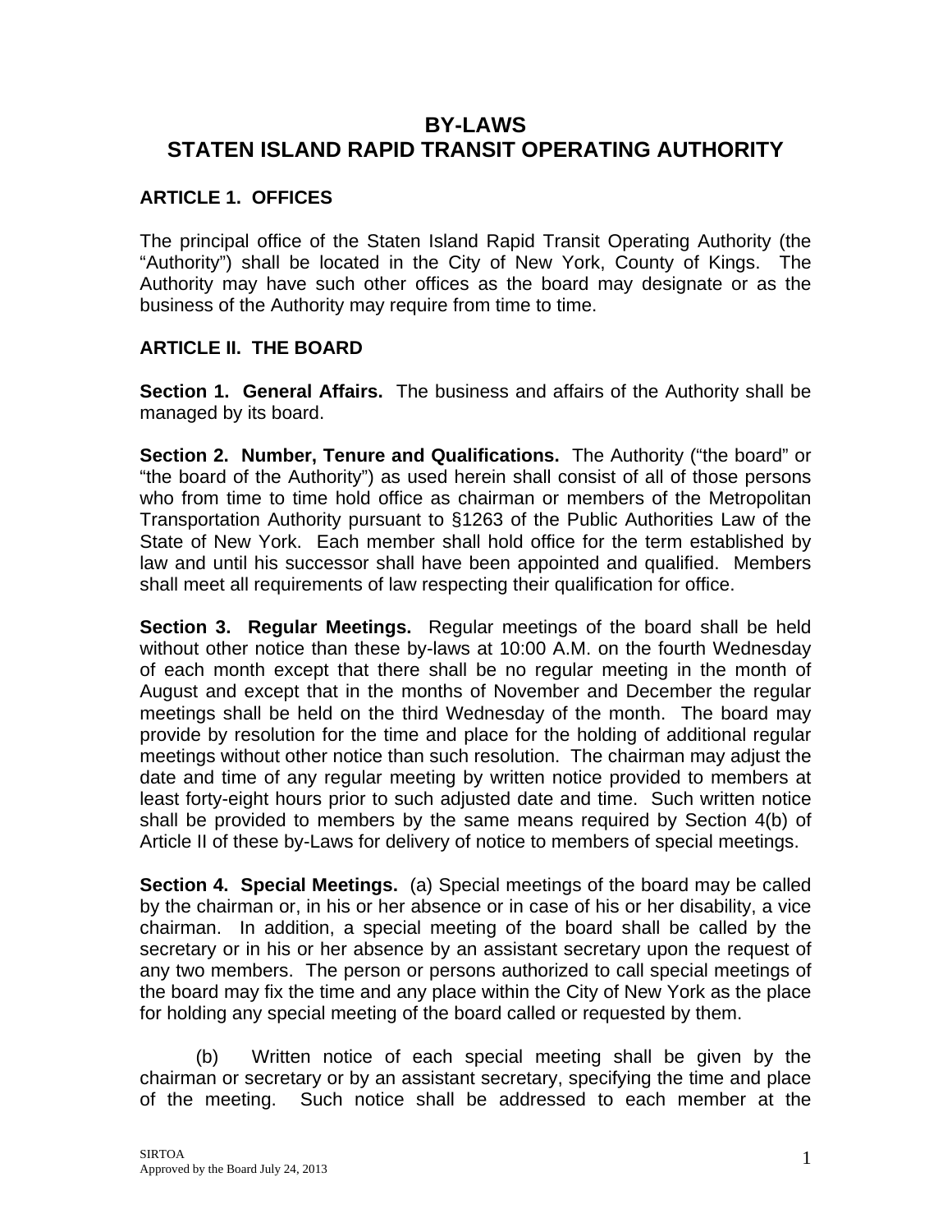# BY-LAWS
# STATEN ISLAND RAPID TRANSIT OPERATING AUTHORITY

## ARTICLE 1. OFFICES

The principal office of the Staten Island Rapid Transit Operating Authority (the "Authority") shall be located in the City of New York, County of Kings. The Authority may have such other offices as the board may designate or as the business of the Authority may require from time to time.

## ARTICLE II. THE BOARD

**Section 1. General Affairs.** The business and affairs of the Authority shall be managed by its board.

**Section 2. Number, Tenure and Qualifications.** The Authority ("the board" or "the board of the Authority") as used herein shall consist of all of those persons who from time to time hold office as chairman or members of the Metropolitan Transportation Authority pursuant to §1263 of the Public Authorities Law of the State of New York. Each member shall hold office for the term established by law and until his successor shall have been appointed and qualified. Members shall meet all requirements of law respecting their qualification for office.

**Section 3. Regular Meetings.** Regular meetings of the board shall be held without other notice than these by-laws at 10:00 A.M. on the fourth Wednesday of each month except that there shall be no regular meeting in the month of August and except that in the months of November and December the regular meetings shall be held on the third Wednesday of the month. The board may provide by resolution for the time and place for the holding of additional regular meetings without other notice than such resolution. The chairman may adjust the date and time of any regular meeting by written notice provided to members at least forty-eight hours prior to such adjusted date and time. Such written notice shall be provided to members by the same means required by Section 4(b) of Article II of these by-Laws for delivery of notice to members of special meetings.

**Section 4. Special Meetings.** (a) Special meetings of the board may be called by the chairman or, in his or her absence or in case of his or her disability, a vice chairman. In addition, a special meeting of the board shall be called by the secretary or in his or her absence by an assistant secretary upon the request of any two members. The person or persons authorized to call special meetings of the board may fix the time and any place within the City of New York as the place for holding any special meeting of the board called or requested by them.

(b) Written notice of each special meeting shall be given by the chairman or secretary or by an assistant secretary, specifying the time and place of the meeting. Such notice shall be addressed to each member at the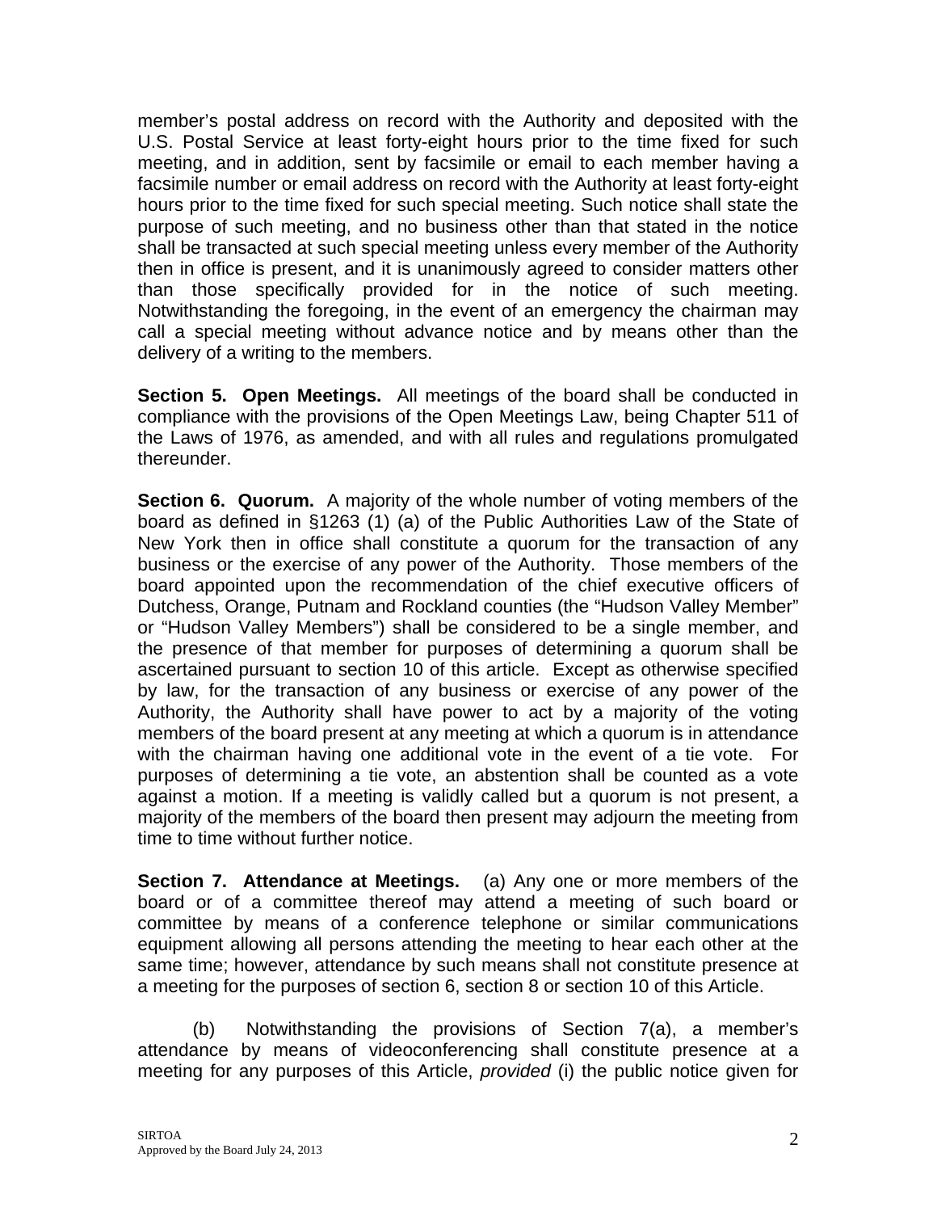member's postal address on record with the Authority and deposited with the U.S. Postal Service at least forty-eight hours prior to the time fixed for such meeting, and in addition, sent by facsimile or email to each member having a facsimile number or email address on record with the Authority at least forty-eight hours prior to the time fixed for such special meeting. Such notice shall state the purpose of such meeting, and no business other than that stated in the notice shall be transacted at such special meeting unless every member of the Authority then in office is present, and it is unanimously agreed to consider matters other than those specifically provided for in the notice of such meeting. Notwithstanding the foregoing, in the event of an emergency the chairman may call a special meeting without advance notice and by means other than the delivery of a writing to the members.

**Section 5. Open Meetings.** All meetings of the board shall be conducted in compliance with the provisions of the Open Meetings Law, being Chapter 511 of the Laws of 1976, as amended, and with all rules and regulations promulgated thereunder.

**Section 6. Quorum.** A majority of the whole number of voting members of the board as defined in §1263 (1) (a) of the Public Authorities Law of the State of New York then in office shall constitute a quorum for the transaction of any business or the exercise of any power of the Authority. Those members of the board appointed upon the recommendation of the chief executive officers of Dutchess, Orange, Putnam and Rockland counties (the "Hudson Valley Member" or "Hudson Valley Members") shall be considered to be a single member, and the presence of that member for purposes of determining a quorum shall be ascertained pursuant to section 10 of this article. Except as otherwise specified by law, for the transaction of any business or exercise of any power of the Authority, the Authority shall have power to act by a majority of the voting members of the board present at any meeting at which a quorum is in attendance with the chairman having one additional vote in the event of a tie vote. For purposes of determining a tie vote, an abstention shall be counted as a vote against a motion. If a meeting is validly called but a quorum is not present, a majority of the members of the board then present may adjourn the meeting from time to time without further notice.

**Section 7. Attendance at Meetings.** (a) Any one or more members of the board or of a committee thereof may attend a meeting of such board or committee by means of a conference telephone or similar communications equipment allowing all persons attending the meeting to hear each other at the same time; however, attendance by such means shall not constitute presence at a meeting for the purposes of section 6, section 8 or section 10 of this Article.

(b) Notwithstanding the provisions of Section 7(a), a member's attendance by means of videoconferencing shall constitute presence at a meeting for any purposes of this Article, *provided* (i) the public notice given for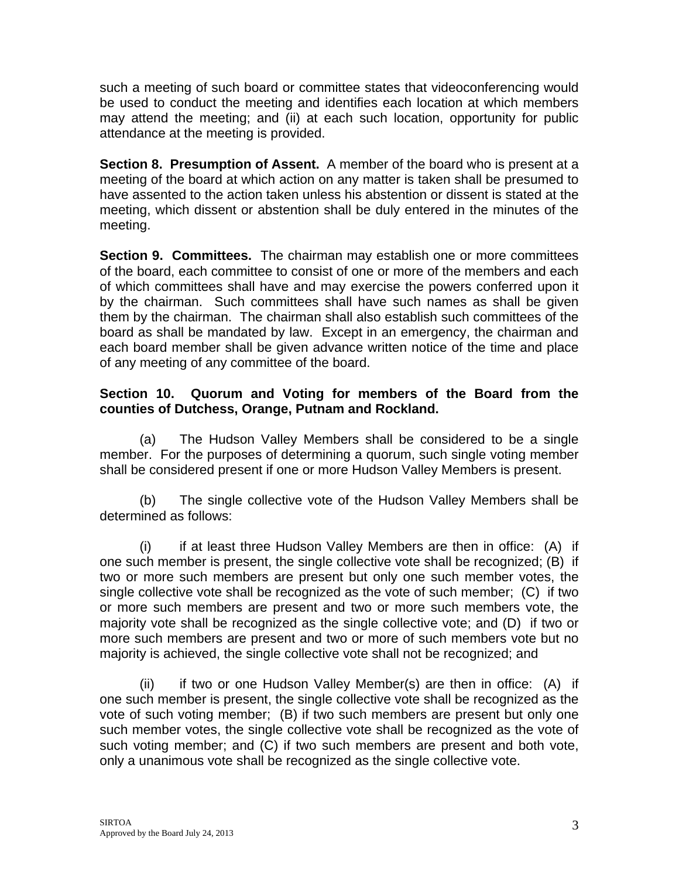such a meeting of such board or committee states that videoconferencing would be used to conduct the meeting and identifies each location at which members may attend the meeting; and (ii) at each such location, opportunity for public attendance at the meeting is provided.

**Section 8. Presumption of Assent.** A member of the board who is present at a meeting of the board at which action on any matter is taken shall be presumed to have assented to the action taken unless his abstention or dissent is stated at the meeting, which dissent or abstention shall be duly entered in the minutes of the meeting.

**Section 9. Committees.** The chairman may establish one or more committees of the board, each committee to consist of one or more of the members and each of which committees shall have and may exercise the powers conferred upon it by the chairman. Such committees shall have such names as shall be given them by the chairman. The chairman shall also establish such committees of the board as shall be mandated by law. Except in an emergency, the chairman and each board member shall be given advance written notice of the time and place of any meeting of any committee of the board.

**Section 10. Quorum and Voting for members of the Board from the counties of Dutchess, Orange, Putnam and Rockland.**

(a) The Hudson Valley Members shall be considered to be a single member. For the purposes of determining a quorum, such single voting member shall be considered present if one or more Hudson Valley Members is present.

(b) The single collective vote of the Hudson Valley Members shall be determined as follows:

(i) if at least three Hudson Valley Members are then in office: (A) if one such member is present, the single collective vote shall be recognized; (B) if two or more such members are present but only one such member votes, the single collective vote shall be recognized as the vote of such member; (C) if two or more such members are present and two or more such members vote, the majority vote shall be recognized as the single collective vote; and (D) if two or more such members are present and two or more of such members vote but no majority is achieved, the single collective vote shall not be recognized; and

(ii) if two or one Hudson Valley Member(s) are then in office: (A) if one such member is present, the single collective vote shall be recognized as the vote of such voting member; (B) if two such members are present but only one such member votes, the single collective vote shall be recognized as the vote of such voting member; and (C) if two such members are present and both vote, only a unanimous vote shall be recognized as the single collective vote.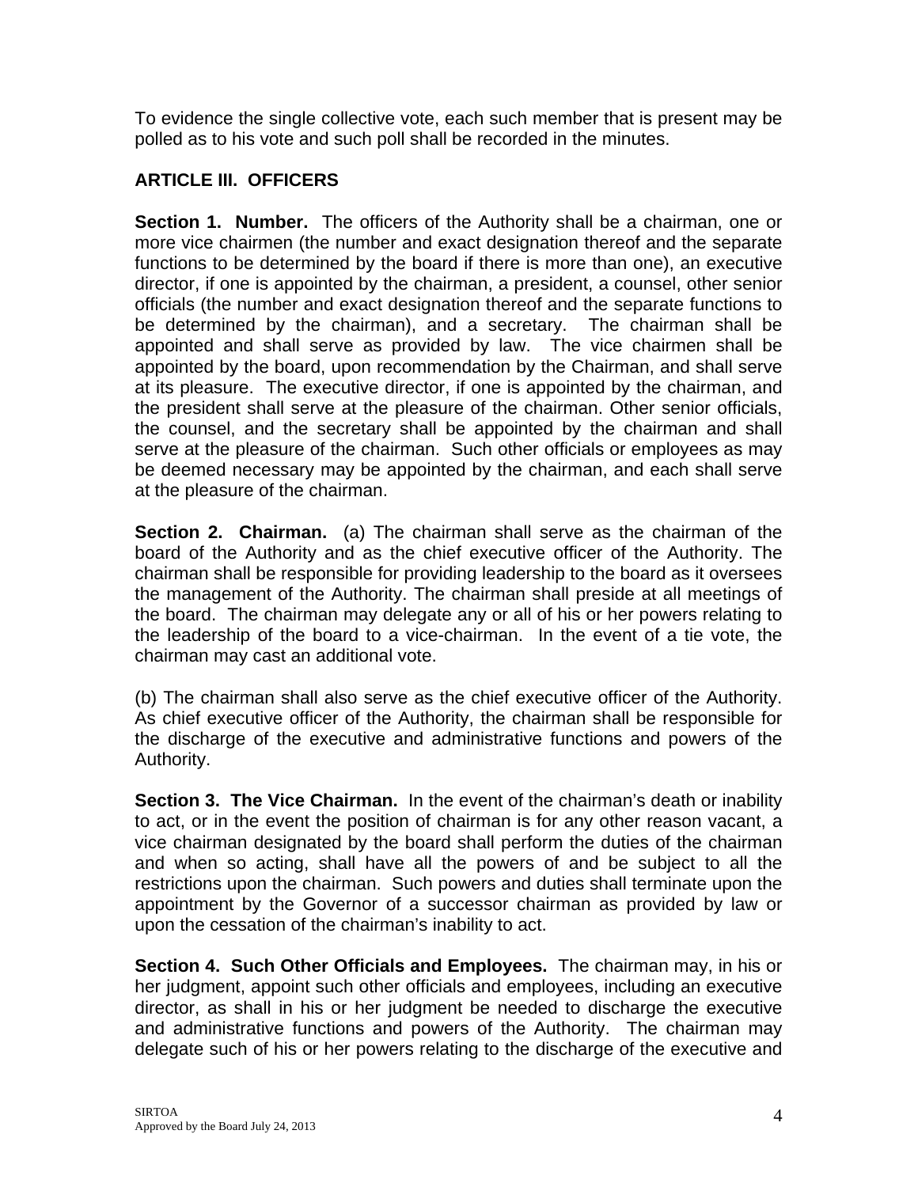To evidence the single collective vote, each such member that is present may be polled as to his vote and such poll shall be recorded in the minutes.

## ARTICLE III. OFFICERS

**Section 1. Number.** The officers of the Authority shall be a chairman, one or more vice chairmen (the number and exact designation thereof and the separate functions to be determined by the board if there is more than one), an executive director, if one is appointed by the chairman, a president, a counsel, other senior officials (the number and exact designation thereof and the separate functions to be determined by the chairman), and a secretary. The chairman shall be appointed and shall serve as provided by law. The vice chairmen shall be appointed by the board, upon recommendation by the Chairman, and shall serve at its pleasure. The executive director, if one is appointed by the chairman, and the president shall serve at the pleasure of the chairman. Other senior officials, the counsel, and the secretary shall be appointed by the chairman and shall serve at the pleasure of the chairman. Such other officials or employees as may be deemed necessary may be appointed by the chairman, and each shall serve at the pleasure of the chairman.

**Section 2. Chairman.** (a) The chairman shall serve as the chairman of the board of the Authority and as the chief executive officer of the Authority. The chairman shall be responsible for providing leadership to the board as it oversees the management of the Authority. The chairman shall preside at all meetings of the board. The chairman may delegate any or all of his or her powers relating to the leadership of the board to a vice-chairman. In the event of a tie vote, the chairman may cast an additional vote.

(b) The chairman shall also serve as the chief executive officer of the Authority. As chief executive officer of the Authority, the chairman shall be responsible for the discharge of the executive and administrative functions and powers of the Authority.

**Section 3. The Vice Chairman.** In the event of the chairman's death or inability to act, or in the event the position of chairman is for any other reason vacant, a vice chairman designated by the board shall perform the duties of the chairman and when so acting, shall have all the powers of and be subject to all the restrictions upon the chairman. Such powers and duties shall terminate upon the appointment by the Governor of a successor chairman as provided by law or upon the cessation of the chairman's inability to act.

**Section 4. Such Other Officials and Employees.** The chairman may, in his or her judgment, appoint such other officials and employees, including an executive director, as shall in his or her judgment be needed to discharge the executive and administrative functions and powers of the Authority. The chairman may delegate such of his or her powers relating to the discharge of the executive and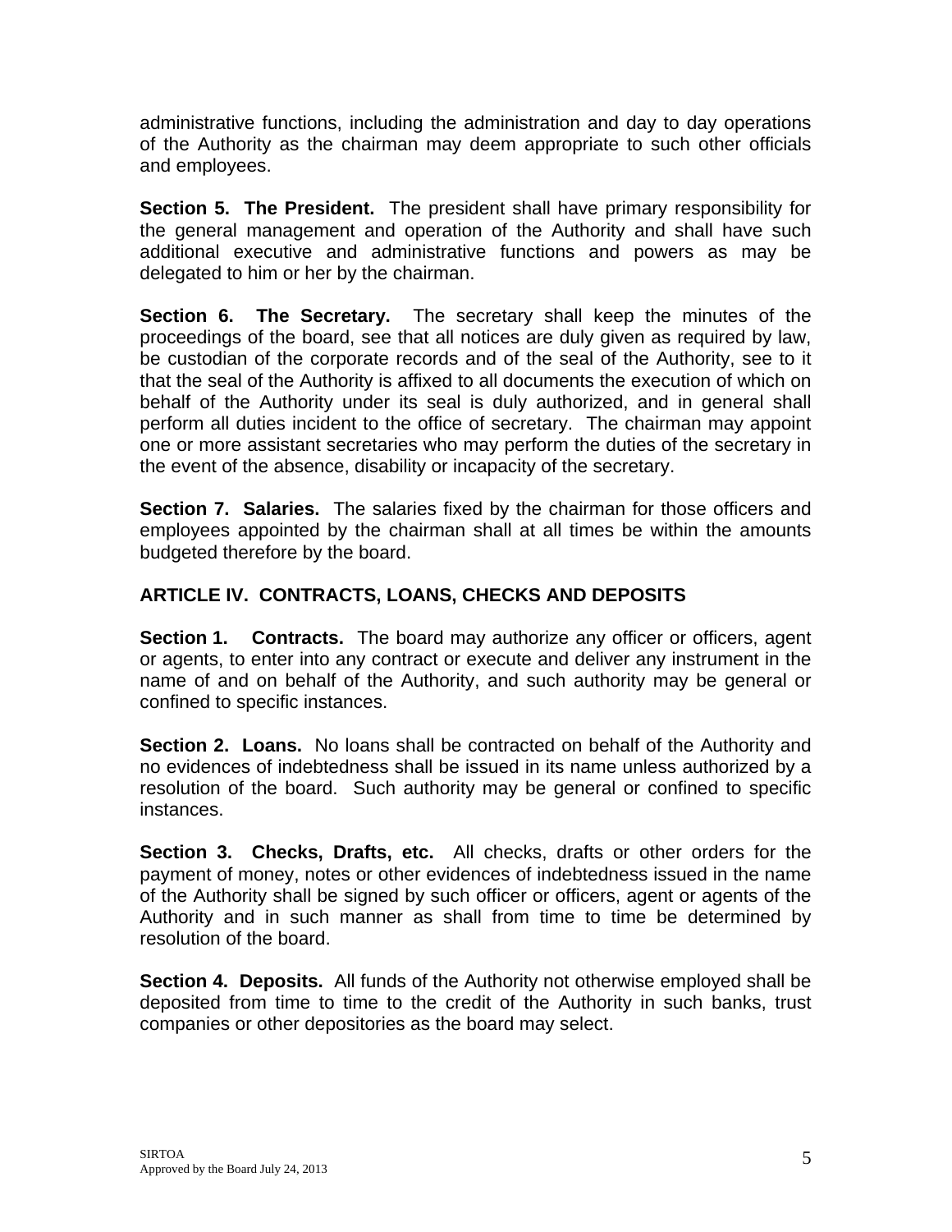administrative functions, including the administration and day to day operations of the Authority as the chairman may deem appropriate to such other officials and employees.

**Section 5. The President.** The president shall have primary responsibility for the general management and operation of the Authority and shall have such additional executive and administrative functions and powers as may be delegated to him or her by the chairman.

**Section 6. The Secretary.** The secretary shall keep the minutes of the proceedings of the board, see that all notices are duly given as required by law, be custodian of the corporate records and of the seal of the Authority, see to it that the seal of the Authority is affixed to all documents the execution of which on behalf of the Authority under its seal is duly authorized, and in general shall perform all duties incident to the office of secretary. The chairman may appoint one or more assistant secretaries who may perform the duties of the secretary in the event of the absence, disability or incapacity of the secretary.

**Section 7. Salaries.** The salaries fixed by the chairman for those officers and employees appointed by the chairman shall at all times be within the amounts budgeted therefore by the board.

## ARTICLE IV. CONTRACTS, LOANS, CHECKS AND DEPOSITS

**Section 1. Contracts.** The board may authorize any officer or officers, agent or agents, to enter into any contract or execute and deliver any instrument in the name of and on behalf of the Authority, and such authority may be general or confined to specific instances.

**Section 2. Loans.** No loans shall be contracted on behalf of the Authority and no evidences of indebtedness shall be issued in its name unless authorized by a resolution of the board. Such authority may be general or confined to specific instances.

**Section 3. Checks, Drafts, etc.** All checks, drafts or other orders for the payment of money, notes or other evidences of indebtedness issued in the name of the Authority shall be signed by such officer or officers, agent or agents of the Authority and in such manner as shall from time to time be determined by resolution of the board.

**Section 4. Deposits.** All funds of the Authority not otherwise employed shall be deposited from time to time to the credit of the Authority in such banks, trust companies or other depositories as the board may select.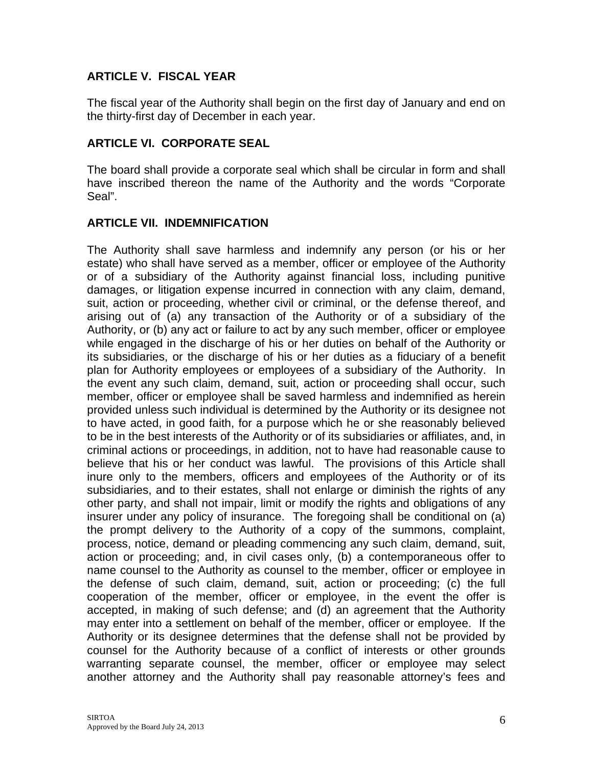## ARTICLE V. FISCAL YEAR

The fiscal year of the Authority shall begin on the first day of January and end on the thirty-first day of December in each year.

## ARTICLE VI. CORPORATE SEAL

The board shall provide a corporate seal which shall be circular in form and shall have inscribed thereon the name of the Authority and the words "Corporate Seal".

## ARTICLE VII. INDEMNIFICATION

The Authority shall save harmless and indemnify any person (or his or her estate) who shall have served as a member, officer or employee of the Authority or of a subsidiary of the Authority against financial loss, including punitive damages, or litigation expense incurred in connection with any claim, demand, suit, action or proceeding, whether civil or criminal, or the defense thereof, and arising out of (a) any transaction of the Authority or of a subsidiary of the Authority, or (b) any act or failure to act by any such member, officer or employee while engaged in the discharge of his or her duties on behalf of the Authority or its subsidiaries, or the discharge of his or her duties as a fiduciary of a benefit plan for Authority employees or employees of a subsidiary of the Authority. In the event any such claim, demand, suit, action or proceeding shall occur, such member, officer or employee shall be saved harmless and indemnified as herein provided unless such individual is determined by the Authority or its designee not to have acted, in good faith, for a purpose which he or she reasonably believed to be in the best interests of the Authority or of its subsidiaries or affiliates, and, in criminal actions or proceedings, in addition, not to have had reasonable cause to believe that his or her conduct was lawful. The provisions of this Article shall inure only to the members, officers and employees of the Authority or of its subsidiaries, and to their estates, shall not enlarge or diminish the rights of any other party, and shall not impair, limit or modify the rights and obligations of any insurer under any policy of insurance. The foregoing shall be conditional on (a) the prompt delivery to the Authority of a copy of the summons, complaint, process, notice, demand or pleading commencing any such claim, demand, suit, action or proceeding; and, in civil cases only, (b) a contemporaneous offer to name counsel to the Authority as counsel to the member, officer or employee in the defense of such claim, demand, suit, action or proceeding; (c) the full cooperation of the member, officer or employee, in the event the offer is accepted, in making of such defense; and (d) an agreement that the Authority may enter into a settlement on behalf of the member, officer or employee. If the Authority or its designee determines that the defense shall not be provided by counsel for the Authority because of a conflict of interests or other grounds warranting separate counsel, the member, officer or employee may select another attorney and the Authority shall pay reasonable attorney's fees and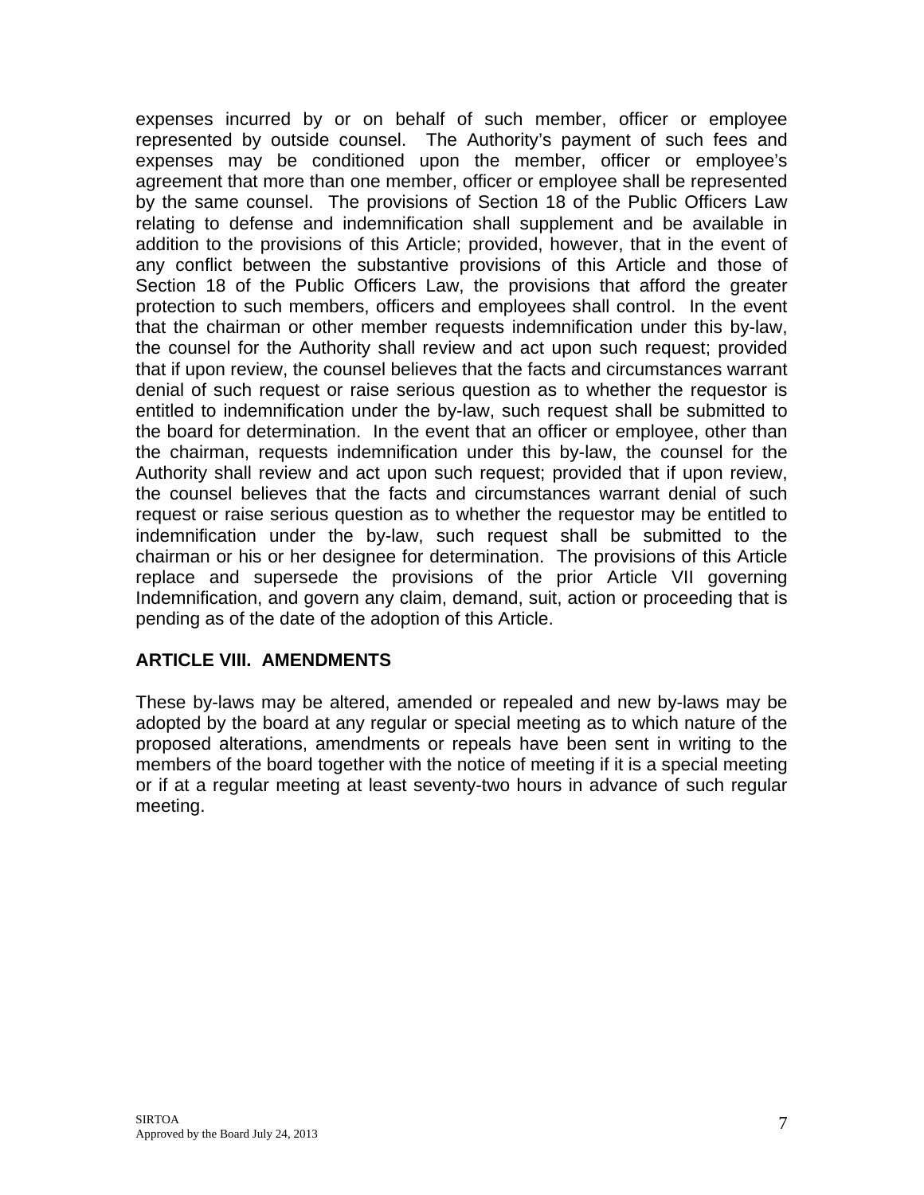expenses incurred by or on behalf of such member, officer or employee represented by outside counsel. The Authority's payment of such fees and expenses may be conditioned upon the member, officer or employee's agreement that more than one member, officer or employee shall be represented by the same counsel. The provisions of Section 18 of the Public Officers Law relating to defense and indemnification shall supplement and be available in addition to the provisions of this Article; provided, however, that in the event of any conflict between the substantive provisions of this Article and those of Section 18 of the Public Officers Law, the provisions that afford the greater protection to such members, officers and employees shall control. In the event that the chairman or other member requests indemnification under this by-law, the counsel for the Authority shall review and act upon such request; provided that if upon review, the counsel believes that the facts and circumstances warrant denial of such request or raise serious question as to whether the requestor is entitled to indemnification under the by-law, such request shall be submitted to the board for determination. In the event that an officer or employee, other than the chairman, requests indemnification under this by-law, the counsel for the Authority shall review and act upon such request; provided that if upon review, the counsel believes that the facts and circumstances warrant denial of such request or raise serious question as to whether the requestor may be entitled to indemnification under the by-law, such request shall be submitted to the chairman or his or her designee for determination. The provisions of this Article replace and supersede the provisions of the prior Article VII governing Indemnification, and govern any claim, demand, suit, action or proceeding that is pending as of the date of the adoption of this Article.

## ARTICLE VIII. AMENDMENTS

These by-laws may be altered, amended or repealed and new by-laws may be adopted by the board at any regular or special meeting as to which nature of the proposed alterations, amendments or repeals have been sent in writing to the members of the board together with the notice of meeting if it is a special meeting or if at a regular meeting at least seventy-two hours in advance of such regular meeting.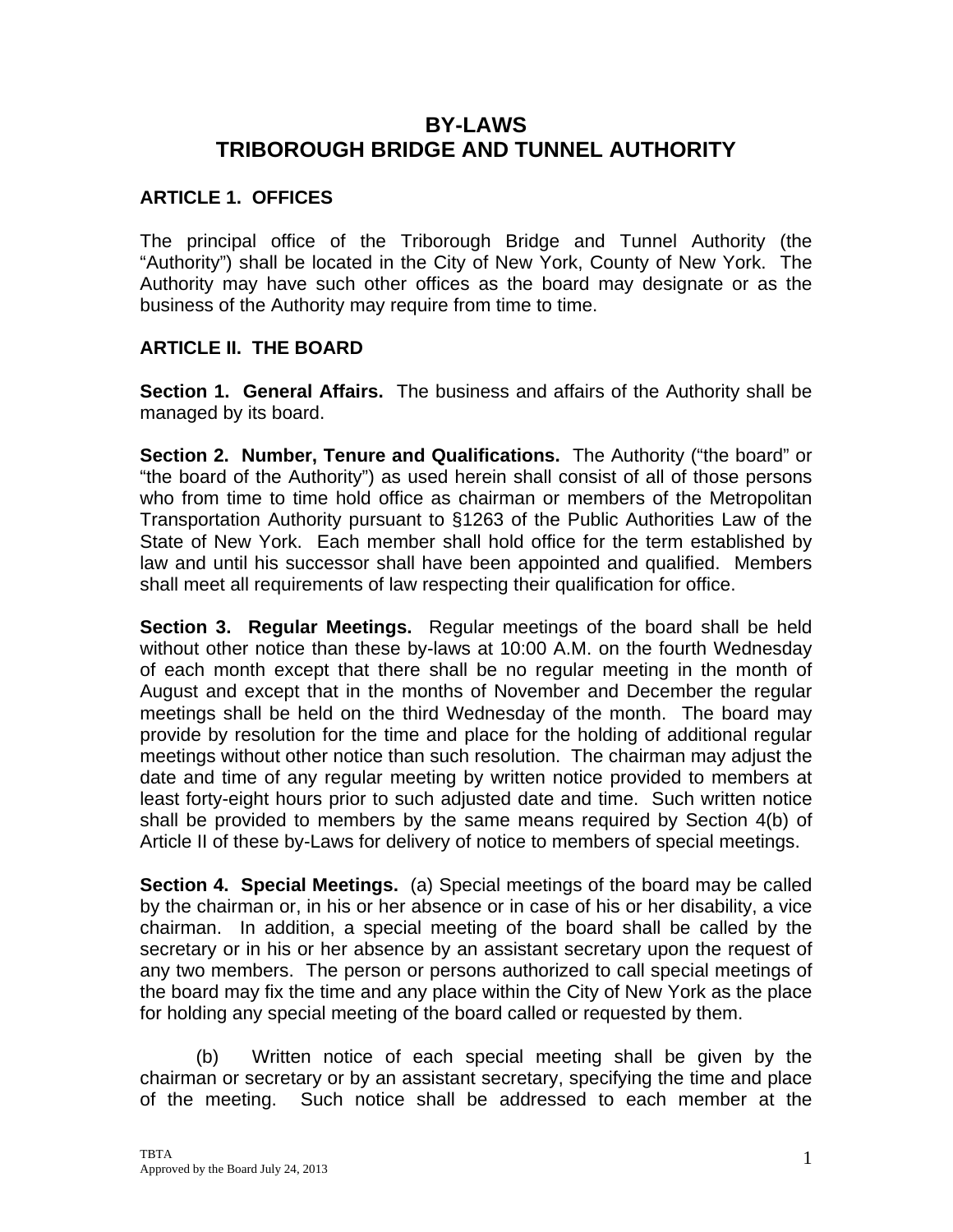# BY-LAWS
# TRIBOROUGH BRIDGE AND TUNNEL AUTHORITY

## ARTICLE 1. OFFICES

The principal office of the Triborough Bridge and Tunnel Authority (the "Authority") shall be located in the City of New York, County of New York. The Authority may have such other offices as the board may designate or as the business of the Authority may require from time to time.

## ARTICLE II. THE BOARD

**Section 1. General Affairs.** The business and affairs of the Authority shall be managed by its board.

**Section 2. Number, Tenure and Qualifications.** The Authority ("the board" or "the board of the Authority") as used herein shall consist of all of those persons who from time to time hold office as chairman or members of the Metropolitan Transportation Authority pursuant to §1263 of the Public Authorities Law of the State of New York. Each member shall hold office for the term established by law and until his successor shall have been appointed and qualified. Members shall meet all requirements of law respecting their qualification for office.

**Section 3. Regular Meetings.** Regular meetings of the board shall be held without other notice than these by-laws at 10:00 A.M. on the fourth Wednesday of each month except that there shall be no regular meeting in the month of August and except that in the months of November and December the regular meetings shall be held on the third Wednesday of the month. The board may provide by resolution for the time and place for the holding of additional regular meetings without other notice than such resolution. The chairman may adjust the date and time of any regular meeting by written notice provided to members at least forty-eight hours prior to such adjusted date and time. Such written notice shall be provided to members by the same means required by Section 4(b) of Article II of these by-Laws for delivery of notice to members of special meetings.

**Section 4. Special Meetings.** (a) Special meetings of the board may be called by the chairman or, in his or her absence or in case of his or her disability, a vice chairman. In addition, a special meeting of the board shall be called by the secretary or in his or her absence by an assistant secretary upon the request of any two members. The person or persons authorized to call special meetings of the board may fix the time and any place within the City of New York as the place for holding any special meeting of the board called or requested by them.

(b) Written notice of each special meeting shall be given by the chairman or secretary or by an assistant secretary, specifying the time and place of the meeting. Such notice shall be addressed to each member at the

TBTA
Approved by the Board July 24, 2013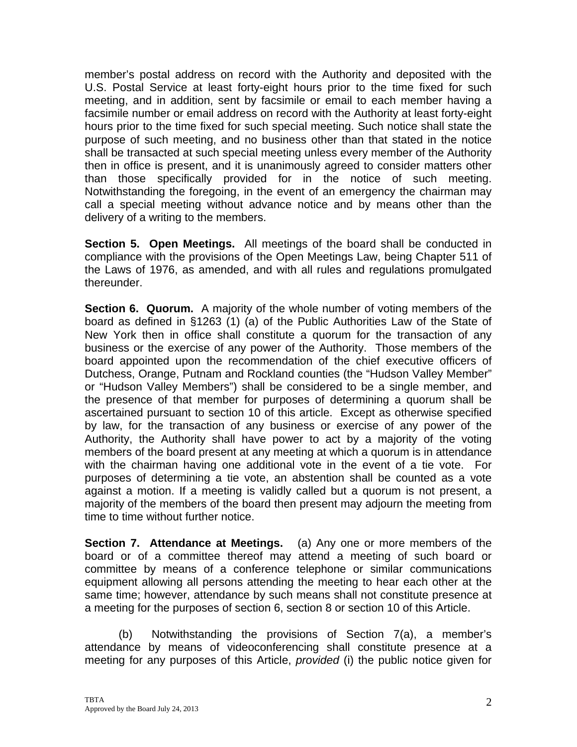member's postal address on record with the Authority and deposited with the U.S. Postal Service at least forty-eight hours prior to the time fixed for such meeting, and in addition, sent by facsimile or email to each member having a facsimile number or email address on record with the Authority at least forty-eight hours prior to the time fixed for such special meeting. Such notice shall state the purpose of such meeting, and no business other than that stated in the notice shall be transacted at such special meeting unless every member of the Authority then in office is present, and it is unanimously agreed to consider matters other than those specifically provided for in the notice of such meeting. Notwithstanding the foregoing, in the event of an emergency the chairman may call a special meeting without advance notice and by means other than the delivery of a writing to the members.

**Section 5. Open Meetings.** All meetings of the board shall be conducted in compliance with the provisions of the Open Meetings Law, being Chapter 511 of the Laws of 1976, as amended, and with all rules and regulations promulgated thereunder.

**Section 6. Quorum.** A majority of the whole number of voting members of the board as defined in §1263 (1) (a) of the Public Authorities Law of the State of New York then in office shall constitute a quorum for the transaction of any business or the exercise of any power of the Authority. Those members of the board appointed upon the recommendation of the chief executive officers of Dutchess, Orange, Putnam and Rockland counties (the "Hudson Valley Member" or "Hudson Valley Members") shall be considered to be a single member, and the presence of that member for purposes of determining a quorum shall be ascertained pursuant to section 10 of this article. Except as otherwise specified by law, for the transaction of any business or exercise of any power of the Authority, the Authority shall have power to act by a majority of the voting members of the board present at any meeting at which a quorum is in attendance with the chairman having one additional vote in the event of a tie vote. For purposes of determining a tie vote, an abstention shall be counted as a vote against a motion. If a meeting is validly called but a quorum is not present, a majority of the members of the board then present may adjourn the meeting from time to time without further notice.

**Section 7. Attendance at Meetings.** (a) Any one or more members of the board or of a committee thereof may attend a meeting of such board or committee by means of a conference telephone or similar communications equipment allowing all persons attending the meeting to hear each other at the same time; however, attendance by such means shall not constitute presence at a meeting for the purposes of section 6, section 8 or section 10 of this Article.

(b) Notwithstanding the provisions of Section 7(a), a member's attendance by means of videoconferencing shall constitute presence at a meeting for any purposes of this Article, *provided* (i) the public notice given for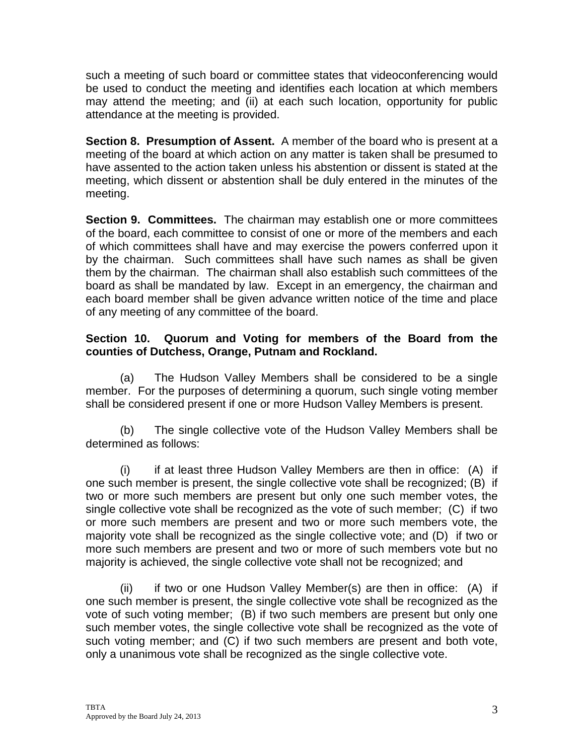such a meeting of such board or committee states that videoconferencing would be used to conduct the meeting and identifies each location at which members may attend the meeting; and (ii) at each such location, opportunity for public attendance at the meeting is provided.

**Section 8. Presumption of Assent.** A member of the board who is present at a meeting of the board at which action on any matter is taken shall be presumed to have assented to the action taken unless his abstention or dissent is stated at the meeting, which dissent or abstention shall be duly entered in the minutes of the meeting.

**Section 9. Committees.** The chairman may establish one or more committees of the board, each committee to consist of one or more of the members and each of which committees shall have and may exercise the powers conferred upon it by the chairman. Such committees shall have such names as shall be given them by the chairman. The chairman shall also establish such committees of the board as shall be mandated by law. Except in an emergency, the chairman and each board member shall be given advance written notice of the time and place of any meeting of any committee of the board.

**Section 10. Quorum and Voting for members of the Board from the counties of Dutchess, Orange, Putnam and Rockland.**

(a) The Hudson Valley Members shall be considered to be a single member. For the purposes of determining a quorum, such single voting member shall be considered present if one or more Hudson Valley Members is present.

(b) The single collective vote of the Hudson Valley Members shall be determined as follows:

(i) if at least three Hudson Valley Members are then in office: (A) if one such member is present, the single collective vote shall be recognized; (B) if two or more such members are present but only one such member votes, the single collective vote shall be recognized as the vote of such member; (C) if two or more such members are present and two or more such members vote, the majority vote shall be recognized as the single collective vote; and (D) if two or more such members are present and two or more of such members vote but no majority is achieved, the single collective vote shall not be recognized; and

(ii) if two or one Hudson Valley Member(s) are then in office: (A) if one such member is present, the single collective vote shall be recognized as the vote of such voting member; (B) if two such members are present but only one such member votes, the single collective vote shall be recognized as the vote of such voting member; and (C) if two such members are present and both vote, only a unanimous vote shall be recognized as the single collective vote.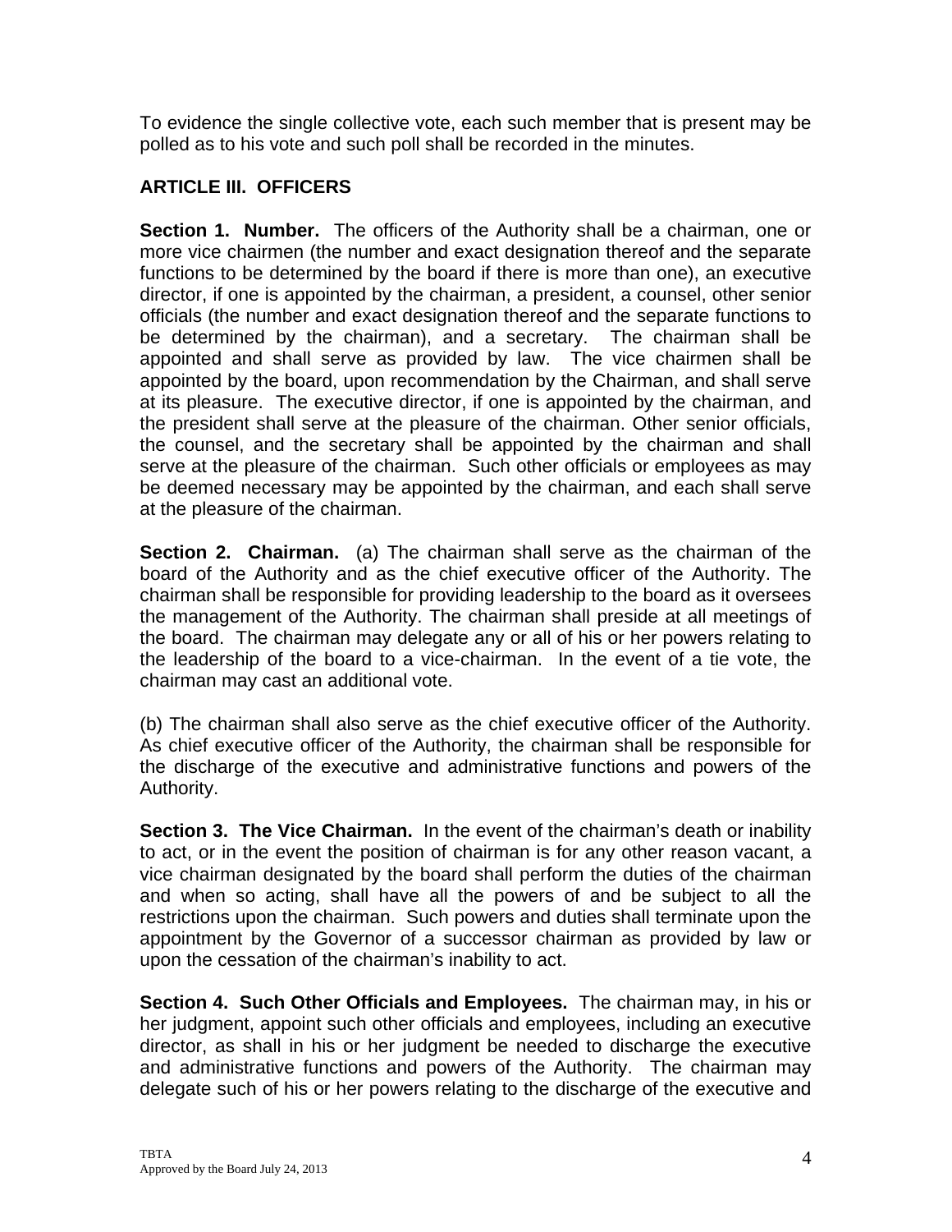To evidence the single collective vote, each such member that is present may be polled as to his vote and such poll shall be recorded in the minutes.

## ARTICLE III. OFFICERS

**Section 1. Number.** The officers of the Authority shall be a chairman, one or more vice chairmen (the number and exact designation thereof and the separate functions to be determined by the board if there is more than one), an executive director, if one is appointed by the chairman, a president, a counsel, other senior officials (the number and exact designation thereof and the separate functions to be determined by the chairman), and a secretary. The chairman shall be appointed and shall serve as provided by law. The vice chairmen shall be appointed by the board, upon recommendation by the Chairman, and shall serve at its pleasure. The executive director, if one is appointed by the chairman, and the president shall serve at the pleasure of the chairman. Other senior officials, the counsel, and the secretary shall be appointed by the chairman and shall serve at the pleasure of the chairman. Such other officials or employees as may be deemed necessary may be appointed by the chairman, and each shall serve at the pleasure of the chairman.

**Section 2. Chairman.** (a) The chairman shall serve as the chairman of the board of the Authority and as the chief executive officer of the Authority. The chairman shall be responsible for providing leadership to the board as it oversees the management of the Authority. The chairman shall preside at all meetings of the board. The chairman may delegate any or all of his or her powers relating to the leadership of the board to a vice-chairman. In the event of a tie vote, the chairman may cast an additional vote.

(b) The chairman shall also serve as the chief executive officer of the Authority. As chief executive officer of the Authority, the chairman shall be responsible for the discharge of the executive and administrative functions and powers of the Authority.

**Section 3. The Vice Chairman.** In the event of the chairman's death or inability to act, or in the event the position of chairman is for any other reason vacant, a vice chairman designated by the board shall perform the duties of the chairman and when so acting, shall have all the powers of and be subject to all the restrictions upon the chairman. Such powers and duties shall terminate upon the appointment by the Governor of a successor chairman as provided by law or upon the cessation of the chairman's inability to act.

**Section 4. Such Other Officials and Employees.** The chairman may, in his or her judgment, appoint such other officials and employees, including an executive director, as shall in his or her judgment be needed to discharge the executive and administrative functions and powers of the Authority. The chairman may delegate such of his or her powers relating to the discharge of the executive and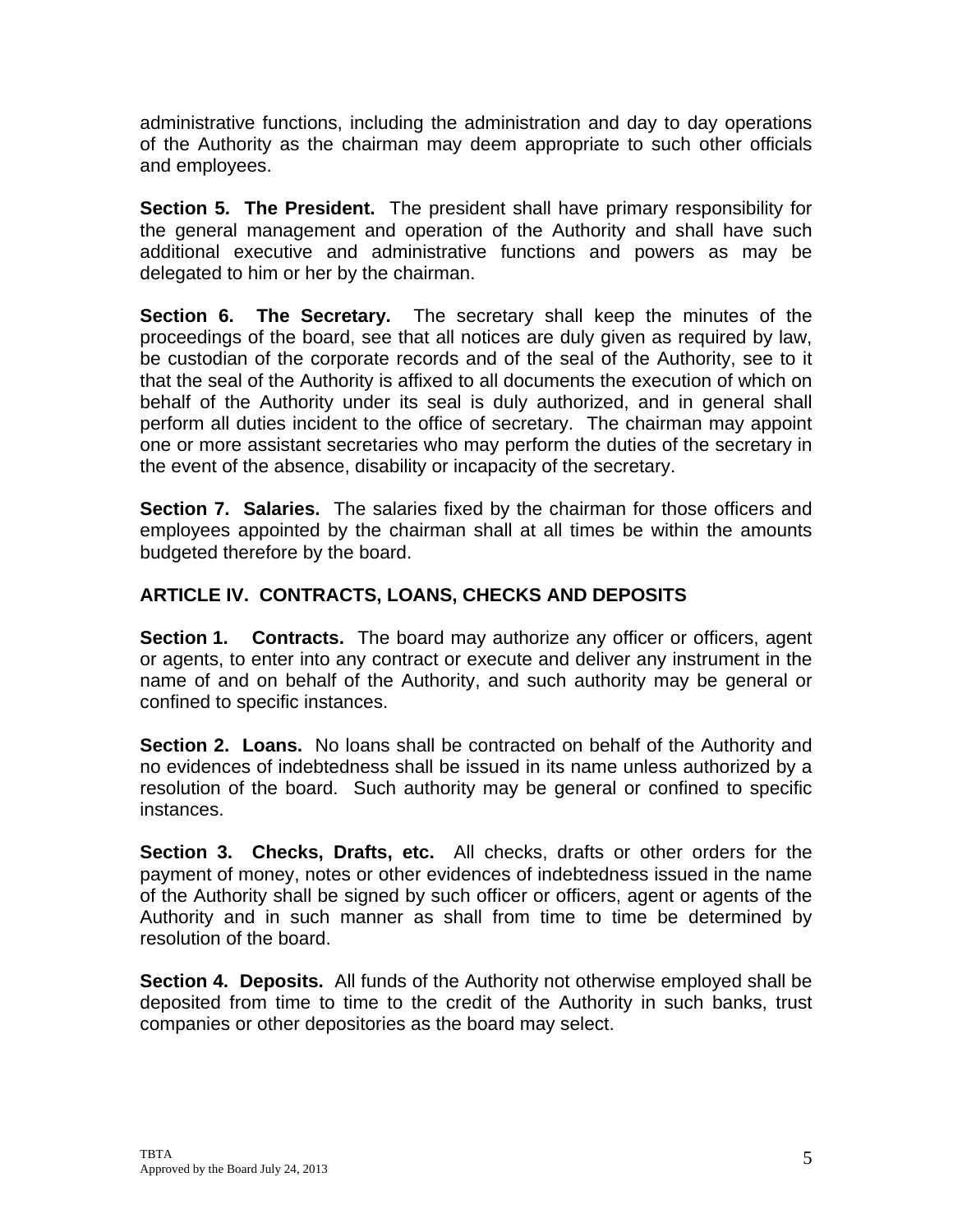administrative functions, including the administration and day to day operations of the Authority as the chairman may deem appropriate to such other officials and employees.

**Section 5. The President.** The president shall have primary responsibility for the general management and operation of the Authority and shall have such additional executive and administrative functions and powers as may be delegated to him or her by the chairman.

**Section 6. The Secretary.** The secretary shall keep the minutes of the proceedings of the board, see that all notices are duly given as required by law, be custodian of the corporate records and of the seal of the Authority, see to it that the seal of the Authority is affixed to all documents the execution of which on behalf of the Authority under its seal is duly authorized, and in general shall perform all duties incident to the office of secretary. The chairman may appoint one or more assistant secretaries who may perform the duties of the secretary in the event of the absence, disability or incapacity of the secretary.

**Section 7. Salaries.** The salaries fixed by the chairman for those officers and employees appointed by the chairman shall at all times be within the amounts budgeted therefore by the board.

## ARTICLE IV. CONTRACTS, LOANS, CHECKS AND DEPOSITS

**Section 1. Contracts.** The board may authorize any officer or officers, agent or agents, to enter into any contract or execute and deliver any instrument in the name of and on behalf of the Authority, and such authority may be general or confined to specific instances.

**Section 2. Loans.** No loans shall be contracted on behalf of the Authority and no evidences of indebtedness shall be issued in its name unless authorized by a resolution of the board. Such authority may be general or confined to specific instances.

**Section 3. Checks, Drafts, etc.** All checks, drafts or other orders for the payment of money, notes or other evidences of indebtedness issued in the name of the Authority shall be signed by such officer or officers, agent or agents of the Authority and in such manner as shall from time to time be determined by resolution of the board.

**Section 4. Deposits.** All funds of the Authority not otherwise employed shall be deposited from time to time to the credit of the Authority in such banks, trust companies or other depositories as the board may select.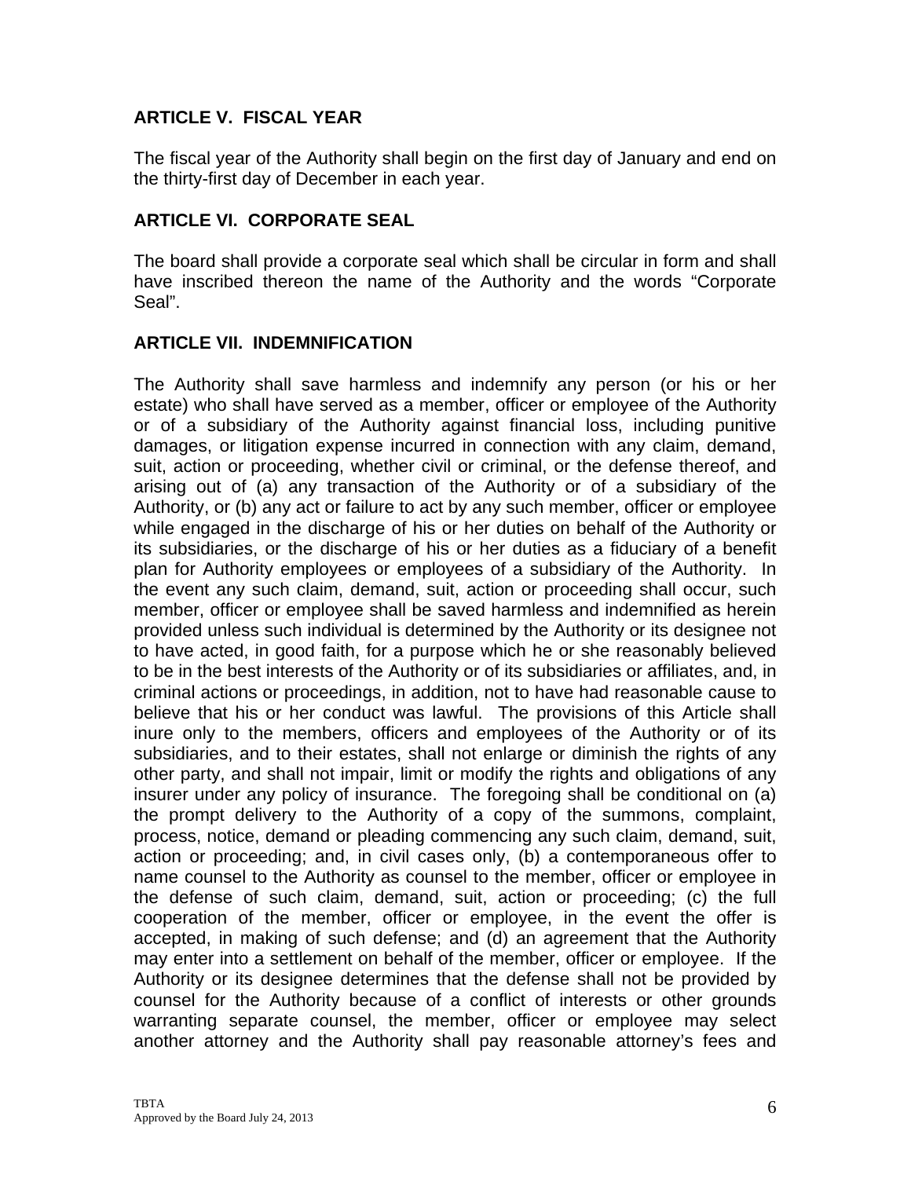## ARTICLE V. FISCAL YEAR

The fiscal year of the Authority shall begin on the first day of January and end on the thirty-first day of December in each year.

## ARTICLE VI. CORPORATE SEAL

The board shall provide a corporate seal which shall be circular in form and shall have inscribed thereon the name of the Authority and the words "Corporate Seal".

## ARTICLE VII. INDEMNIFICATION

The Authority shall save harmless and indemnify any person (or his or her estate) who shall have served as a member, officer or employee of the Authority or of a subsidiary of the Authority against financial loss, including punitive damages, or litigation expense incurred in connection with any claim, demand, suit, action or proceeding, whether civil or criminal, or the defense thereof, and arising out of (a) any transaction of the Authority or of a subsidiary of the Authority, or (b) any act or failure to act by any such member, officer or employee while engaged in the discharge of his or her duties on behalf of the Authority or its subsidiaries, or the discharge of his or her duties as a fiduciary of a benefit plan for Authority employees or employees of a subsidiary of the Authority. In the event any such claim, demand, suit, action or proceeding shall occur, such member, officer or employee shall be saved harmless and indemnified as herein provided unless such individual is determined by the Authority or its designee not to have acted, in good faith, for a purpose which he or she reasonably believed to be in the best interests of the Authority or of its subsidiaries or affiliates, and, in criminal actions or proceedings, in addition, not to have had reasonable cause to believe that his or her conduct was lawful. The provisions of this Article shall inure only to the members, officers and employees of the Authority or of its subsidiaries, and to their estates, shall not enlarge or diminish the rights of any other party, and shall not impair, limit or modify the rights and obligations of any insurer under any policy of insurance. The foregoing shall be conditional on (a) the prompt delivery to the Authority of a copy of the summons, complaint, process, notice, demand or pleading commencing any such claim, demand, suit, action or proceeding; and, in civil cases only, (b) a contemporaneous offer to name counsel to the Authority as counsel to the member, officer or employee in the defense of such claim, demand, suit, action or proceeding; (c) the full cooperation of the member, officer or employee, in the event the offer is accepted, in making of such defense; and (d) an agreement that the Authority may enter into a settlement on behalf of the member, officer or employee. If the Authority or its designee determines that the defense shall not be provided by counsel for the Authority because of a conflict of interests or other grounds warranting separate counsel, the member, officer or employee may select another attorney and the Authority shall pay reasonable attorney's fees and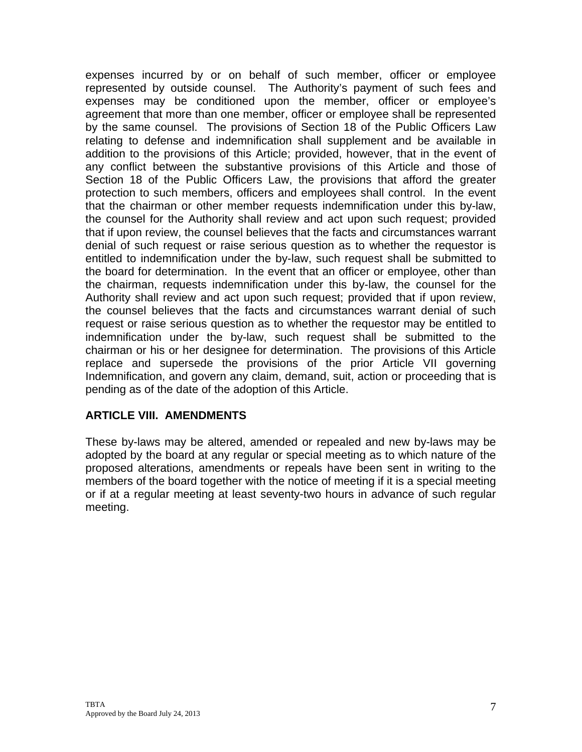expenses incurred by or on behalf of such member, officer or employee represented by outside counsel. The Authority's payment of such fees and expenses may be conditioned upon the member, officer or employee's agreement that more than one member, officer or employee shall be represented by the same counsel. The provisions of Section 18 of the Public Officers Law relating to defense and indemnification shall supplement and be available in addition to the provisions of this Article; provided, however, that in the event of any conflict between the substantive provisions of this Article and those of Section 18 of the Public Officers Law, the provisions that afford the greater protection to such members, officers and employees shall control. In the event that the chairman or other member requests indemnification under this by-law, the counsel for the Authority shall review and act upon such request; provided that if upon review, the counsel believes that the facts and circumstances warrant denial of such request or raise serious question as to whether the requestor is entitled to indemnification under the by-law, such request shall be submitted to the board for determination. In the event that an officer or employee, other than the chairman, requests indemnification under this by-law, the counsel for the Authority shall review and act upon such request; provided that if upon review, the counsel believes that the facts and circumstances warrant denial of such request or raise serious question as to whether the requestor may be entitled to indemnification under the by-law, such request shall be submitted to the chairman or his or her designee for determination. The provisions of this Article replace and supersede the provisions of the prior Article VII governing Indemnification, and govern any claim, demand, suit, action or proceeding that is pending as of the date of the adoption of this Article.

## ARTICLE VIII. AMENDMENTS

These by-laws may be altered, amended or repealed and new by-laws may be adopted by the board at any regular or special meeting as to which nature of the proposed alterations, amendments or repeals have been sent in writing to the members of the board together with the notice of meeting if it is a special meeting or if at a regular meeting at least seventy-two hours in advance of such regular meeting.